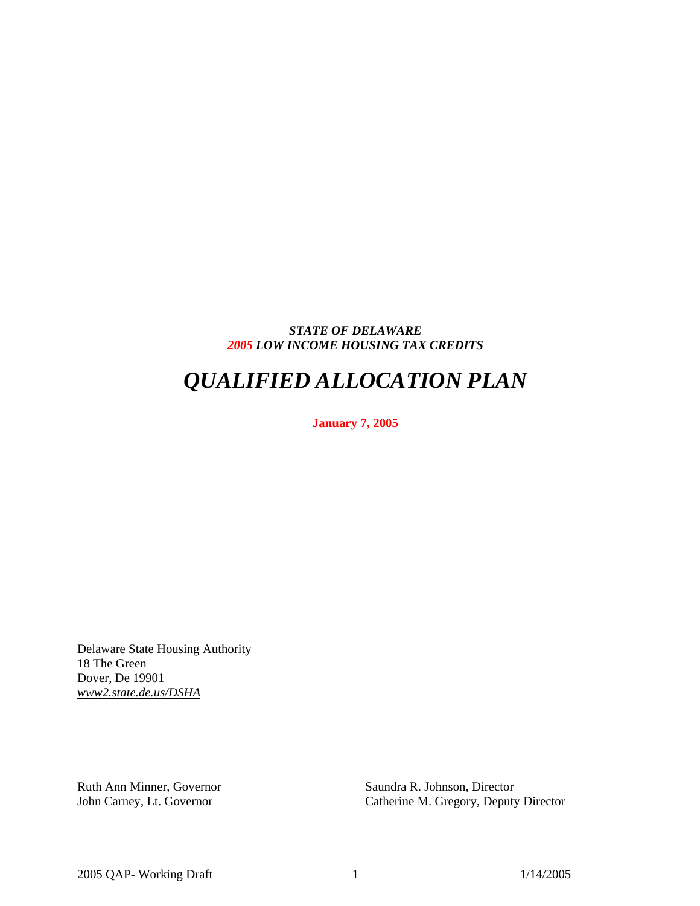***STATE OF DELAWARE***
***2005 LOW INCOME HOUSING TAX CREDITS***

# *QUALIFIED ALLOCATION PLAN*

**January 7, 2005**

Delaware State Housing Authority
18 The Green
Dover, De 19901
*www2.state.de.us/DSHA*

Ruth Ann Minner, Governor
John Carney, Lt. Governor

Saundra R. Johnson, Director
Catherine M. Gregory, Deputy Director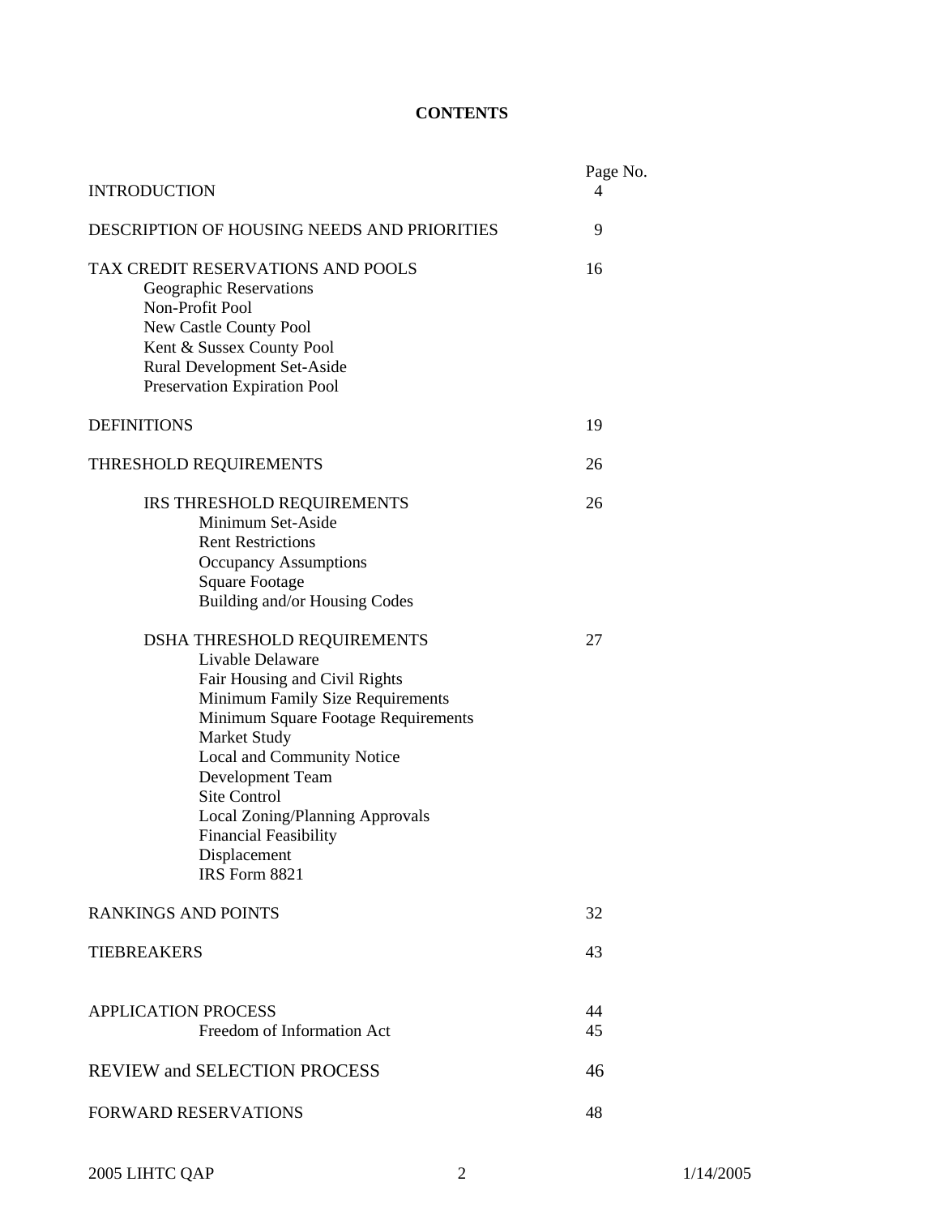# CONTENTS

| | Page No. |
|---|---|
| INTRODUCTION | 4 |
| DESCRIPTION OF HOUSING NEEDS AND PRIORITIES | 9 |
| TAX CREDIT RESERVATIONS AND POOLS | 16 |
| Geographic Reservations | |
| Non-Profit Pool | |
| New Castle County Pool | |
| Kent & Sussex County Pool | |
| Rural Development Set-Aside | |
| Preservation Expiration Pool | |
| DEFINITIONS | 19 |
| THRESHOLD REQUIREMENTS | 26 |
| IRS THRESHOLD REQUIREMENTS | 26 |
| Minimum Set-Aside | |
| Rent Restrictions | |
| Occupancy Assumptions | |
| Square Footage | |
| Building and/or Housing Codes | |
| DSHA THRESHOLD REQUIREMENTS | 27 |
| Livable Delaware | |
| Fair Housing and Civil Rights | |
| Minimum Family Size Requirements | |
| Minimum Square Footage Requirements | |
| Market Study | |
| Local and Community Notice | |
| Development Team | |
| Site Control | |
| Local Zoning/Planning Approvals | |
| Financial Feasibility | |
| Displacement | |
| IRS Form 8821 | |
| RANKINGS AND POINTS | 32 |
| TIEBREAKERS | 43 |
| APPLICATION PROCESS | 44 |
| Freedom of Information Act | 45 |
| REVIEW and SELECTION PROCESS | 46 |
| FORWARD RESERVATIONS | 48 |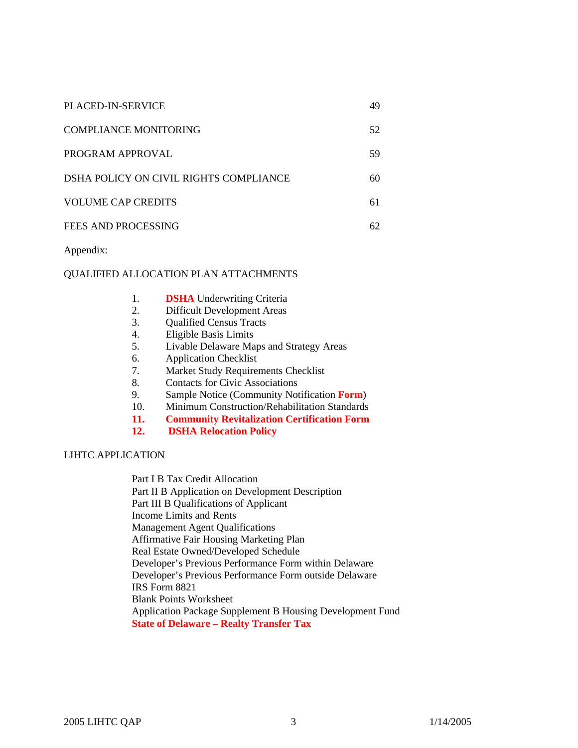| | |
|---|---|
| PLACED-IN-SERVICE | 49 |
| COMPLIANCE MONITORING | 52 |
| PROGRAM APPROVAL | 59 |
| DSHA POLICY ON CIVIL RIGHTS COMPLIANCE | 60 |
| VOLUME CAP CREDITS | 61 |
| FEES AND PROCESSING | 62 |

Appendix:

QUALIFIED ALLOCATION PLAN ATTACHMENTS

1. **DSHA** Underwriting Criteria
2. Difficult Development Areas
3. Qualified Census Tracts
4. Eligible Basis Limits
5. Livable Delaware Maps and Strategy Areas
6. Application Checklist
7. Market Study Requirements Checklist
8. Contacts for Civic Associations
9. Sample Notice (Community Notification **Form**)
10. Minimum Construction/Rehabilitation Standards
11. **Community Revitalization Certification Form**
12. **DSHA Relocation Policy**

LIHTC APPLICATION

Part I B Tax Credit Allocation
Part II B Application on Development Description
Part III B Qualifications of Applicant
Income Limits and Rents
Management Agent Qualifications
Affirmative Fair Housing Marketing Plan
Real Estate Owned/Developed Schedule
Developer's Previous Performance Form within Delaware
Developer's Previous Performance Form outside Delaware
IRS Form 8821
Blank Points Worksheet
Application Package Supplement B Housing Development Fund
**State of Delaware – Realty Transfer Tax**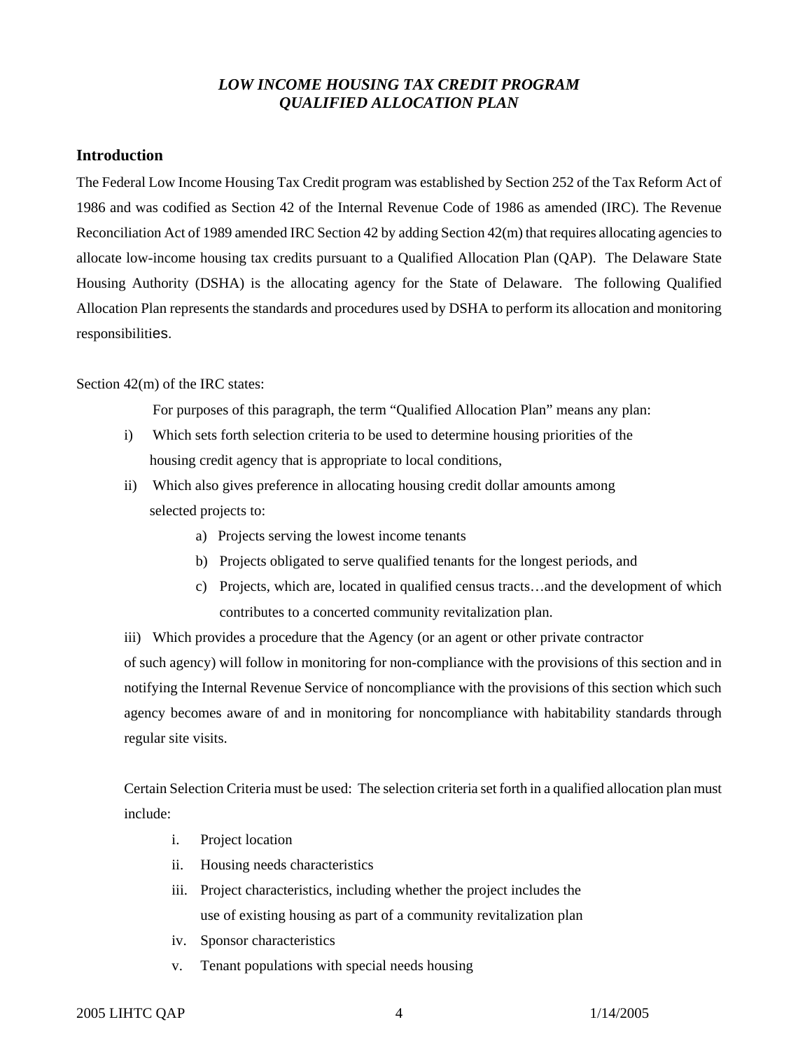***LOW INCOME HOUSING TAX CREDIT PROGRAM***
***QUALIFIED ALLOCATION PLAN***

## Introduction

The Federal Low Income Housing Tax Credit program was established by Section 252 of the Tax Reform Act of 1986 and was codified as Section 42 of the Internal Revenue Code of 1986 as amended (IRC). The Revenue Reconciliation Act of 1989 amended IRC Section 42 by adding Section 42(m) that requires allocating agencies to allocate low-income housing tax credits pursuant to a Qualified Allocation Plan (QAP). The Delaware State Housing Authority (DSHA) is the allocating agency for the State of Delaware. The following Qualified Allocation Plan represents the standards and procedures used by DSHA to perform its allocation and monitoring responsibilities.

Section 42(m) of the IRC states:

For purposes of this paragraph, the term "Qualified Allocation Plan" means any plan:

i) Which sets forth selection criteria to be used to determine housing priorities of the housing credit agency that is appropriate to local conditions,

ii) Which also gives preference in allocating housing credit dollar amounts among selected projects to:

   a) Projects serving the lowest income tenants
   b) Projects obligated to serve qualified tenants for the longest periods, and
   c) Projects, which are, located in qualified census tracts…and the development of which contributes to a concerted community revitalization plan.

iii) Which provides a procedure that the Agency (or an agent or other private contractor of such agency) will follow in monitoring for non-compliance with the provisions of this section and in notifying the Internal Revenue Service of noncompliance with the provisions of this section which such agency becomes aware of and in monitoring for noncompliance with habitability standards through regular site visits.

Certain Selection Criteria must be used: The selection criteria set forth in a qualified allocation plan must include:

i. Project location
ii. Housing needs characteristics
iii. Project characteristics, including whether the project includes the use of existing housing as part of a community revitalization plan
iv. Sponsor characteristics
v. Tenant populations with special needs housing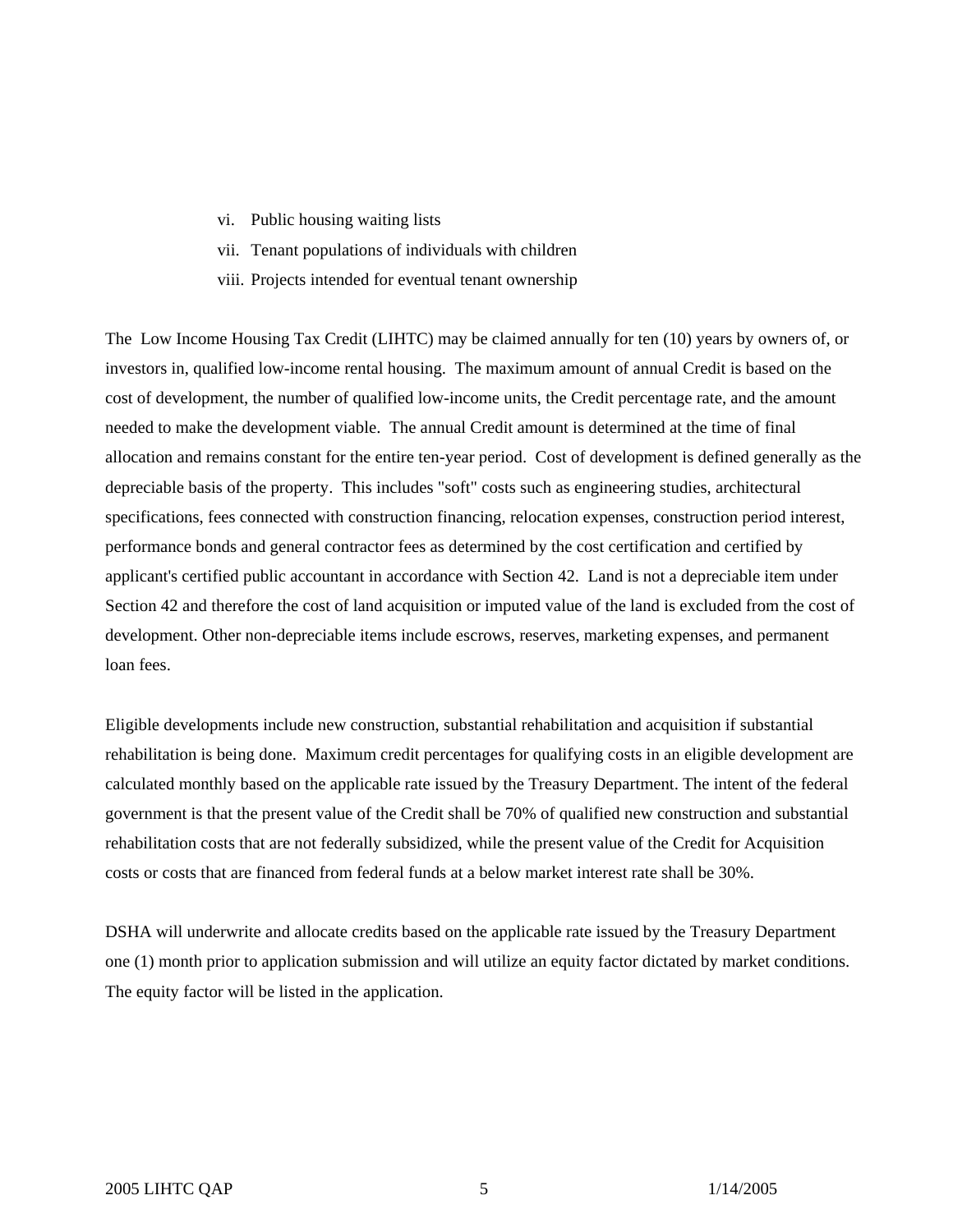vi. Public housing waiting lists
vii. Tenant populations of individuals with children
viii. Projects intended for eventual tenant ownership

The Low Income Housing Tax Credit (LIHTC) may be claimed annually for ten (10) years by owners of, or investors in, qualified low-income rental housing. The maximum amount of annual Credit is based on the cost of development, the number of qualified low-income units, the Credit percentage rate, and the amount needed to make the development viable. The annual Credit amount is determined at the time of final allocation and remains constant for the entire ten-year period. Cost of development is defined generally as the depreciable basis of the property. This includes "soft" costs such as engineering studies, architectural specifications, fees connected with construction financing, relocation expenses, construction period interest, performance bonds and general contractor fees as determined by the cost certification and certified by applicant's certified public accountant in accordance with Section 42. Land is not a depreciable item under Section 42 and therefore the cost of land acquisition or imputed value of the land is excluded from the cost of development. Other non-depreciable items include escrows, reserves, marketing expenses, and permanent loan fees.

Eligible developments include new construction, substantial rehabilitation and acquisition if substantial rehabilitation is being done. Maximum credit percentages for qualifying costs in an eligible development are calculated monthly based on the applicable rate issued by the Treasury Department. The intent of the federal government is that the present value of the Credit shall be 70% of qualified new construction and substantial rehabilitation costs that are not federally subsidized, while the present value of the Credit for Acquisition costs or costs that are financed from federal funds at a below market interest rate shall be 30%.

DSHA will underwrite and allocate credits based on the applicable rate issued by the Treasury Department one (1) month prior to application submission and will utilize an equity factor dictated by market conditions. The equity factor will be listed in the application.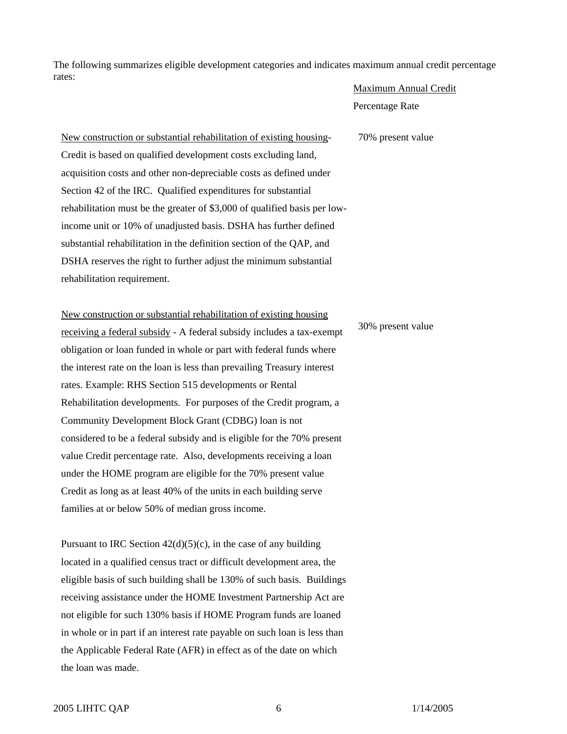The following summarizes eligible development categories and indicates maximum annual credit percentage rates:

| | Maximum Annual Credit Percentage Rate |
|---|---|
| New construction or substantial rehabilitation of existing housing- Credit is based on qualified development costs excluding land, acquisition costs and other non-depreciable costs as defined under Section 42 of the IRC. Qualified expenditures for substantial rehabilitation must be the greater of $3,000 of qualified basis per low-income unit or 10% of unadjusted basis. DSHA has further defined substantial rehabilitation in the definition section of the QAP, and DSHA reserves the right to further adjust the minimum substantial rehabilitation requirement. | 70% present value |
| New construction or substantial rehabilitation of existing housing receiving a federal subsidy - A federal subsidy includes a tax-exempt obligation or loan funded in whole or part with federal funds where the interest rate on the loan is less than prevailing Treasury interest rates. Example: RHS Section 515 developments or Rental Rehabilitation developments. For purposes of the Credit program, a Community Development Block Grant (CDBG) loan is not considered to be a federal subsidy and is eligible for the 70% present value Credit percentage rate. Also, developments receiving a loan under the HOME program are eligible for the 70% present value Credit as long as at least 40% of the units in each building serve families at or below 50% of median gross income. | 30% present value |

Pursuant to IRC Section 42(d)(5)(c), in the case of any building located in a qualified census tract or difficult development area, the eligible basis of such building shall be 130% of such basis. Buildings receiving assistance under the HOME Investment Partnership Act are not eligible for such 130% basis if HOME Program funds are loaned in whole or in part if an interest rate payable on such loan is less than the Applicable Federal Rate (AFR) in effect as of the date on which the loan was made.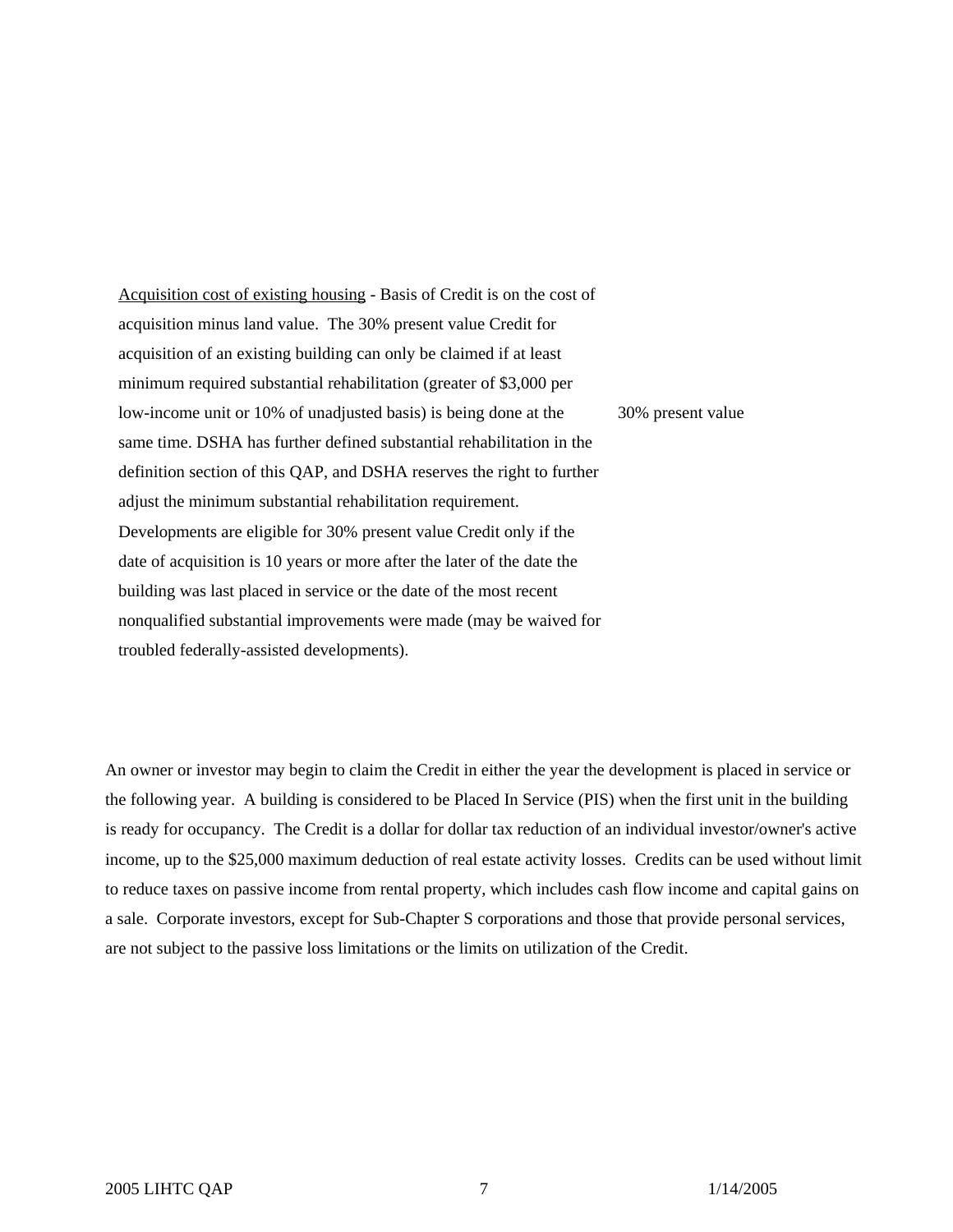| | |
|---|---|
| <u>Acquisition cost of existing housing</u> - Basis of Credit is on the cost of acquisition minus land value. The 30% present value Credit for acquisition of an existing building can only be claimed if at least minimum required substantial rehabilitation (greater of $3,000 per low-income unit or 10% of unadjusted basis) is being done at the same time. DSHA has further defined substantial rehabilitation in the definition section of this QAP, and DSHA reserves the right to further adjust the minimum substantial rehabilitation requirement. Developments are eligible for 30% present value Credit only if the date of acquisition is 10 years or more after the later of the date the building was last placed in service or the date of the most recent nonqualified substantial improvements were made (may be waived for troubled federally-assisted developments). | 30% present value |

An owner or investor may begin to claim the Credit in either the year the development is placed in service or the following year. A building is considered to be Placed In Service (PIS) when the first unit in the building is ready for occupancy. The Credit is a dollar for dollar tax reduction of an individual investor/owner's active income, up to the $25,000 maximum deduction of real estate activity losses. Credits can be used without limit to reduce taxes on passive income from rental property, which includes cash flow income and capital gains on a sale. Corporate investors, except for Sub-Chapter S corporations and those that provide personal services, are not subject to the passive loss limitations or the limits on utilization of the Credit.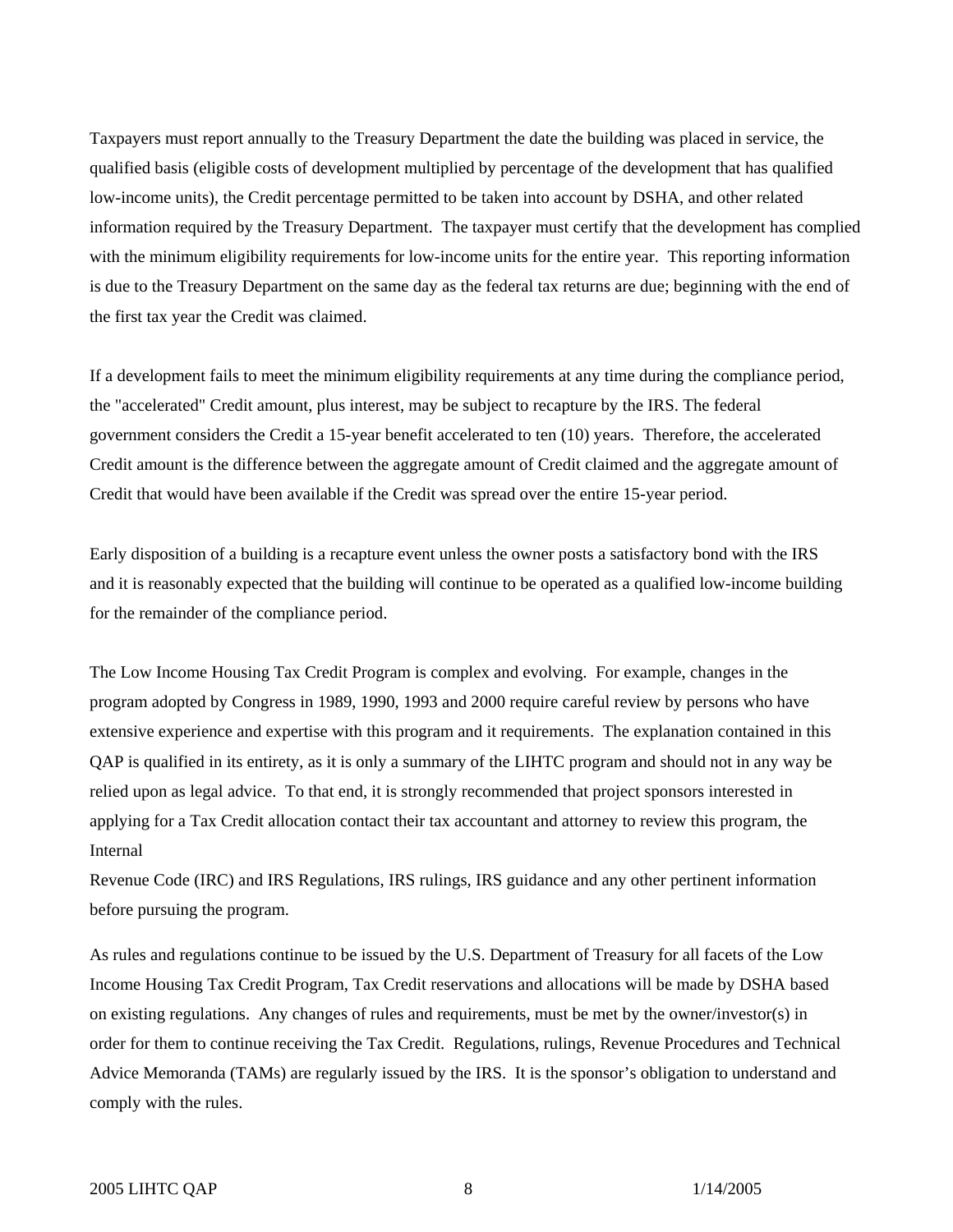Taxpayers must report annually to the Treasury Department the date the building was placed in service, the qualified basis (eligible costs of development multiplied by percentage of the development that has qualified low-income units), the Credit percentage permitted to be taken into account by DSHA, and other related information required by the Treasury Department. The taxpayer must certify that the development has complied with the minimum eligibility requirements for low-income units for the entire year. This reporting information is due to the Treasury Department on the same day as the federal tax returns are due; beginning with the end of the first tax year the Credit was claimed.

If a development fails to meet the minimum eligibility requirements at any time during the compliance period, the "accelerated" Credit amount, plus interest, may be subject to recapture by the IRS. The federal government considers the Credit a 15-year benefit accelerated to ten (10) years. Therefore, the accelerated Credit amount is the difference between the aggregate amount of Credit claimed and the aggregate amount of Credit that would have been available if the Credit was spread over the entire 15-year period.

Early disposition of a building is a recapture event unless the owner posts a satisfactory bond with the IRS and it is reasonably expected that the building will continue to be operated as a qualified low-income building for the remainder of the compliance period.

The Low Income Housing Tax Credit Program is complex and evolving. For example, changes in the program adopted by Congress in 1989, 1990, 1993 and 2000 require careful review by persons who have extensive experience and expertise with this program and it requirements. The explanation contained in this QAP is qualified in its entirety, as it is only a summary of the LIHTC program and should not in any way be relied upon as legal advice. To that end, it is strongly recommended that project sponsors interested in applying for a Tax Credit allocation contact their tax accountant and attorney to review this program, the Internal Revenue Code (IRC) and IRS Regulations, IRS rulings, IRS guidance and any other pertinent information before pursuing the program.

As rules and regulations continue to be issued by the U.S. Department of Treasury for all facets of the Low Income Housing Tax Credit Program, Tax Credit reservations and allocations will be made by DSHA based on existing regulations. Any changes of rules and requirements, must be met by the owner/investor(s) in order for them to continue receiving the Tax Credit. Regulations, rulings, Revenue Procedures and Technical Advice Memoranda (TAMs) are regularly issued by the IRS. It is the sponsor's obligation to understand and comply with the rules.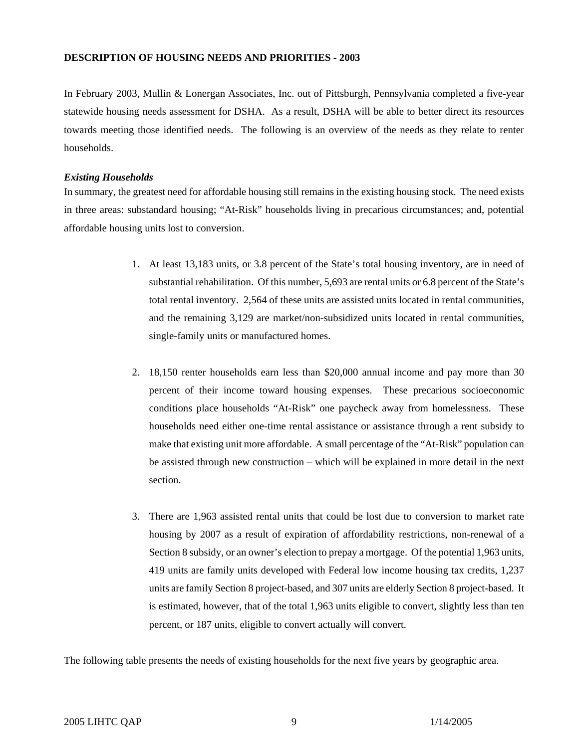**DESCRIPTION OF HOUSING NEEDS AND PRIORITIES - 2003**

In February 2003, Mullin & Lonergan Associates, Inc. out of Pittsburgh, Pennsylvania completed a five-year statewide housing needs assessment for DSHA. As a result, DSHA will be able to better direct its resources towards meeting those identified needs. The following is an overview of the needs as they relate to renter households.

***Existing Households***

In summary, the greatest need for affordable housing still remains in the existing housing stock. The need exists in three areas: substandard housing; "At-Risk" households living in precarious circumstances; and, potential affordable housing units lost to conversion.

1. At least 13,183 units, or 3.8 percent of the State's total housing inventory, are in need of substantial rehabilitation. Of this number, 5,693 are rental units or 6.8 percent of the State's total rental inventory. 2,564 of these units are assisted units located in rental communities, and the remaining 3,129 are market/non-subsidized units located in rental communities, single-family units or manufactured homes.

2. 18,150 renter households earn less than $20,000 annual income and pay more than 30 percent of their income toward housing expenses. These precarious socioeconomic conditions place households "At-Risk" one paycheck away from homelessness. These households need either one-time rental assistance or assistance through a rent subsidy to make that existing unit more affordable. A small percentage of the "At-Risk" population can be assisted through new construction – which will be explained in more detail in the next section.

3. There are 1,963 assisted rental units that could be lost due to conversion to market rate housing by 2007 as a result of expiration of affordability restrictions, non-renewal of a Section 8 subsidy, or an owner's election to prepay a mortgage. Of the potential 1,963 units, 419 units are family units developed with Federal low income housing tax credits, 1,237 units are family Section 8 project-based, and 307 units are elderly Section 8 project-based. It is estimated, however, that of the total 1,963 units eligible to convert, slightly less than ten percent, or 187 units, eligible to convert actually will convert.

The following table presents the needs of existing households for the next five years by geographic area.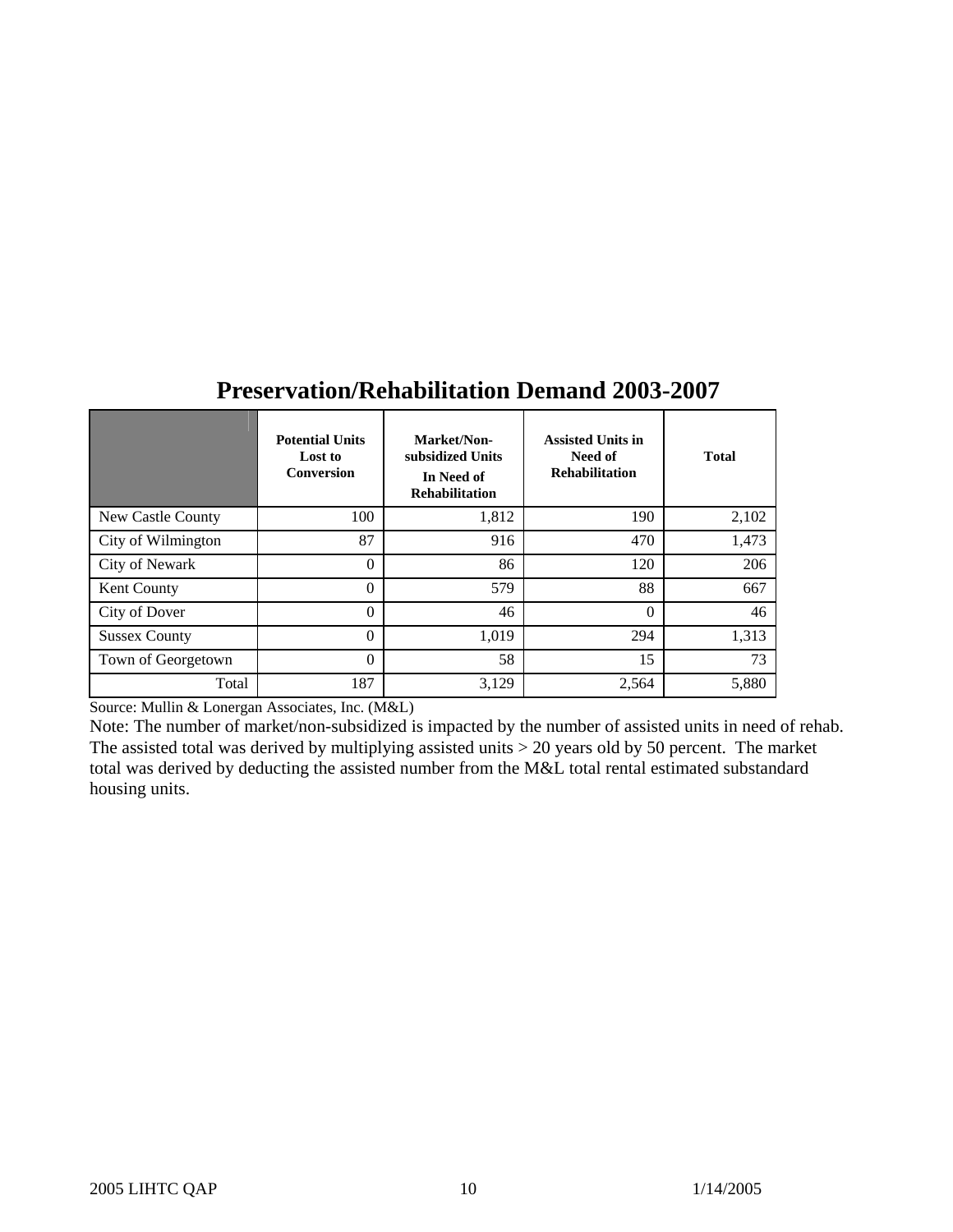## Preservation/Rehabilitation Demand 2003-2007

| | Potential Units Lost to Conversion | Market/Non-subsidized Units In Need of Rehabilitation | Assisted Units in Need of Rehabilitation | Total |
|---|---|---|---|---|
| New Castle County | 100 | 1,812 | 190 | 2,102 |
| City of Wilmington | 87 | 916 | 470 | 1,473 |
| City of Newark | 0 | 86 | 120 | 206 |
| Kent County | 0 | 579 | 88 | 667 |
| City of Dover | 0 | 46 | 0 | 46 |
| Sussex County | 0 | 1,019 | 294 | 1,313 |
| Town of Georgetown | 0 | 58 | 15 | 73 |
| Total | 187 | 3,129 | 2,564 | 5,880 |

Source: Mullin & Lonergan Associates, Inc. (M&L)

Note: The number of market/non-subsidized is impacted by the number of assisted units in need of rehab. The assisted total was derived by multiplying assisted units > 20 years old by 50 percent. The market total was derived by deducting the assisted number from the M&L total rental estimated substandard housing units.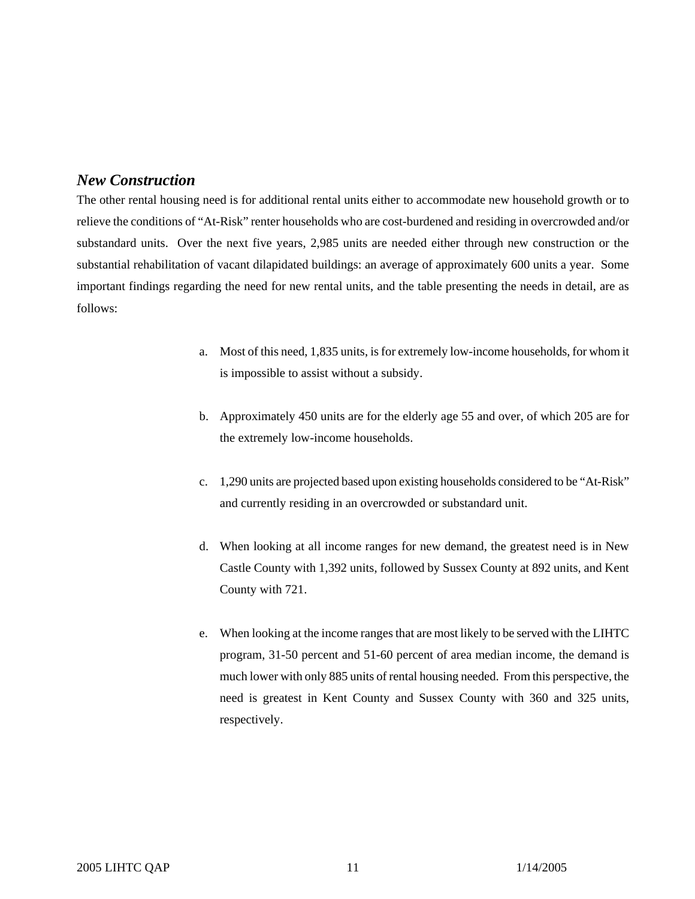### *New Construction*

The other rental housing need is for additional rental units either to accommodate new household growth or to relieve the conditions of "At-Risk" renter households who are cost-burdened and residing in overcrowded and/or substandard units. Over the next five years, 2,985 units are needed either through new construction or the substantial rehabilitation of vacant dilapidated buildings: an average of approximately 600 units a year. Some important findings regarding the need for new rental units, and the table presenting the needs in detail, are as follows:

a. Most of this need, 1,835 units, is for extremely low-income households, for whom it is impossible to assist without a subsidy.

b. Approximately 450 units are for the elderly age 55 and over, of which 205 are for the extremely low-income households.

c. 1,290 units are projected based upon existing households considered to be "At-Risk" and currently residing in an overcrowded or substandard unit.

d. When looking at all income ranges for new demand, the greatest need is in New Castle County with 1,392 units, followed by Sussex County at 892 units, and Kent County with 721.

e. When looking at the income ranges that are most likely to be served with the LIHTC program, 31-50 percent and 51-60 percent of area median income, the demand is much lower with only 885 units of rental housing needed. From this perspective, the need is greatest in Kent County and Sussex County with 360 and 325 units, respectively.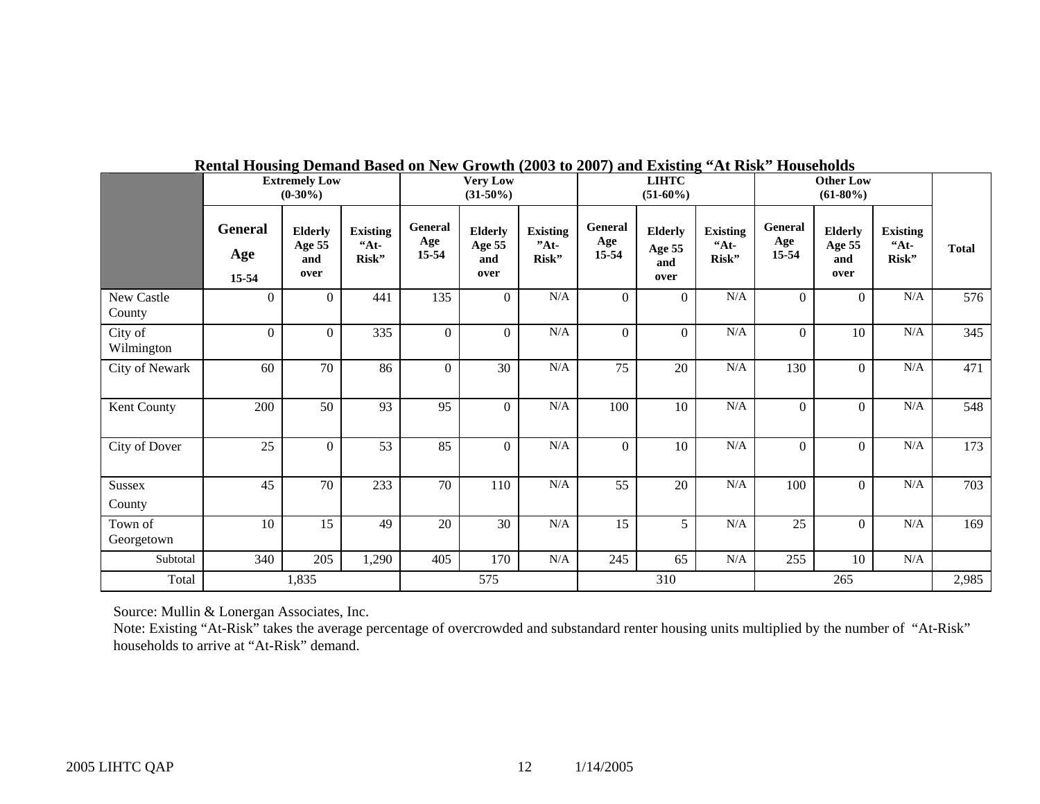**Rental Housing Demand Based on New Growth (2003 to 2007) and Existing "At Risk" Households**

| | Extremely Low (0-30%) | | | Very Low (31-50%) | | | LIHTC (51-60%) | | | Other Low (61-80%) | | | Total |
|---|---|---|---|---|---|---|---|---|---|---|---|---|---|
| | General Age 15-54 | Elderly Age 55 and over | Existing "At-Risk" | General Age 15-54 | Elderly Age 55 and over | Existing "At-Risk" | General Age 15-54 | Elderly Age 55 and over | Existing "At-Risk" | General Age 15-54 | Elderly Age 55 and over | Existing "At-Risk" | |
| New Castle County | 0 | 0 | 441 | 135 | 0 | N/A | 0 | 0 | N/A | 0 | 0 | N/A | 576 |
| City of Wilmington | 0 | 0 | 335 | 0 | 0 | N/A | 0 | 0 | N/A | 0 | 10 | N/A | 345 |
| City of Newark | 60 | 70 | 86 | 0 | 30 | N/A | 75 | 20 | N/A | 130 | 0 | N/A | 471 |
| Kent County | 200 | 50 | 93 | 95 | 0 | N/A | 100 | 10 | N/A | 0 | 0 | N/A | 548 |
| City of Dover | 25 | 0 | 53 | 85 | 0 | N/A | 0 | 10 | N/A | 0 | 0 | N/A | 173 |
| Sussex County | 45 | 70 | 233 | 70 | 110 | N/A | 55 | 20 | N/A | 100 | 0 | N/A | 703 |
| Town of Georgetown | 10 | 15 | 49 | 20 | 30 | N/A | 15 | 5 | N/A | 25 | 0 | N/A | 169 |
| Subtotal | 340 | 205 | 1,290 | 405 | 170 | N/A | 245 | 65 | N/A | 255 | 10 | N/A | |
| Total | 1,835 | | | 575 | | | 310 | | | 265 | | | 2,985 |

Source: Mullin & Lonergan Associates, Inc.

Note: Existing "At-Risk" takes the average percentage of overcrowded and substandard renter housing units multiplied by the number of "At-Risk" households to arrive at "At-Risk" demand.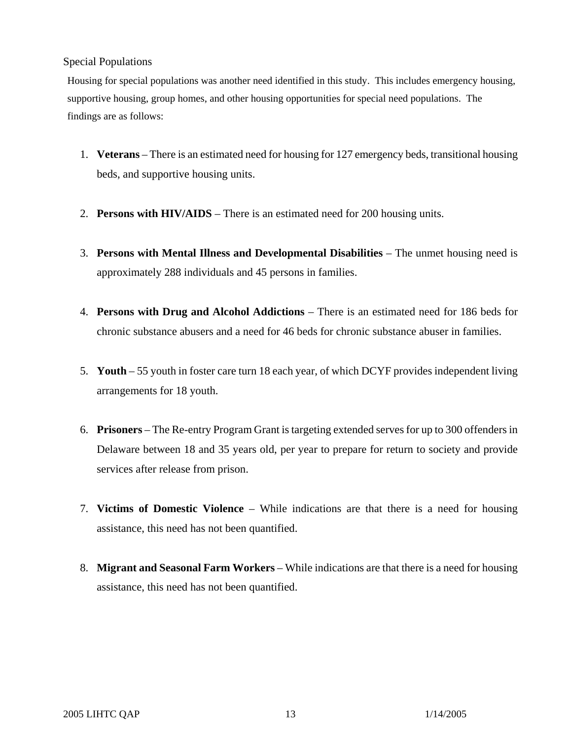## Special Populations

Housing for special populations was another need identified in this study. This includes emergency housing, supportive housing, group homes, and other housing opportunities for special need populations. The findings are as follows:

1. **Veterans** – There is an estimated need for housing for 127 emergency beds, transitional housing beds, and supportive housing units.

2. **Persons with HIV/AIDS** – There is an estimated need for 200 housing units.

3. **Persons with Mental Illness and Developmental Disabilities** – The unmet housing need is approximately 288 individuals and 45 persons in families.

4. **Persons with Drug and Alcohol Addictions** – There is an estimated need for 186 beds for chronic substance abusers and a need for 46 beds for chronic substance abuser in families.

5. **Youth** – 55 youth in foster care turn 18 each year, of which DCYF provides independent living arrangements for 18 youth.

6. **Prisoners** – The Re-entry Program Grant is targeting extended serves for up to 300 offenders in Delaware between 18 and 35 years old, per year to prepare for return to society and provide services after release from prison.

7. **Victims of Domestic Violence** – While indications are that there is a need for housing assistance, this need has not been quantified.

8. **Migrant and Seasonal Farm Workers** – While indications are that there is a need for housing assistance, this need has not been quantified.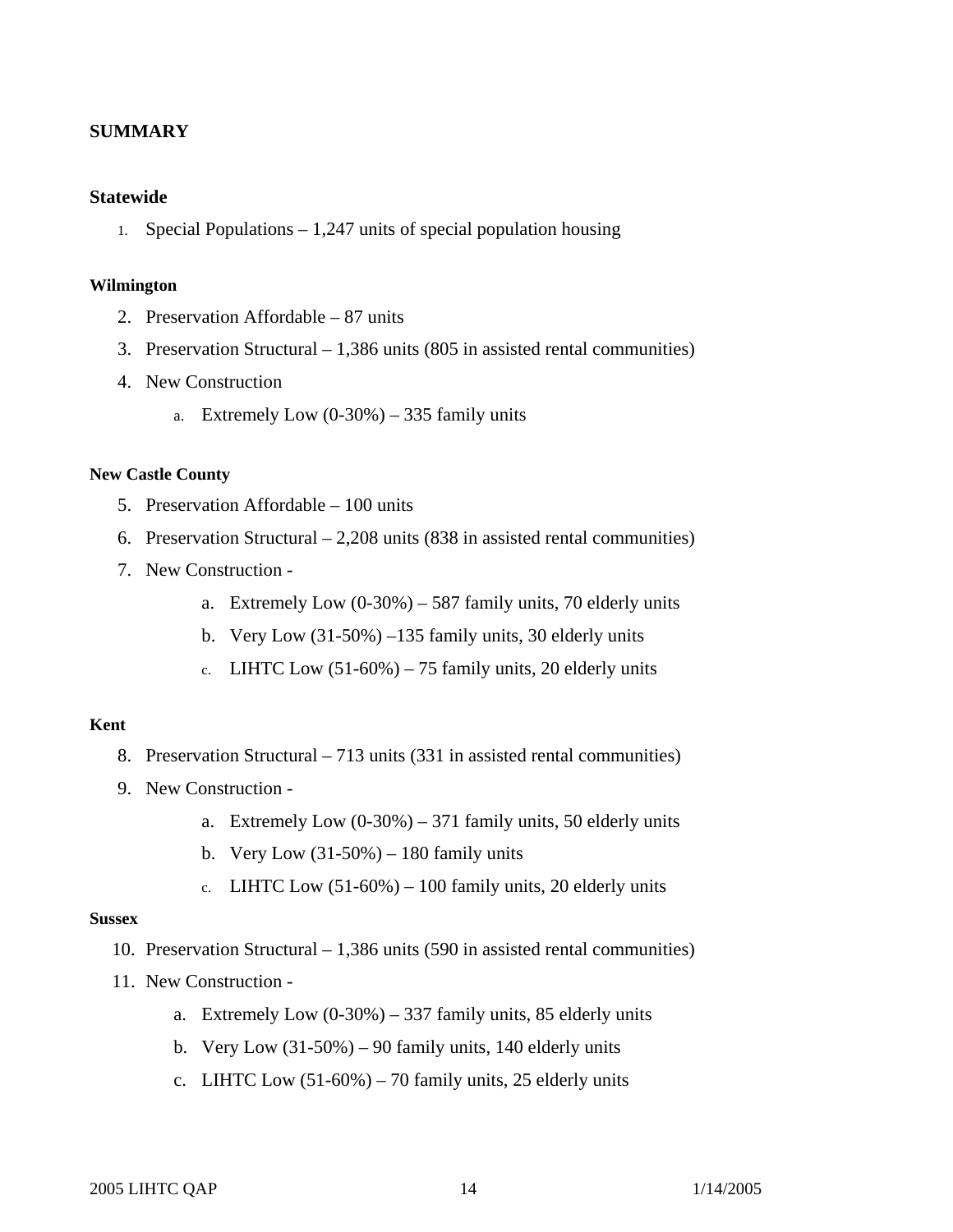# SUMMARY

## Statewide

1. Special Populations – 1,247 units of special population housing

### Wilmington

2. Preservation Affordable – 87 units
3. Preservation Structural – 1,386 units (805 in assisted rental communities)
4. New Construction
   a. Extremely Low (0-30%) – 335 family units

### New Castle County

5. Preservation Affordable – 100 units
6. Preservation Structural – 2,208 units (838 in assisted rental communities)
7. New Construction -
   a. Extremely Low (0-30%) – 587 family units, 70 elderly units
   b. Very Low (31-50%) –135 family units, 30 elderly units
   c. LIHTC Low (51-60%) – 75 family units, 20 elderly units

### Kent

8. Preservation Structural – 713 units (331 in assisted rental communities)
9. New Construction -
   a. Extremely Low (0-30%) – 371 family units, 50 elderly units
   b. Very Low (31-50%) – 180 family units
   c. LIHTC Low (51-60%) – 100 family units, 20 elderly units

### Sussex

10. Preservation Structural – 1,386 units (590 in assisted rental communities)
11. New Construction -
    a. Extremely Low (0-30%) – 337 family units, 85 elderly units
    b. Very Low (31-50%) – 90 family units, 140 elderly units
    c. LIHTC Low (51-60%) – 70 family units, 25 elderly units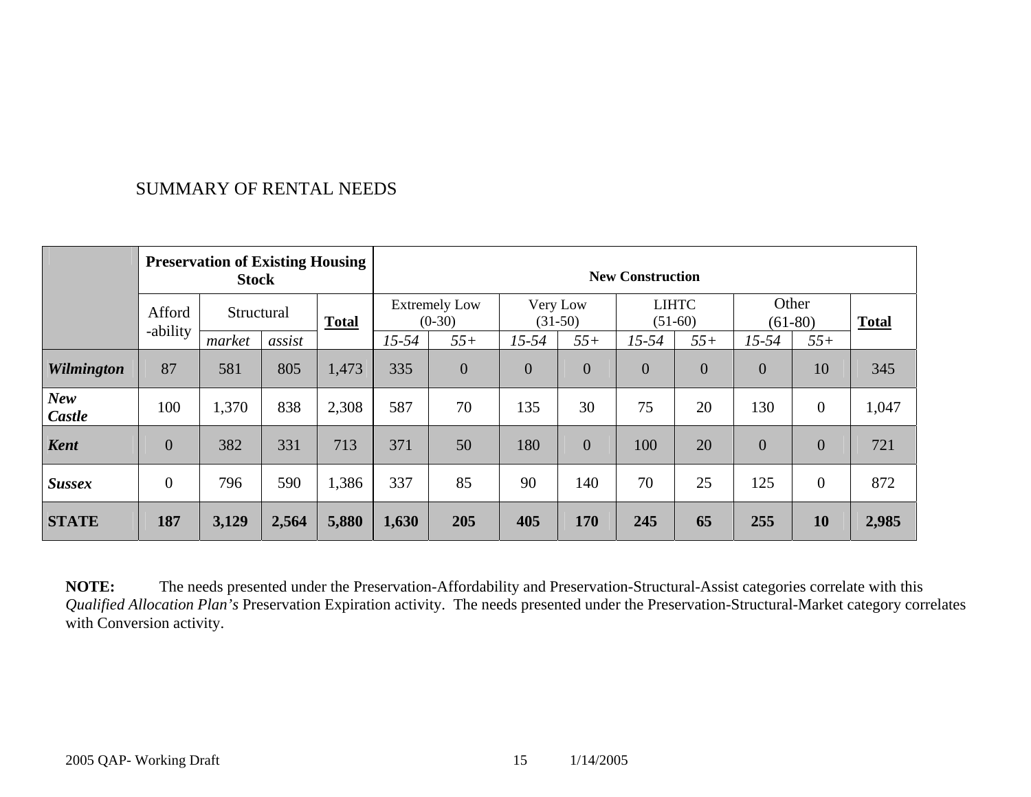SUMMARY OF RENTAL NEEDS

| | Preservation of Existing Housing Stock | | | | New Construction | | | | | | | | |
|---|---|---|---|---|---|---|---|---|---|---|---|---|---|
| | Afford -ability | Structural | | Total | Extremely Low (0-30) | | Very Low (31-50) | | LIHTC (51-60) | | Other (61-80) | | Total |
| | | *market* | *assist* | | *15-54* | *55+* | *15-54* | *55+* | *15-54* | *55+* | *15-54* | *55+* | |
| ***Wilmington*** | 87 | 581 | 805 | 1,473 | 335 | 0 | 0 | 0 | 0 | 0 | 0 | 10 | 345 |
| ***New Castle*** | 100 | 1,370 | 838 | 2,308 | 587 | 70 | 135 | 30 | 75 | 20 | 130 | 0 | 1,047 |
| ***Kent*** | 0 | 382 | 331 | 713 | 371 | 50 | 180 | 0 | 100 | 20 | 0 | 0 | 721 |
| ***Sussex*** | 0 | 796 | 590 | 1,386 | 337 | 85 | 90 | 140 | 70 | 25 | 125 | 0 | 872 |
| **STATE** | **187** | **3,129** | **2,564** | **5,880** | **1,630** | **205** | **405** | **170** | **245** | **65** | **255** | **10** | **2,985** |

**NOTE:** The needs presented under the Preservation-Affordability and Preservation-Structural-Assist categories correlate with this *Qualified Allocation Plan's* Preservation Expiration activity. The needs presented under the Preservation-Structural-Market category correlates with Conversion activity.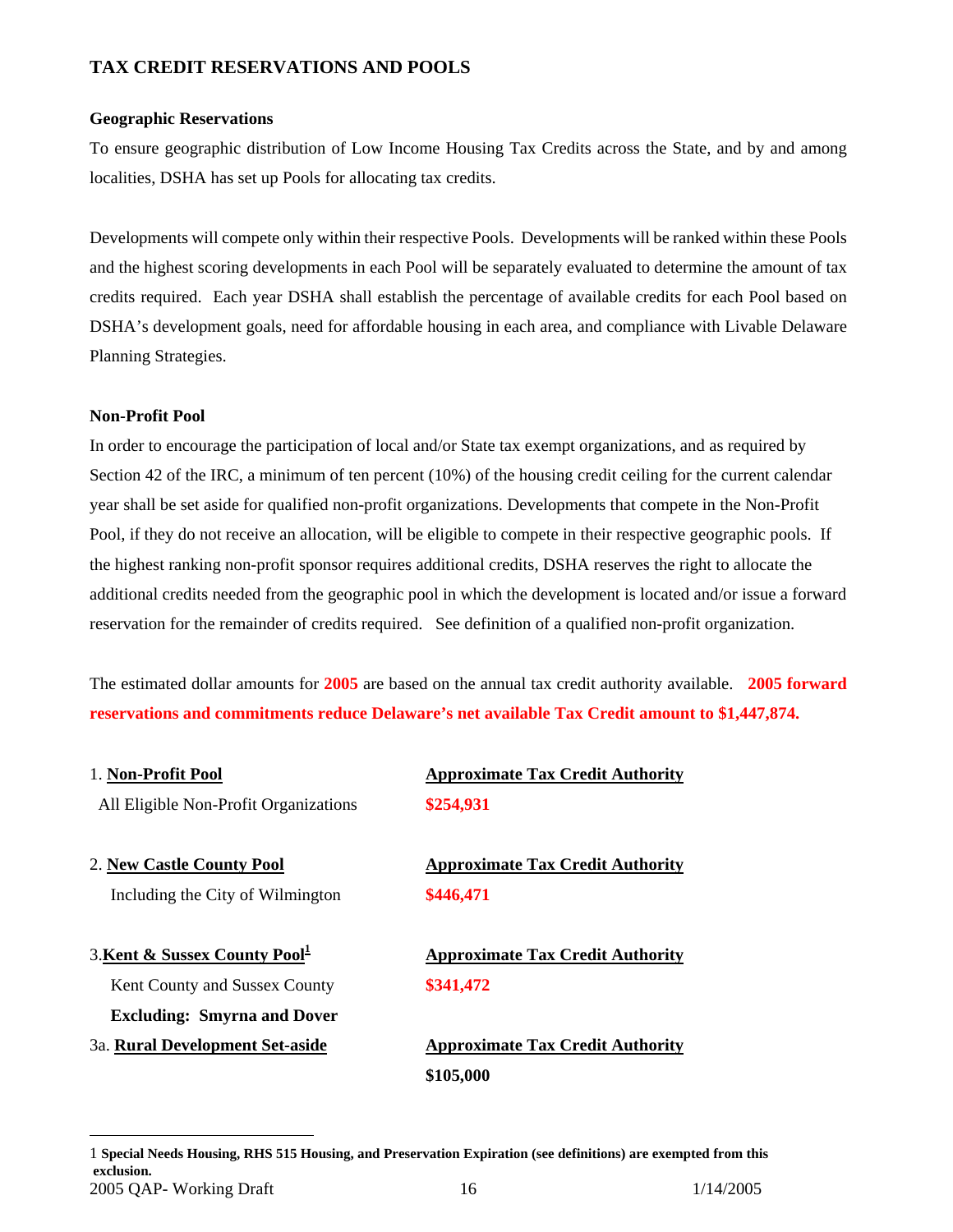## TAX CREDIT RESERVATIONS AND POOLS

### Geographic Reservations

To ensure geographic distribution of Low Income Housing Tax Credits across the State, and by and among localities, DSHA has set up Pools for allocating tax credits.

Developments will compete only within their respective Pools. Developments will be ranked within these Pools and the highest scoring developments in each Pool will be separately evaluated to determine the amount of tax credits required. Each year DSHA shall establish the percentage of available credits for each Pool based on DSHA's development goals, need for affordable housing in each area, and compliance with Livable Delaware Planning Strategies.

### Non-Profit Pool

In order to encourage the participation of local and/or State tax exempt organizations, and as required by Section 42 of the IRC, a minimum of ten percent (10%) of the housing credit ceiling for the current calendar year shall be set aside for qualified non-profit organizations. Developments that compete in the Non-Profit Pool, if they do not receive an allocation, will be eligible to compete in their respective geographic pools. If the highest ranking non-profit sponsor requires additional credits, DSHA reserves the right to allocate the additional credits needed from the geographic pool in which the development is located and/or issue a forward reservation for the remainder of credits required. See definition of a qualified non-profit organization.

The estimated dollar amounts for **2005** are based on the annual tax credit authority available. **2005 forward reservations and commitments reduce Delaware's net available Tax Credit amount to $1,447,874.**

| | |
|---|---|
| 1. **Non-Profit Pool** | **Approximate Tax Credit Authority** |
| All Eligible Non-Profit Organizations | **$254,931** |
| 2. **New Castle County Pool** | **Approximate Tax Credit Authority** |
| Including the City of Wilmington | **$446,471** |
| 3. **Kent & Sussex County Pool**[1] | **Approximate Tax Credit Authority** |
| Kent County and Sussex County **Excluding: Smyrna and Dover** | **$341,472** |
| 3a. **Rural Development Set-aside** | **Approximate Tax Credit Authority** |
| | **$105,000** |

1 **Special Needs Housing, RHS 515 Housing, and Preservation Expiration (see definitions) are exempted from this exclusion.**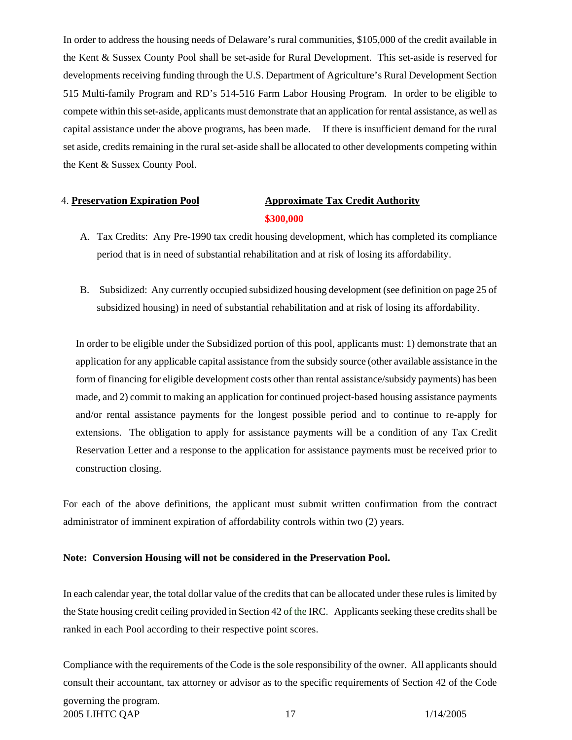In order to address the housing needs of Delaware's rural communities, $105,000 of the credit available in the Kent & Sussex County Pool shall be set-aside for Rural Development. This set-aside is reserved for developments receiving funding through the U.S. Department of Agriculture's Rural Development Section 515 Multi-family Program and RD's 514-516 Farm Labor Housing Program. In order to be eligible to compete within this set-aside, applicants must demonstrate that an application for rental assistance, as well as capital assistance under the above programs, has been made. If there is insufficient demand for the rural set aside, credits remaining in the rural set-aside shall be allocated to other developments competing within the Kent & Sussex County Pool.

4. **Preservation Expiration Pool** **Approximate Tax Credit Authority**

**$300,000**

A. Tax Credits: Any Pre-1990 tax credit housing development, which has completed its compliance period that is in need of substantial rehabilitation and at risk of losing its affordability.

B. Subsidized: Any currently occupied subsidized housing development (see definition on page 25 of subsidized housing) in need of substantial rehabilitation and at risk of losing its affordability.

In order to be eligible under the Subsidized portion of this pool, applicants must: 1) demonstrate that an application for any applicable capital assistance from the subsidy source (other available assistance in the form of financing for eligible development costs other than rental assistance/subsidy payments) has been made, and 2) commit to making an application for continued project-based housing assistance payments and/or rental assistance payments for the longest possible period and to continue to re-apply for extensions. The obligation to apply for assistance payments will be a condition of any Tax Credit Reservation Letter and a response to the application for assistance payments must be received prior to construction closing.

For each of the above definitions, the applicant must submit written confirmation from the contract administrator of imminent expiration of affordability controls within two (2) years.

**Note: Conversion Housing will not be considered in the Preservation Pool.**

In each calendar year, the total dollar value of the credits that can be allocated under these rules is limited by the State housing credit ceiling provided in Section 42 of the IRC. Applicants seeking these credits shall be ranked in each Pool according to their respective point scores.

Compliance with the requirements of the Code is the sole responsibility of the owner. All applicants should consult their accountant, tax attorney or advisor as to the specific requirements of Section 42 of the Code governing the program.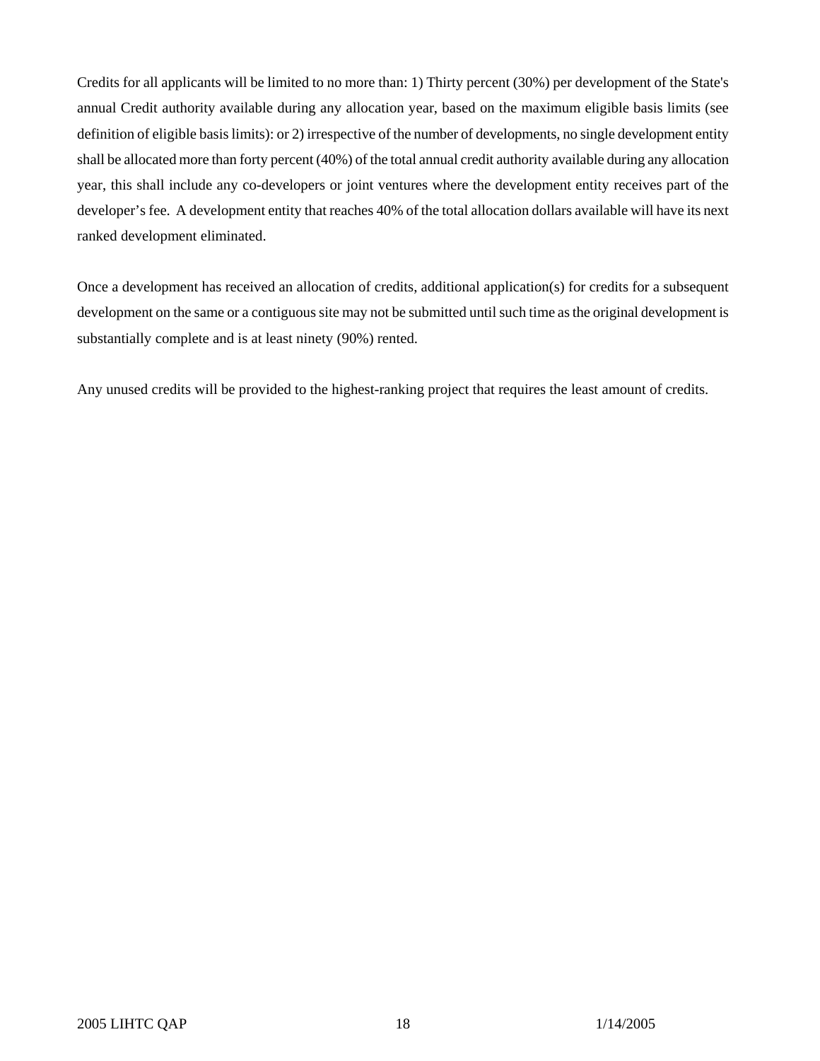Credits for all applicants will be limited to no more than: 1) Thirty percent (30%) per development of the State's annual Credit authority available during any allocation year, based on the maximum eligible basis limits (see definition of eligible basis limits): or 2) irrespective of the number of developments, no single development entity shall be allocated more than forty percent (40%) of the total annual credit authority available during any allocation year, this shall include any co-developers or joint ventures where the development entity receives part of the developer's fee. A development entity that reaches 40% of the total allocation dollars available will have its next ranked development eliminated.

Once a development has received an allocation of credits, additional application(s) for credits for a subsequent development on the same or a contiguous site may not be submitted until such time as the original development is substantially complete and is at least ninety (90%) rented.

Any unused credits will be provided to the highest-ranking project that requires the least amount of credits.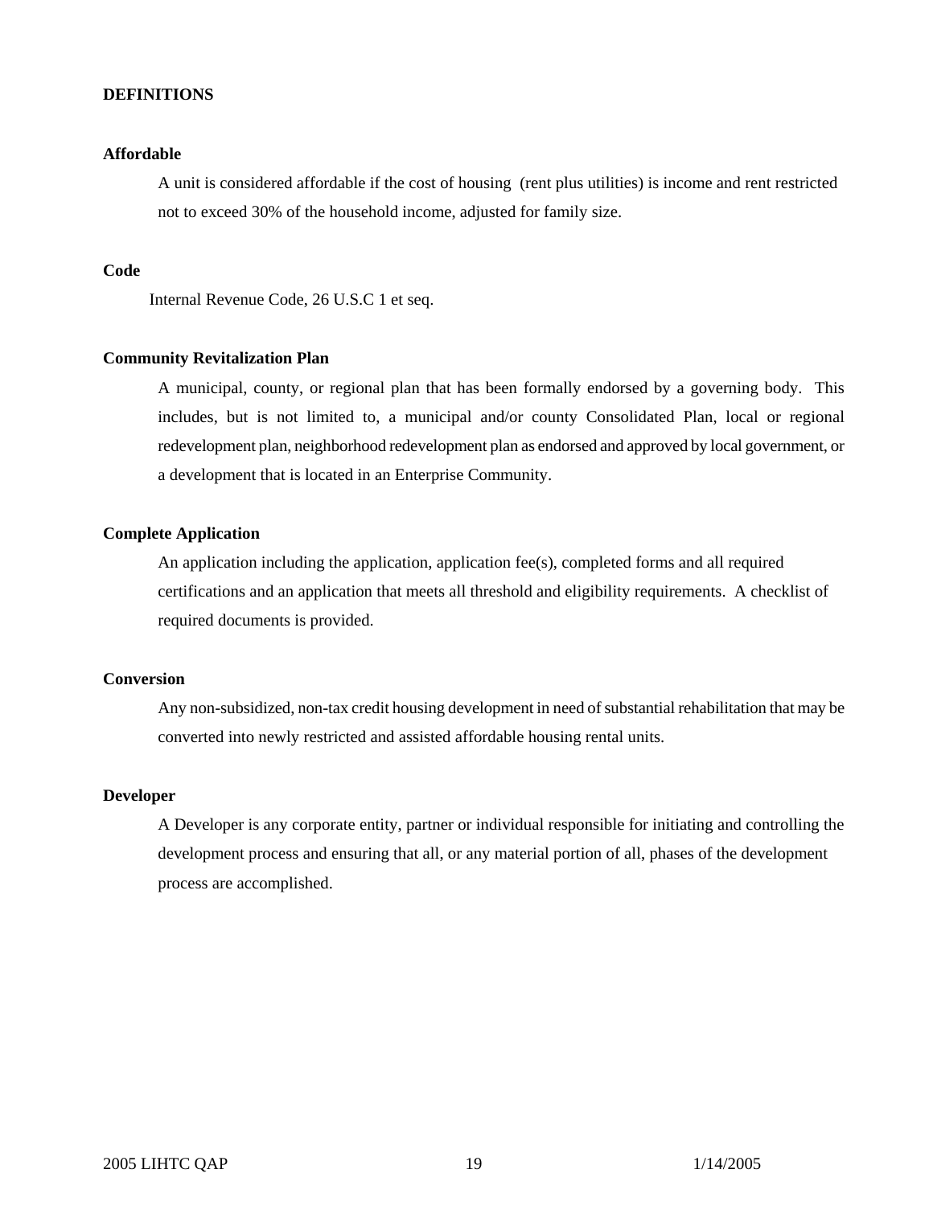## DEFINITIONS

**Affordable**

A unit is considered affordable if the cost of housing (rent plus utilities) is income and rent restricted not to exceed 30% of the household income, adjusted for family size.

**Code**

Internal Revenue Code, 26 U.S.C 1 et seq.

**Community Revitalization Plan**

A municipal, county, or regional plan that has been formally endorsed by a governing body. This includes, but is not limited to, a municipal and/or county Consolidated Plan, local or regional redevelopment plan, neighborhood redevelopment plan as endorsed and approved by local government, or a development that is located in an Enterprise Community.

**Complete Application**

An application including the application, application fee(s), completed forms and all required certifications and an application that meets all threshold and eligibility requirements. A checklist of required documents is provided.

**Conversion**

Any non-subsidized, non-tax credit housing development in need of substantial rehabilitation that may be converted into newly restricted and assisted affordable housing rental units.

**Developer**

A Developer is any corporate entity, partner or individual responsible for initiating and controlling the development process and ensuring that all, or any material portion of all, phases of the development process are accomplished.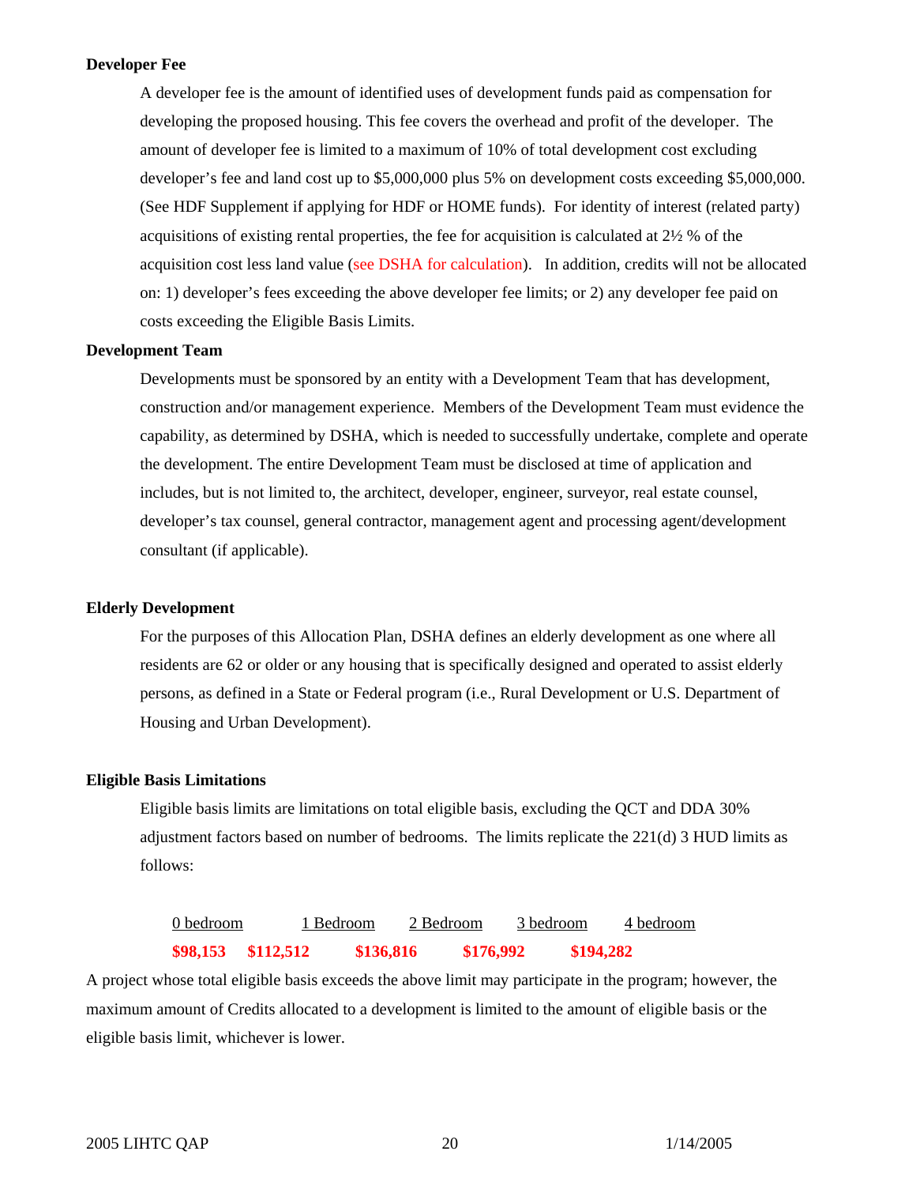**Developer Fee**

A developer fee is the amount of identified uses of development funds paid as compensation for developing the proposed housing. This fee covers the overhead and profit of the developer. The amount of developer fee is limited to a maximum of 10% of total development cost excluding developer's fee and land cost up to $5,000,000 plus 5% on development costs exceeding $5,000,000. (See HDF Supplement if applying for HDF or HOME funds). For identity of interest (related party) acquisitions of existing rental properties, the fee for acquisition is calculated at 2½ % of the acquisition cost less land value (see DSHA for calculation). In addition, credits will not be allocated on: 1) developer's fees exceeding the above developer fee limits; or 2) any developer fee paid on costs exceeding the Eligible Basis Limits.

**Development Team**

Developments must be sponsored by an entity with a Development Team that has development, construction and/or management experience. Members of the Development Team must evidence the capability, as determined by DSHA, which is needed to successfully undertake, complete and operate the development. The entire Development Team must be disclosed at time of application and includes, but is not limited to, the architect, developer, engineer, surveyor, real estate counsel, developer's tax counsel, general contractor, management agent and processing agent/development consultant (if applicable).

**Elderly Development**

For the purposes of this Allocation Plan, DSHA defines an elderly development as one where all residents are 62 or older or any housing that is specifically designed and operated to assist elderly persons, as defined in a State or Federal program (i.e., Rural Development or U.S. Department of Housing and Urban Development).

**Eligible Basis Limitations**

Eligible basis limits are limitations on total eligible basis, excluding the QCT and DDA 30% adjustment factors based on number of bedrooms. The limits replicate the 221(d) 3 HUD limits as follows:

| 0 bedroom | 1 Bedroom | 2 Bedroom | 3 bedroom | 4 bedroom |
|---|---|---|---|---|
| **$98,153** | **$112,512** | **$136,816** | **$176,992** | **$194,282** |

A project whose total eligible basis exceeds the above limit may participate in the program; however, the maximum amount of Credits allocated to a development is limited to the amount of eligible basis or the eligible basis limit, whichever is lower.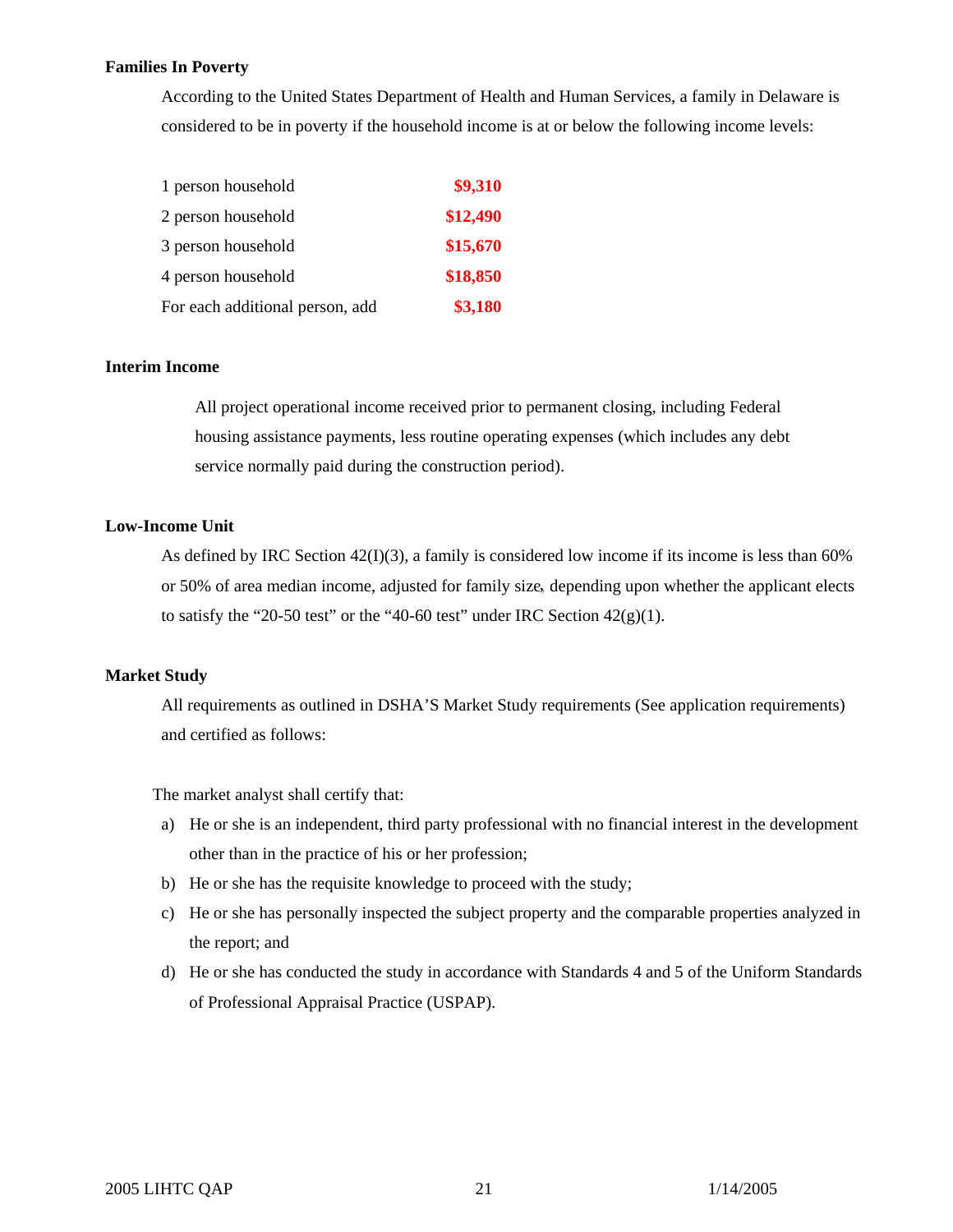**Families In Poverty**

According to the United States Department of Health and Human Services, a family in Delaware is considered to be in poverty if the household income is at or below the following income levels:

| | |
|---|---|
| 1 person household | **$9,310** |
| 2 person household | **$12,490** |
| 3 person household | **$15,670** |
| 4 person household | **$18,850** |
| For each additional person, add | **$3,180** |

**Interim Income**

All project operational income received prior to permanent closing, including Federal housing assistance payments, less routine operating expenses (which includes any debt service normally paid during the construction period).

**Low-Income Unit**

As defined by IRC Section 42(I)(3), a family is considered low income if its income is less than 60% or 50% of area median income, adjusted for family size, depending upon whether the applicant elects to satisfy the "20-50 test" or the "40-60 test" under IRC Section 42(g)(1).

**Market Study**

All requirements as outlined in DSHA'S Market Study requirements (See application requirements) and certified as follows:

The market analyst shall certify that:

a) He or she is an independent, third party professional with no financial interest in the development other than in the practice of his or her profession;
b) He or she has the requisite knowledge to proceed with the study;
c) He or she has personally inspected the subject property and the comparable properties analyzed in the report; and
d) He or she has conducted the study in accordance with Standards 4 and 5 of the Uniform Standards of Professional Appraisal Practice (USPAP).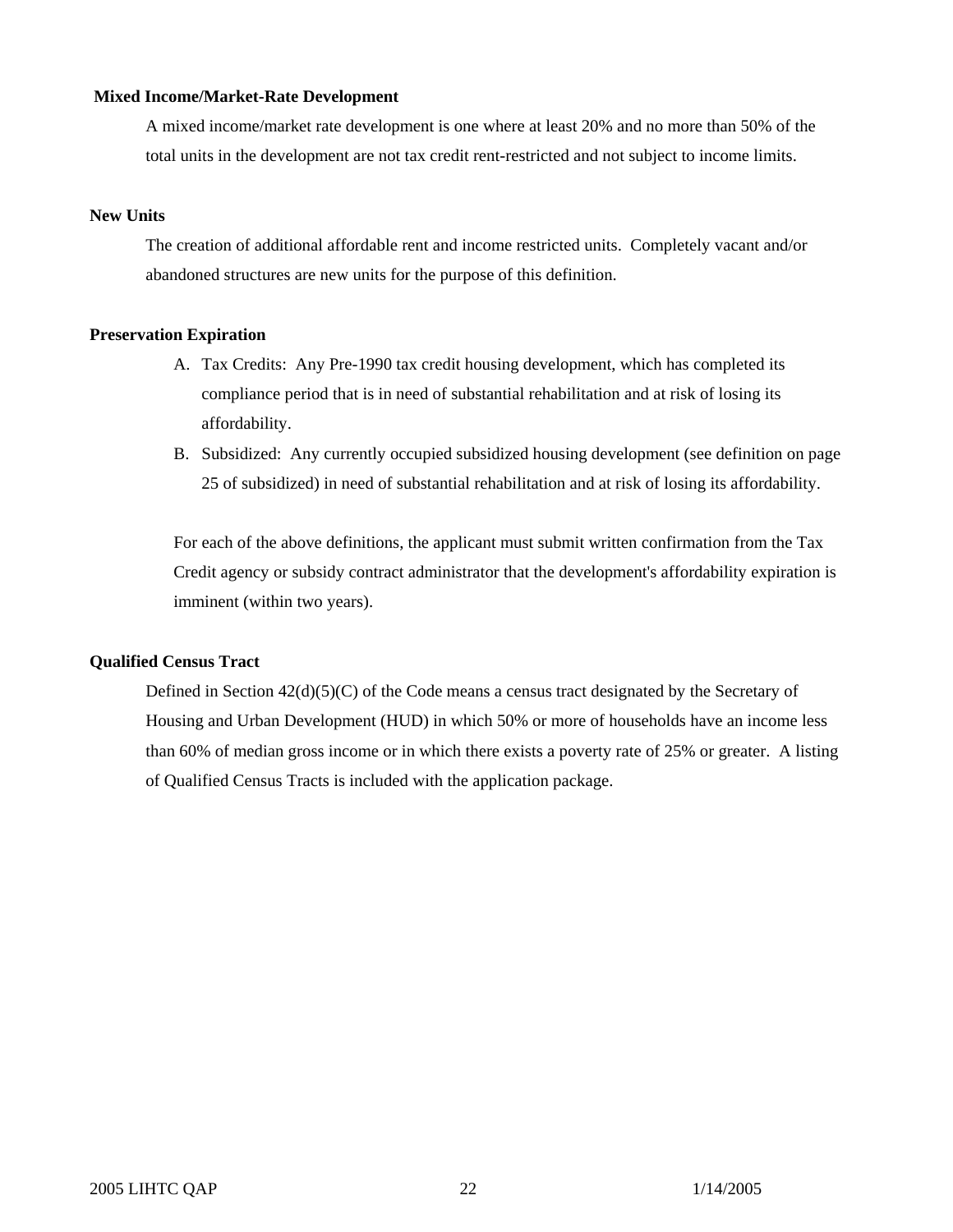**Mixed Income/Market-Rate Development**

A mixed income/market rate development is one where at least 20% and no more than 50% of the total units in the development are not tax credit rent-restricted and not subject to income limits.

**New Units**

The creation of additional affordable rent and income restricted units. Completely vacant and/or abandoned structures are new units for the purpose of this definition.

**Preservation Expiration**

A. Tax Credits: Any Pre-1990 tax credit housing development, which has completed its compliance period that is in need of substantial rehabilitation and at risk of losing its affordability.
B. Subsidized: Any currently occupied subsidized housing development (see definition on page 25 of subsidized) in need of substantial rehabilitation and at risk of losing its affordability.

For each of the above definitions, the applicant must submit written confirmation from the Tax Credit agency or subsidy contract administrator that the development's affordability expiration is imminent (within two years).

**Qualified Census Tract**

Defined in Section 42(d)(5)(C) of the Code means a census tract designated by the Secretary of Housing and Urban Development (HUD) in which 50% or more of households have an income less than 60% of median gross income or in which there exists a poverty rate of 25% or greater. A listing of Qualified Census Tracts is included with the application package.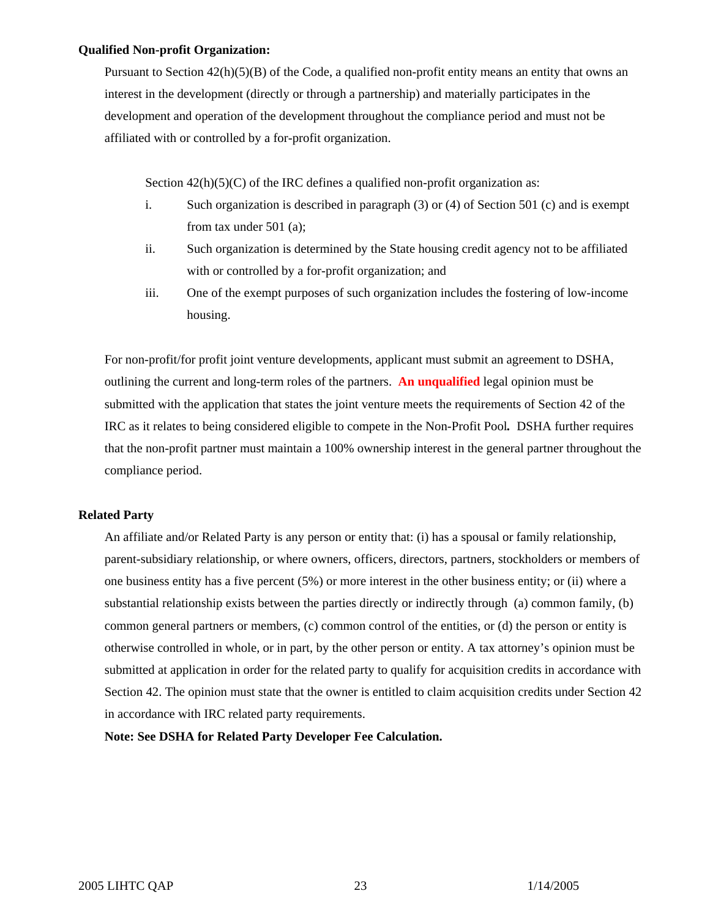**Qualified Non-profit Organization:**

Pursuant to Section 42(h)(5)(B) of the Code, a qualified non-profit entity means an entity that owns an interest in the development (directly or through a partnership) and materially participates in the development and operation of the development throughout the compliance period and must not be affiliated with or controlled by a for-profit organization.

Section 42(h)(5)(C) of the IRC defines a qualified non-profit organization as:

i. Such organization is described in paragraph (3) or (4) of Section 501 (c) and is exempt from tax under 501 (a);

ii. Such organization is determined by the State housing credit agency not to be affiliated with or controlled by a for-profit organization; and

iii. One of the exempt purposes of such organization includes the fostering of low-income housing.

For non-profit/for profit joint venture developments, applicant must submit an agreement to DSHA, outlining the current and long-term roles of the partners. **An unqualified** legal opinion must be submitted with the application that states the joint venture meets the requirements of Section 42 of the IRC as it relates to being considered eligible to compete in the Non-Profit Pool**.** DSHA further requires that the non-profit partner must maintain a 100% ownership interest in the general partner throughout the compliance period.

**Related Party**

An affiliate and/or Related Party is any person or entity that: (i) has a spousal or family relationship, parent-subsidiary relationship, or where owners, officers, directors, partners, stockholders or members of one business entity has a five percent (5%) or more interest in the other business entity; or (ii) where a substantial relationship exists between the parties directly or indirectly through (a) common family, (b) common general partners or members, (c) common control of the entities, or (d) the person or entity is otherwise controlled in whole, or in part, by the other person or entity. A tax attorney's opinion must be submitted at application in order for the related party to qualify for acquisition credits in accordance with Section 42. The opinion must state that the owner is entitled to claim acquisition credits under Section 42 in accordance with IRC related party requirements.

**Note: See DSHA for Related Party Developer Fee Calculation.**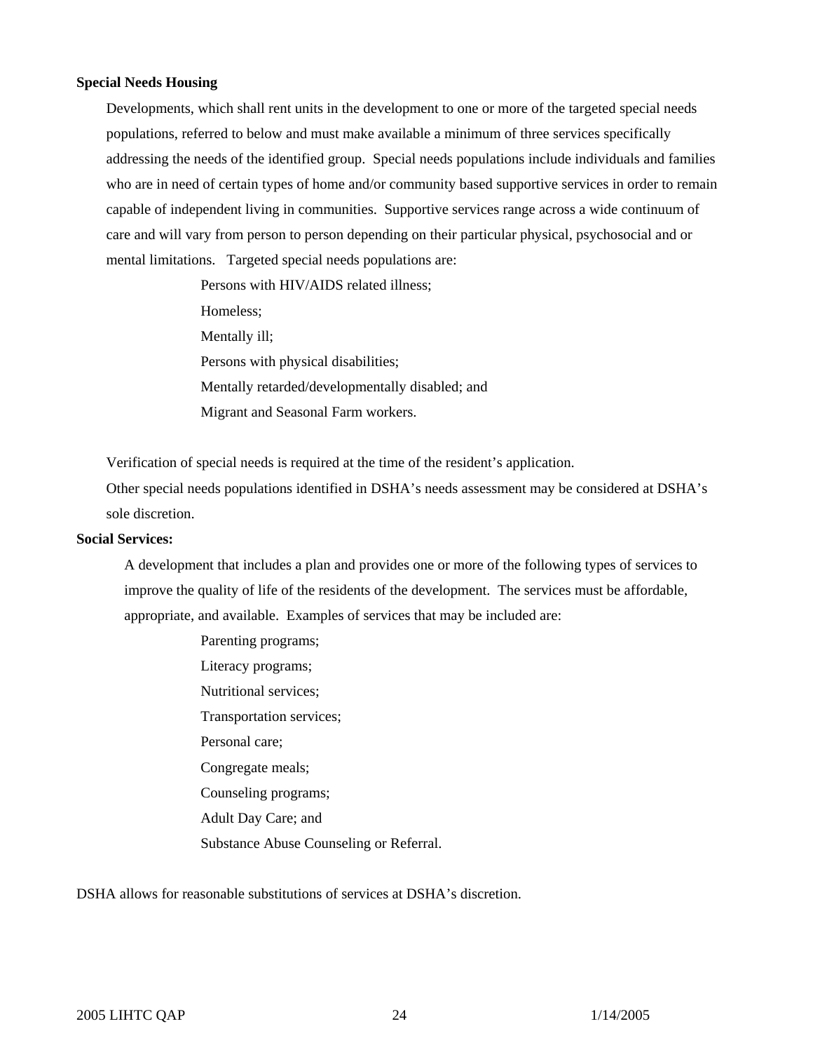**Special Needs Housing**

Developments, which shall rent units in the development to one or more of the targeted special needs populations, referred to below and must make available a minimum of three services specifically addressing the needs of the identified group. Special needs populations include individuals and families who are in need of certain types of home and/or community based supportive services in order to remain capable of independent living in communities. Supportive services range across a wide continuum of care and will vary from person to person depending on their particular physical, psychosocial and or mental limitations. Targeted special needs populations are:

- Persons with HIV/AIDS related illness;
- Homeless;
- Mentally ill;
- Persons with physical disabilities;
- Mentally retarded/developmentally disabled; and
- Migrant and Seasonal Farm workers.

Verification of special needs is required at the time of the resident's application.

Other special needs populations identified in DSHA's needs assessment may be considered at DSHA's sole discretion.

**Social Services:**

A development that includes a plan and provides one or more of the following types of services to improve the quality of life of the residents of the development. The services must be affordable, appropriate, and available. Examples of services that may be included are:

- Parenting programs;
- Literacy programs;
- Nutritional services;
- Transportation services;
- Personal care;
- Congregate meals;
- Counseling programs;
- Adult Day Care; and
- Substance Abuse Counseling or Referral.

DSHA allows for reasonable substitutions of services at DSHA's discretion.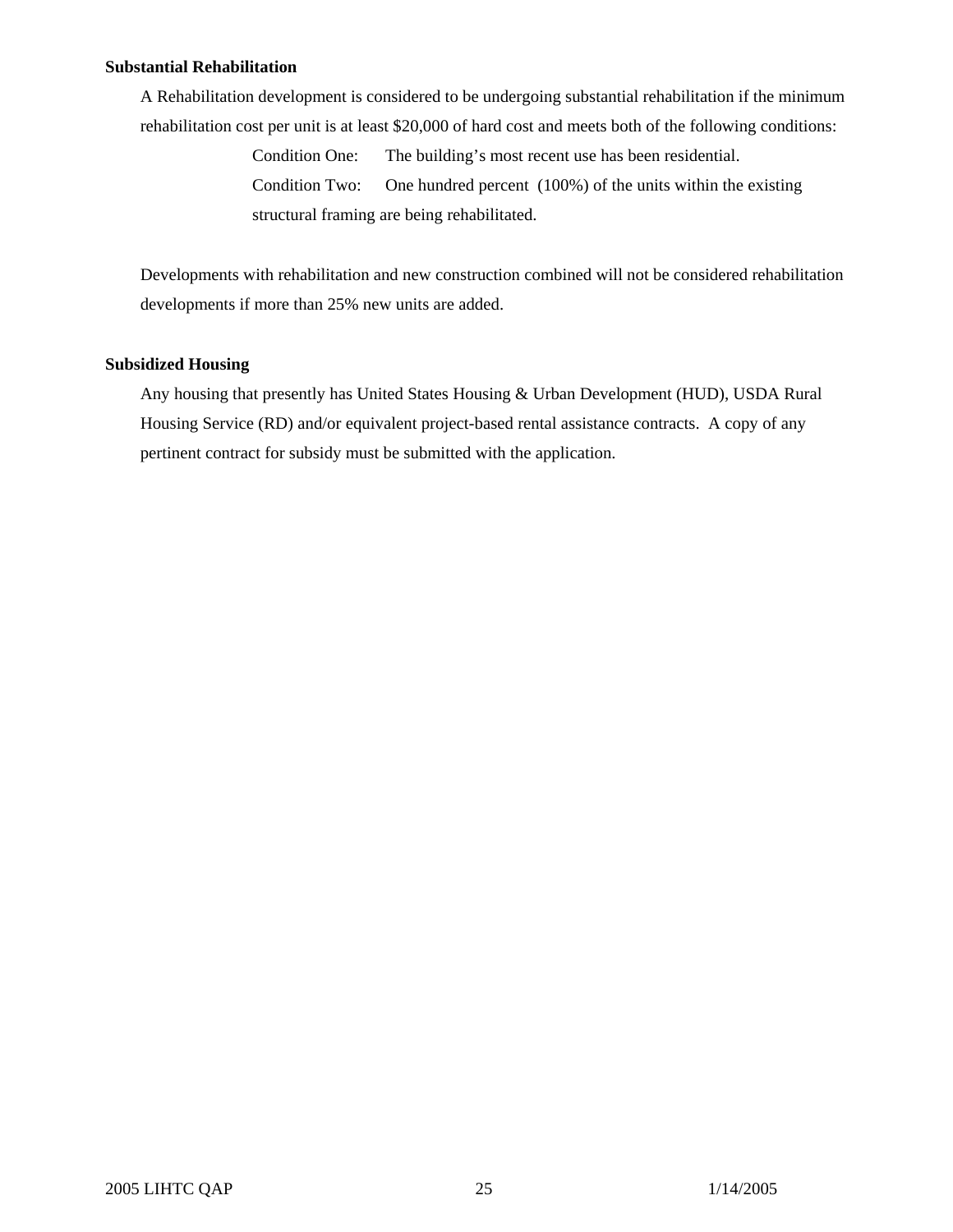**Substantial Rehabilitation**

A Rehabilitation development is considered to be undergoing substantial rehabilitation if the minimum rehabilitation cost per unit is at least $20,000 of hard cost and meets both of the following conditions:

Condition One: The building's most recent use has been residential.

Condition Two: One hundred percent (100%) of the units within the existing structural framing are being rehabilitated.

Developments with rehabilitation and new construction combined will not be considered rehabilitation developments if more than 25% new units are added.

**Subsidized Housing**

Any housing that presently has United States Housing & Urban Development (HUD), USDA Rural Housing Service (RD) and/or equivalent project-based rental assistance contracts. A copy of any pertinent contract for subsidy must be submitted with the application.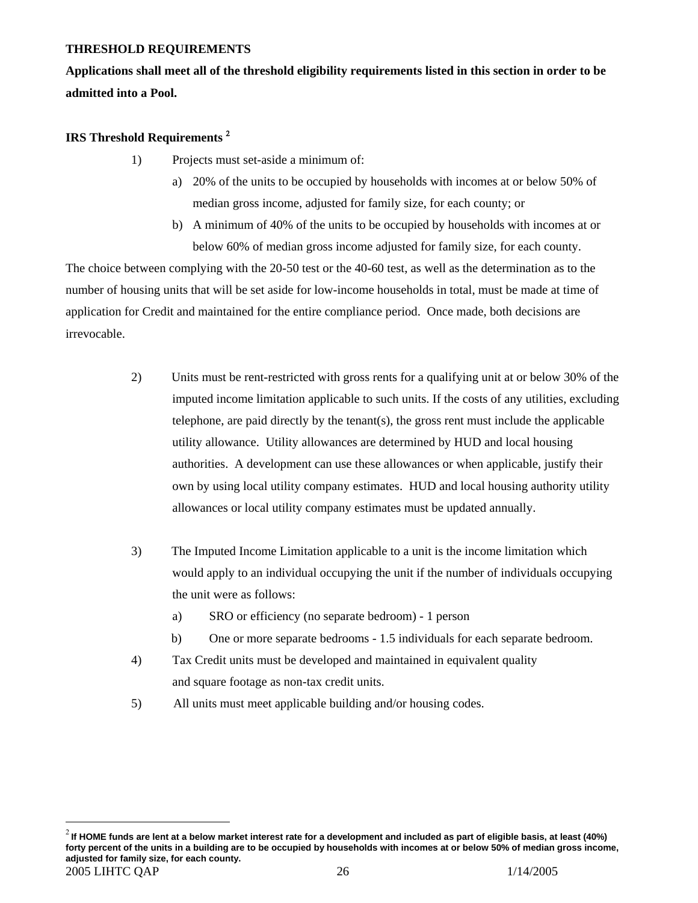**THRESHOLD REQUIREMENTS**

**Applications shall meet all of the threshold eligibility requirements listed in this section in order to be admitted into a Pool.**

**IRS Threshold Requirements [2]**

1) Projects must set-aside a minimum of:
   a) 20% of the units to be occupied by households with incomes at or below 50% of median gross income, adjusted for family size, for each county; or
   b) A minimum of 40% of the units to be occupied by households with incomes at or below 60% of median gross income adjusted for family size, for each county.

The choice between complying with the 20-50 test or the 40-60 test, as well as the determination as to the number of housing units that will be set aside for low-income households in total, must be made at time of application for Credit and maintained for the entire compliance period. Once made, both decisions are irrevocable.

2) Units must be rent-restricted with gross rents for a qualifying unit at or below 30% of the imputed income limitation applicable to such units. If the costs of any utilities, excluding telephone, are paid directly by the tenant(s), the gross rent must include the applicable utility allowance. Utility allowances are determined by HUD and local housing authorities. A development can use these allowances or when applicable, justify their own by using local utility company estimates. HUD and local housing authority utility allowances or local utility company estimates must be updated annually.

3) The Imputed Income Limitation applicable to a unit is the income limitation which would apply to an individual occupying the unit if the number of individuals occupying the unit were as follows:
   a) SRO or efficiency (no separate bedroom) - 1 person
   b) One or more separate bedrooms - 1.5 individuals for each separate bedroom.

4) Tax Credit units must be developed and maintained in equivalent quality and square footage as non-tax credit units.

5) All units must meet applicable building and/or housing codes.

---

[2] **If HOME funds are lent at a below market interest rate for a development and included as part of eligible basis, at least (40%) forty percent of the units in a building are to be occupied by households with incomes at or below 50% of median gross income, adjusted for family size, for each county.**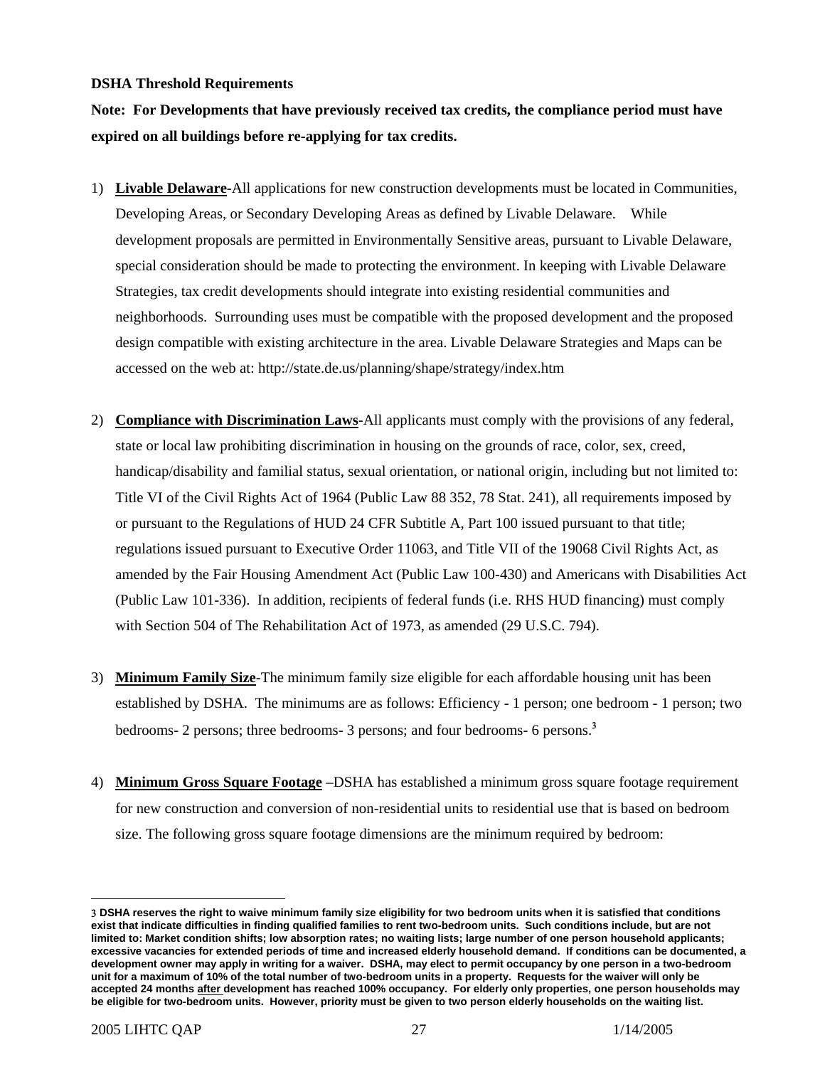**DSHA Threshold Requirements**

**Note: For Developments that have previously received tax credits, the compliance period must have expired on all buildings before re-applying for tax credits.**

1) **Livable Delaware**-All applications for new construction developments must be located in Communities, Developing Areas, or Secondary Developing Areas as defined by Livable Delaware. While development proposals are permitted in Environmentally Sensitive areas, pursuant to Livable Delaware, special consideration should be made to protecting the environment. In keeping with Livable Delaware Strategies, tax credit developments should integrate into existing residential communities and neighborhoods. Surrounding uses must be compatible with the proposed development and the proposed design compatible with existing architecture in the area. Livable Delaware Strategies and Maps can be accessed on the web at: http://state.de.us/planning/shape/strategy/index.htm

2) **Compliance with Discrimination Laws**-All applicants must comply with the provisions of any federal, state or local law prohibiting discrimination in housing on the grounds of race, color, sex, creed, handicap/disability and familial status, sexual orientation, or national origin, including but not limited to: Title VI of the Civil Rights Act of 1964 (Public Law 88 352, 78 Stat. 241), all requirements imposed by or pursuant to the Regulations of HUD 24 CFR Subtitle A, Part 100 issued pursuant to that title; regulations issued pursuant to Executive Order 11063, and Title VII of the 19068 Civil Rights Act, as amended by the Fair Housing Amendment Act (Public Law 100-430) and Americans with Disabilities Act (Public Law 101-336). In addition, recipients of federal funds (i.e. RHS HUD financing) must comply with Section 504 of The Rehabilitation Act of 1973, as amended (29 U.S.C. 794).

3) **Minimum Family Size**-The minimum family size eligible for each affordable housing unit has been established by DSHA. The minimums are as follows: Efficiency - 1 person; one bedroom - 1 person; two bedrooms- 2 persons; three bedrooms- 3 persons; and four bedrooms- 6 persons.[3]

4) **Minimum Gross Square Footage** –DSHA has established a minimum gross square footage requirement for new construction and conversion of non-residential units to residential use that is based on bedroom size. The following gross square footage dimensions are the minimum required by bedroom:

---

[3] **DSHA reserves the right to waive minimum family size eligibility for two bedroom units when it is satisfied that conditions exist that indicate difficulties in finding qualified families to rent two-bedroom units. Such conditions include, but are not limited to: Market condition shifts; low absorption rates; no waiting lists; large number of one person household applicants; excessive vacancies for extended periods of time and increased elderly household demand. If conditions can be documented, a development owner may apply in writing for a waiver. DSHA, may elect to permit occupancy by one person in a two-bedroom unit for a maximum of 10% of the total number of two-bedroom units in a property. Requests for the waiver will only be accepted 24 months after development has reached 100% occupancy. For elderly only properties, one person households may be eligible for two-bedroom units. However, priority must be given to two person elderly households on the waiting list.**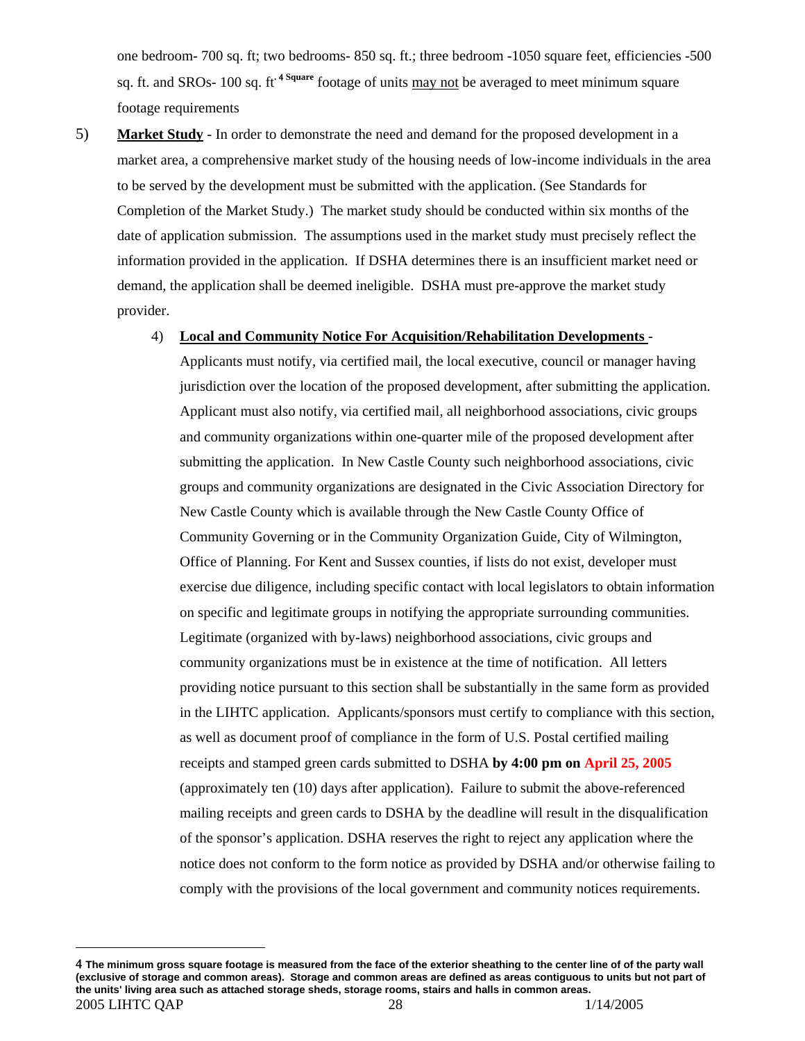one bedroom- 700 sq. ft; two bedrooms- 850 sq. ft.; three bedroom -1050 square feet, efficiencies -500 sq. ft. and SROs- 100 sq. ft.[4] Square footage of units may not be averaged to meet minimum square footage requirements

5) **Market Study** - In order to demonstrate the need and demand for the proposed development in a market area, a comprehensive market study of the housing needs of low-income individuals in the area to be served by the development must be submitted with the application. (See Standards for Completion of the Market Study.) The market study should be conducted within six months of the date of application submission. The assumptions used in the market study must precisely reflect the information provided in the application. If DSHA determines there is an insufficient market need or demand, the application shall be deemed ineligible. DSHA must pre-approve the market study provider.

4) **Local and Community Notice For Acquisition/Rehabilitation Developments** - Applicants must notify, via certified mail, the local executive, council or manager having jurisdiction over the location of the proposed development, after submitting the application. Applicant must also notify, via certified mail, all neighborhood associations, civic groups and community organizations within one-quarter mile of the proposed development after submitting the application. In New Castle County such neighborhood associations, civic groups and community organizations are designated in the Civic Association Directory for New Castle County which is available through the New Castle County Office of Community Governing or in the Community Organization Guide, City of Wilmington, Office of Planning. For Kent and Sussex counties, if lists do not exist, developer must exercise due diligence, including specific contact with local legislators to obtain information on specific and legitimate groups in notifying the appropriate surrounding communities. Legitimate (organized with by-laws) neighborhood associations, civic groups and community organizations must be in existence at the time of notification. All letters providing notice pursuant to this section shall be substantially in the same form as provided in the LIHTC application. Applicants/sponsors must certify to compliance with this section, as well as document proof of compliance in the form of U.S. Postal certified mailing receipts and stamped green cards submitted to DSHA **by 4:00 pm on April 25, 2005** (approximately ten (10) days after application). Failure to submit the above-referenced mailing receipts and green cards to DSHA by the deadline will result in the disqualification of the sponsor's application. DSHA reserves the right to reject any application where the notice does not conform to the form notice as provided by DSHA and/or otherwise failing to comply with the provisions of the local government and community notices requirements.

---

[4] **The minimum gross square footage is measured from the face of the exterior sheathing to the center line of of the party wall (exclusive of storage and common areas). Storage and common areas are defined as areas contiguous to units but not part of the units' living area such as attached storage sheds, storage rooms, stairs and halls in common areas.**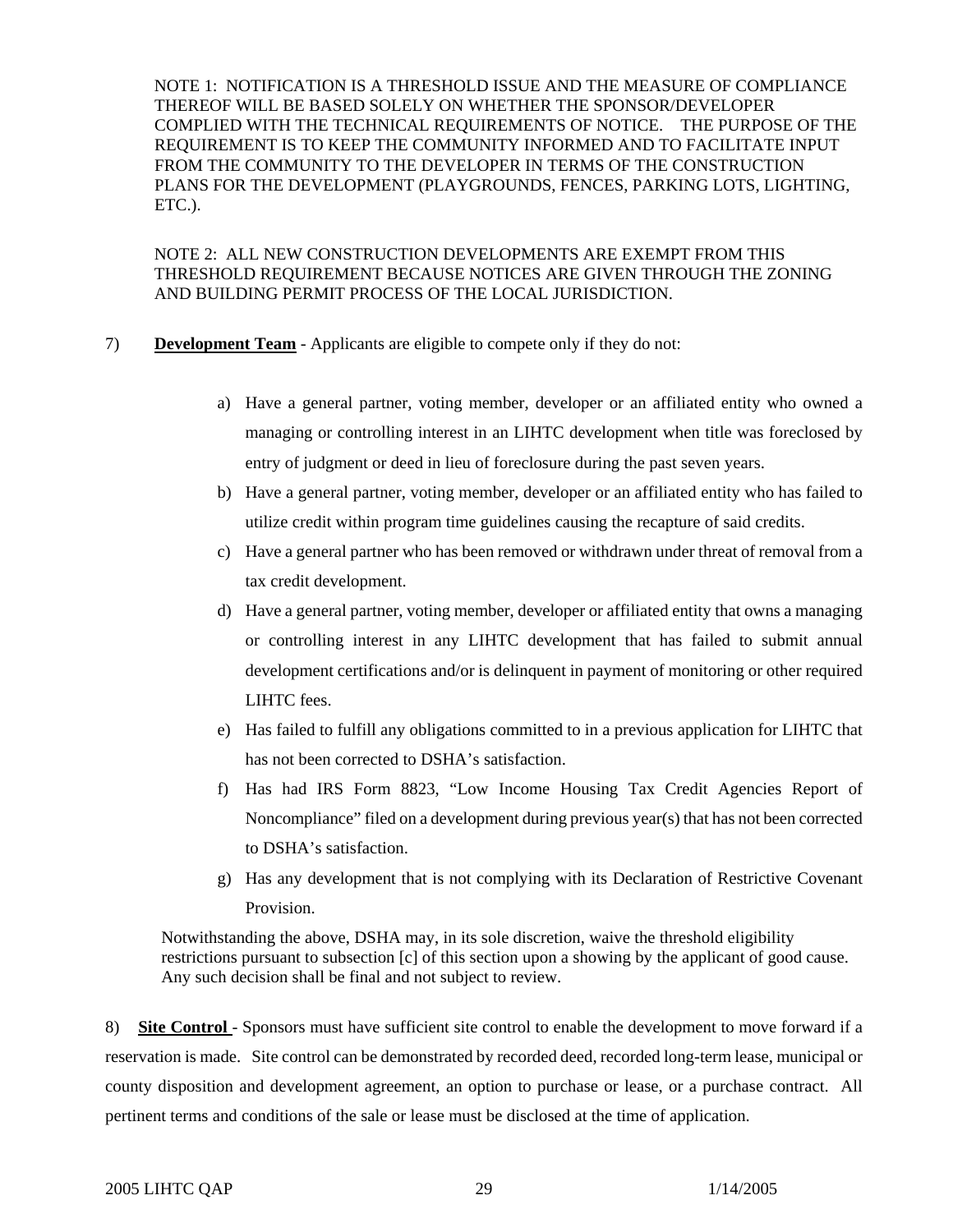NOTE 1: NOTIFICATION IS A THRESHOLD ISSUE AND THE MEASURE OF COMPLIANCE THEREOF WILL BE BASED SOLELY ON WHETHER THE SPONSOR/DEVELOPER COMPLIED WITH THE TECHNICAL REQUIREMENTS OF NOTICE. THE PURPOSE OF THE REQUIREMENT IS TO KEEP THE COMMUNITY INFORMED AND TO FACILITATE INPUT FROM THE COMMUNITY TO THE DEVELOPER IN TERMS OF THE CONSTRUCTION PLANS FOR THE DEVELOPMENT (PLAYGROUNDS, FENCES, PARKING LOTS, LIGHTING, ETC.).

NOTE 2: ALL NEW CONSTRUCTION DEVELOPMENTS ARE EXEMPT FROM THIS THRESHOLD REQUIREMENT BECAUSE NOTICES ARE GIVEN THROUGH THE ZONING AND BUILDING PERMIT PROCESS OF THE LOCAL JURISDICTION.

7) **Development Team** - Applicants are eligible to compete only if they do not:

a) Have a general partner, voting member, developer or an affiliated entity who owned a managing or controlling interest in an LIHTC development when title was foreclosed by entry of judgment or deed in lieu of foreclosure during the past seven years.

b) Have a general partner, voting member, developer or an affiliated entity who has failed to utilize credit within program time guidelines causing the recapture of said credits.

c) Have a general partner who has been removed or withdrawn under threat of removal from a tax credit development.

d) Have a general partner, voting member, developer or affiliated entity that owns a managing or controlling interest in any LIHTC development that has failed to submit annual development certifications and/or is delinquent in payment of monitoring or other required LIHTC fees.

e) Has failed to fulfill any obligations committed to in a previous application for LIHTC that has not been corrected to DSHA's satisfaction.

f) Has had IRS Form 8823, "Low Income Housing Tax Credit Agencies Report of Noncompliance" filed on a development during previous year(s) that has not been corrected to DSHA's satisfaction.

g) Has any development that is not complying with its Declaration of Restrictive Covenant Provision.

Notwithstanding the above, DSHA may, in its sole discretion, waive the threshold eligibility restrictions pursuant to subsection [c] of this section upon a showing by the applicant of good cause. Any such decision shall be final and not subject to review.

8) **Site Control** - Sponsors must have sufficient site control to enable the development to move forward if a reservation is made. Site control can be demonstrated by recorded deed, recorded long-term lease, municipal or county disposition and development agreement, an option to purchase or lease, or a purchase contract. All pertinent terms and conditions of the sale or lease must be disclosed at the time of application.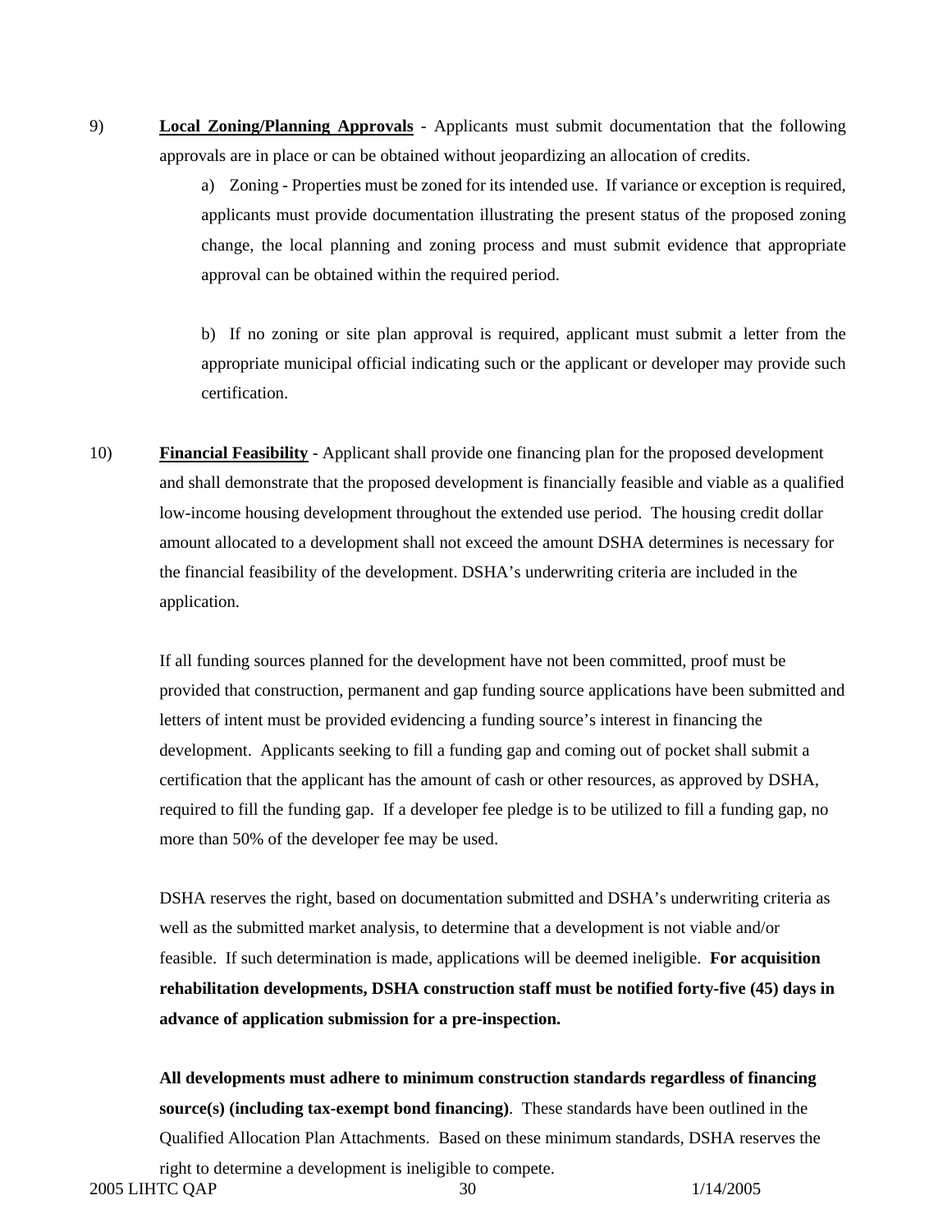9) **<u>Local Zoning/Planning Approvals</u>** - Applicants must submit documentation that the following approvals are in place or can be obtained without jeopardizing an allocation of credits.

   a) Zoning - Properties must be zoned for its intended use. If variance or exception is required, applicants must provide documentation illustrating the present status of the proposed zoning change, the local planning and zoning process and must submit evidence that appropriate approval can be obtained within the required period.

   b) If no zoning or site plan approval is required, applicant must submit a letter from the appropriate municipal official indicating such or the applicant or developer may provide such certification.

10) **<u>Financial Feasibility</u>** - Applicant shall provide one financing plan for the proposed development and shall demonstrate that the proposed development is financially feasible and viable as a qualified low-income housing development throughout the extended use period. The housing credit dollar amount allocated to a development shall not exceed the amount DSHA determines is necessary for the financial feasibility of the development. DSHA's underwriting criteria are included in the application.

    If all funding sources planned for the development have not been committed, proof must be provided that construction, permanent and gap funding source applications have been submitted and letters of intent must be provided evidencing a funding source's interest in financing the development. Applicants seeking to fill a funding gap and coming out of pocket shall submit a certification that the applicant has the amount of cash or other resources, as approved by DSHA, required to fill the funding gap. If a developer fee pledge is to be utilized to fill a funding gap, no more than 50% of the developer fee may be used.

    DSHA reserves the right, based on documentation submitted and DSHA's underwriting criteria as well as the submitted market analysis, to determine that a development is not viable and/or feasible. If such determination is made, applications will be deemed ineligible. **For acquisition rehabilitation developments, DSHA construction staff must be notified forty-five (45) days in advance of application submission for a pre-inspection.**

    **All developments must adhere to minimum construction standards regardless of financing source(s) (including tax-exempt bond financing)**. These standards have been outlined in the Qualified Allocation Plan Attachments. Based on these minimum standards, DSHA reserves the right to determine a development is ineligible to compete.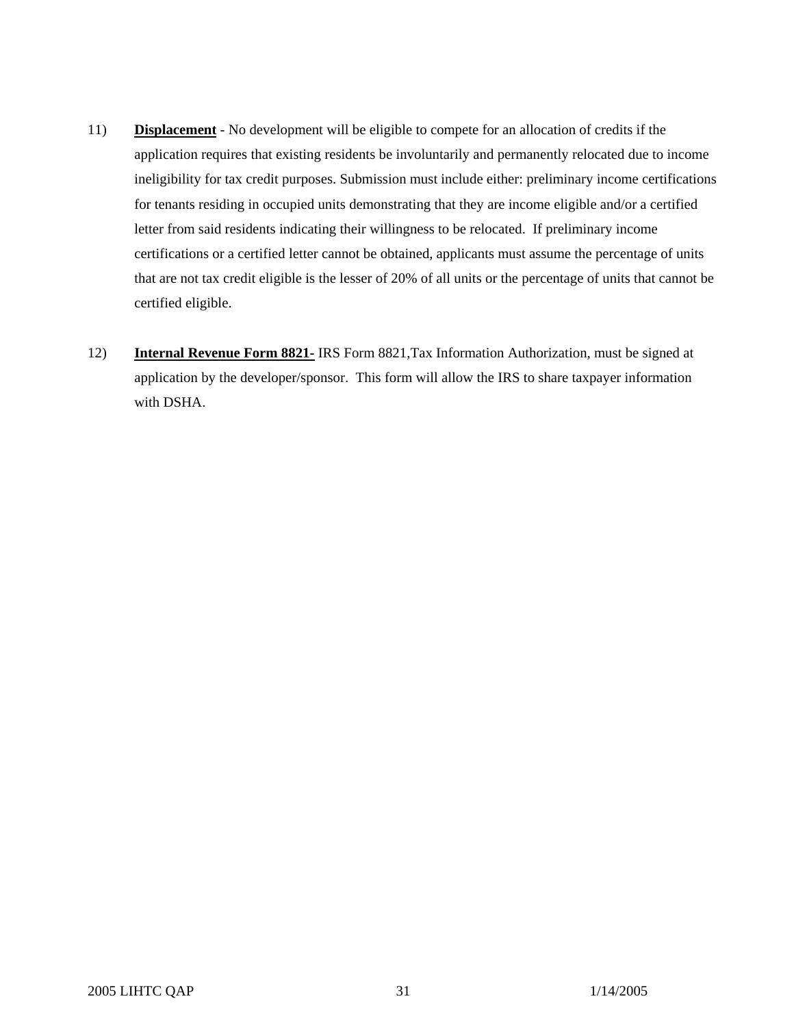11) **Displacement** - No development will be eligible to compete for an allocation of credits if the application requires that existing residents be involuntarily and permanently relocated due to income ineligibility for tax credit purposes. Submission must include either: preliminary income certifications for tenants residing in occupied units demonstrating that they are income eligible and/or a certified letter from said residents indicating their willingness to be relocated. If preliminary income certifications or a certified letter cannot be obtained, applicants must assume the percentage of units that are not tax credit eligible is the lesser of 20% of all units or the percentage of units that cannot be certified eligible.

12) **Internal Revenue Form 8821-** IRS Form 8821,Tax Information Authorization, must be signed at application by the developer/sponsor. This form will allow the IRS to share taxpayer information with DSHA.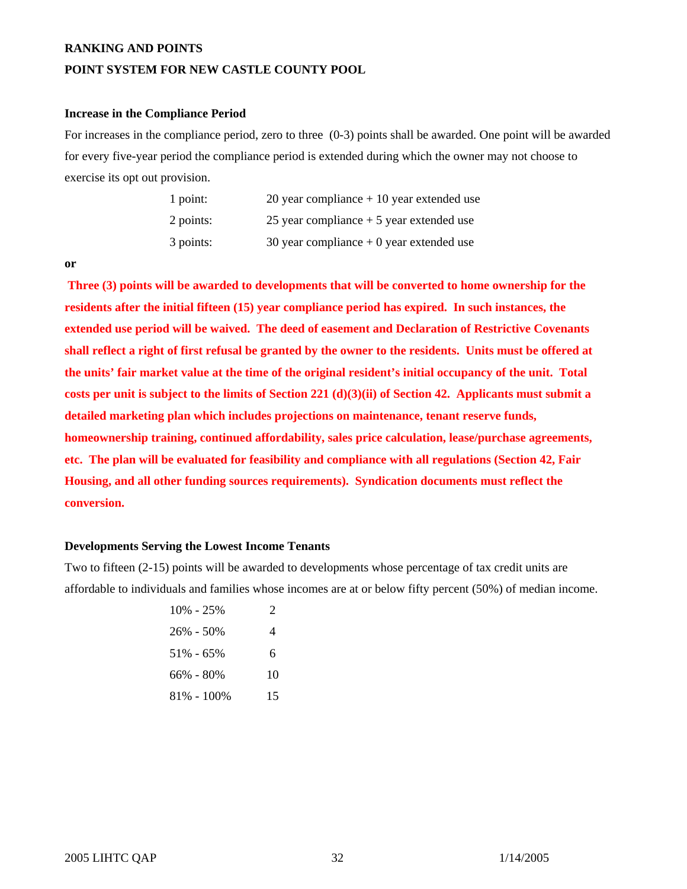**RANKING AND POINTS**

**POINT SYSTEM FOR NEW CASTLE COUNTY POOL**

**Increase in the Compliance Period**

For increases in the compliance period, zero to three (0-3) points shall be awarded. One point will be awarded for every five-year period the compliance period is extended during which the owner may not choose to exercise its opt out provision.

| | |
|---|---|
| 1 point: | 20 year compliance + 10 year extended use |
| 2 points: | 25 year compliance + 5 year extended use |
| 3 points: | 30 year compliance + 0 year extended use |

**or**

**Three (3) points will be awarded to developments that will be converted to home ownership for the residents after the initial fifteen (15) year compliance period has expired. In such instances, the extended use period will be waived. The deed of easement and Declaration of Restrictive Covenants shall reflect a right of first refusal be granted by the owner to the residents. Units must be offered at the units' fair market value at the time of the original resident's initial occupancy of the unit. Total costs per unit is subject to the limits of Section 221 (d)(3)(ii) of Section 42. Applicants must submit a detailed marketing plan which includes projections on maintenance, tenant reserve funds, homeownership training, continued affordability, sales price calculation, lease/purchase agreements, etc. The plan will be evaluated for feasibility and compliance with all regulations (Section 42, Fair Housing, and all other funding sources requirements). Syndication documents must reflect the conversion.**

**Developments Serving the Lowest Income Tenants**

Two to fifteen (2-15) points will be awarded to developments whose percentage of tax credit units are affordable to individuals and families whose incomes are at or below fifty percent (50%) of median income.

| | |
|---|---|
| 10% - 25% | 2 |
| 26% - 50% | 4 |
| 51% - 65% | 6 |
| 66% - 80% | 10 |
| 81% - 100% | 15 |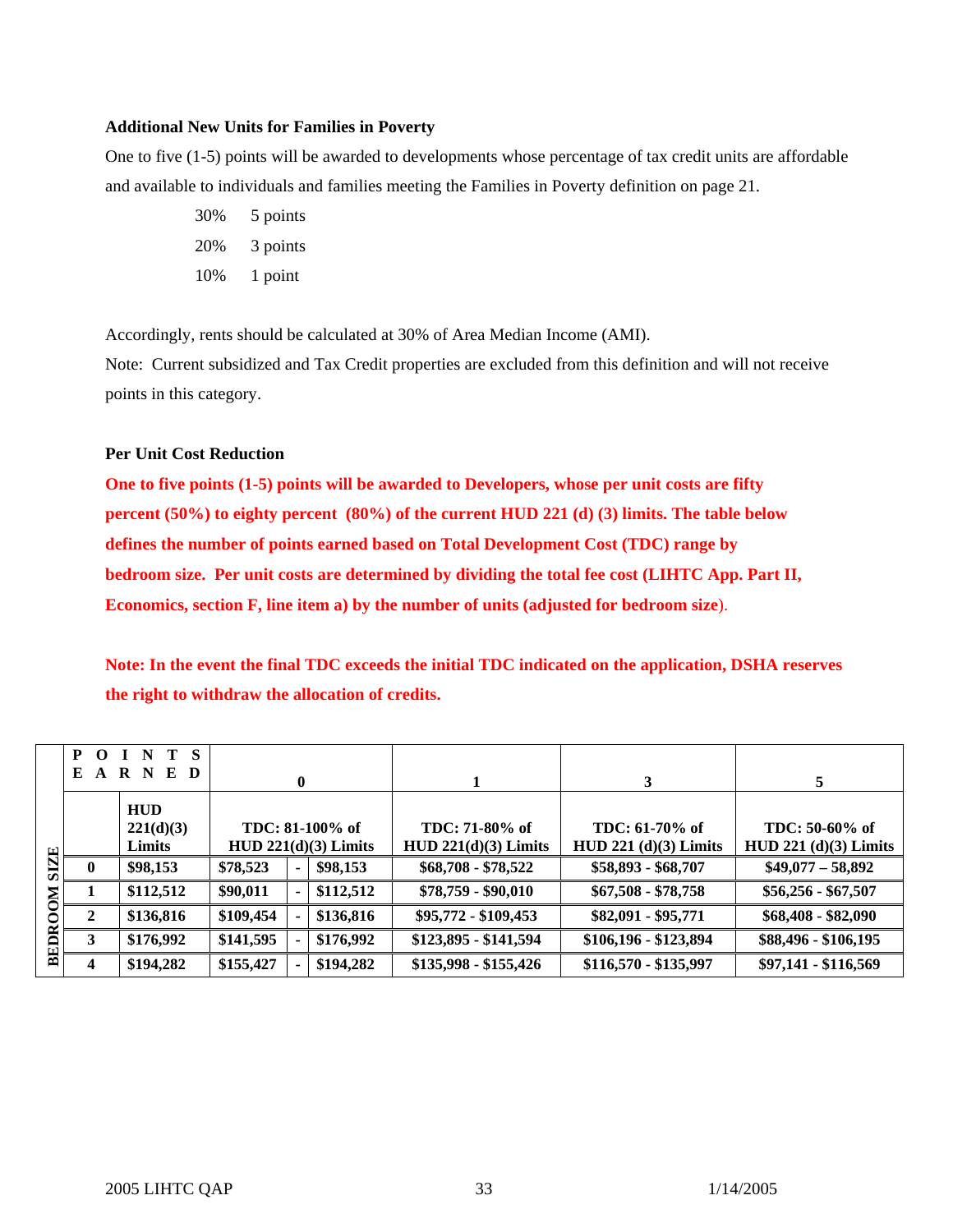**Additional New Units for Families in Poverty**

One to five (1-5) points will be awarded to developments whose percentage of tax credit units are affordable and available to individuals and families meeting the Families in Poverty definition on page 21.

30% 5 points

20% 3 points

10% 1 point

Accordingly, rents should be calculated at 30% of Area Median Income (AMI).

Note: Current subsidized and Tax Credit properties are excluded from this definition and will not receive points in this category.

**Per Unit Cost Reduction**

**One to five points (1-5) points will be awarded to Developers, whose per unit costs are fifty percent (50%) to eighty percent (80%) of the current HUD 221 (d) (3) limits. The table below defines the number of points earned based on Total Development Cost (TDC) range by bedroom size. Per unit costs are determined by dividing the total fee cost (LIHTC App. Part II, Economics, section F, line item a) by the number of units (adjusted for bedroom size).**

**Note: In the event the final TDC exceeds the initial TDC indicated on the application, DSHA reserves the right to withdraw the allocation of credits.**

| | POINTS EARNED | | 0 | | | 1 | 3 | 5 |
|---|---|---|---|---|---|---|---|---|
| | | **HUD 221(d)(3) Limits** | **TDC: 81-100% of HUD 221(d)(3) Limits** | | | **TDC: 71-80% of HUD 221(d)(3) Limits** | **TDC: 61-70% of HUD 221 (d)(3) Limits** | **TDC: 50-60% of HUD 221 (d)(3) Limits** |
| **BEDROOM SIZE** | **0** | **$98,153** | **$78,523** | **-** | **$98,153** | **$68,708 - $78,522** | **$58,893 - $68,707** | **$49,077 – 58,892** |
| | **1** | **$112,512** | **$90,011** | **-** | **$112,512** | **$78,759 - $90,010** | **$67,508 - $78,758** | **$56,256 - $67,507** |
| | **2** | **$136,816** | **$109,454** | **-** | **$136,816** | **$95,772 - $109,453** | **$82,091 - $95,771** | **$68,408 - $82,090** |
| | **3** | **$176,992** | **$141,595** | **-** | **$176,992** | **$123,895 - $141,594** | **$106,196 - $123,894** | **$88,496 - $106,195** |
| | **4** | **$194,282** | **$155,427** | **-** | **$194,282** | **$135,998 - $155,426** | **$116,570 - $135,997** | **$97,141 - $116,569** |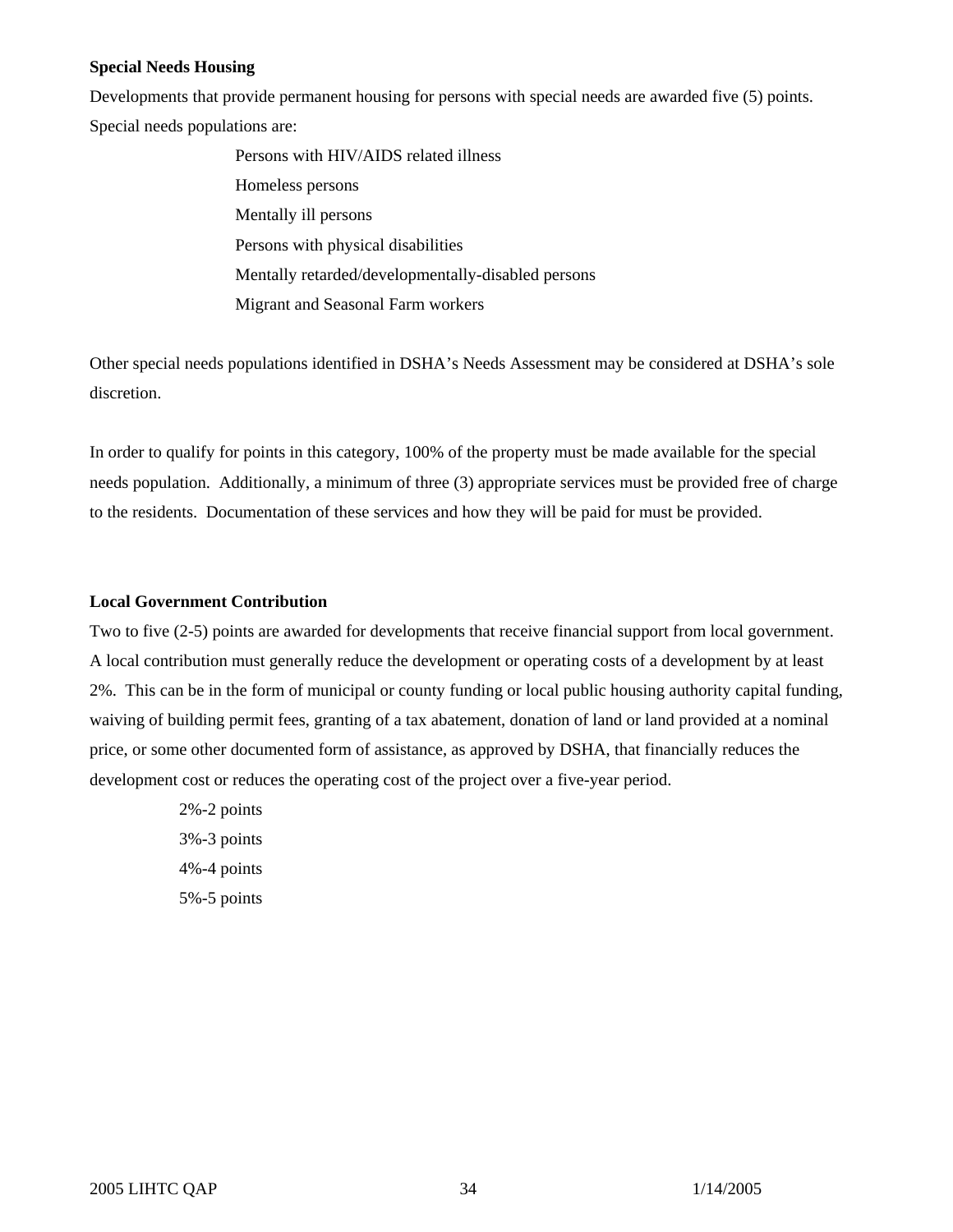**Special Needs Housing**

Developments that provide permanent housing for persons with special needs are awarded five (5) points. Special needs populations are:

Persons with HIV/AIDS related illness
Homeless persons
Mentally ill persons
Persons with physical disabilities
Mentally retarded/developmentally-disabled persons
Migrant and Seasonal Farm workers

Other special needs populations identified in DSHA's Needs Assessment may be considered at DSHA's sole discretion.

In order to qualify for points in this category, 100% of the property must be made available for the special needs population. Additionally, a minimum of three (3) appropriate services must be provided free of charge to the residents. Documentation of these services and how they will be paid for must be provided.

**Local Government Contribution**

Two to five (2-5) points are awarded for developments that receive financial support from local government. A local contribution must generally reduce the development or operating costs of a development by at least 2%. This can be in the form of municipal or county funding or local public housing authority capital funding, waiving of building permit fees, granting of a tax abatement, donation of land or land provided at a nominal price, or some other documented form of assistance, as approved by DSHA, that financially reduces the development cost or reduces the operating cost of the project over a five-year period.

2%-2 points
3%-3 points
4%-4 points
5%-5 points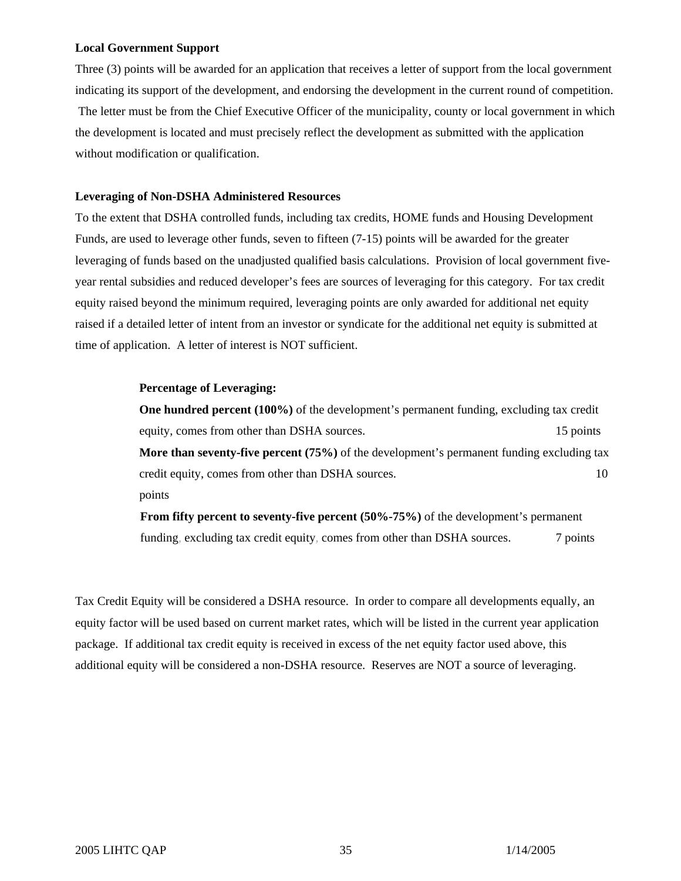**Local Government Support**

Three (3) points will be awarded for an application that receives a letter of support from the local government indicating its support of the development, and endorsing the development in the current round of competition. The letter must be from the Chief Executive Officer of the municipality, county or local government in which the development is located and must precisely reflect the development as submitted with the application without modification or qualification.

**Leveraging of Non-DSHA Administered Resources**

To the extent that DSHA controlled funds, including tax credits, HOME funds and Housing Development Funds, are used to leverage other funds, seven to fifteen (7-15) points will be awarded for the greater leveraging of funds based on the unadjusted qualified basis calculations. Provision of local government five-year rental subsidies and reduced developer's fees are sources of leveraging for this category. For tax credit equity raised beyond the minimum required, leveraging points are only awarded for additional net equity raised if a detailed letter of intent from an investor or syndicate for the additional net equity is submitted at time of application. A letter of interest is NOT sufficient.

**Percentage of Leveraging:**

**One hundred percent (100%)** of the development's permanent funding, excluding tax credit equity, comes from other than DSHA sources. 15 points

**More than seventy-five percent (75%)** of the development's permanent funding excluding tax credit equity, comes from other than DSHA sources. 10 points

**From fifty percent to seventy-five percent (50%-75%)** of the development's permanent funding, excluding tax credit equity, comes from other than DSHA sources. 7 points

Tax Credit Equity will be considered a DSHA resource. In order to compare all developments equally, an equity factor will be used based on current market rates, which will be listed in the current year application package. If additional tax credit equity is received in excess of the net equity factor used above, this additional equity will be considered a non-DSHA resource. Reserves are NOT a source of leveraging.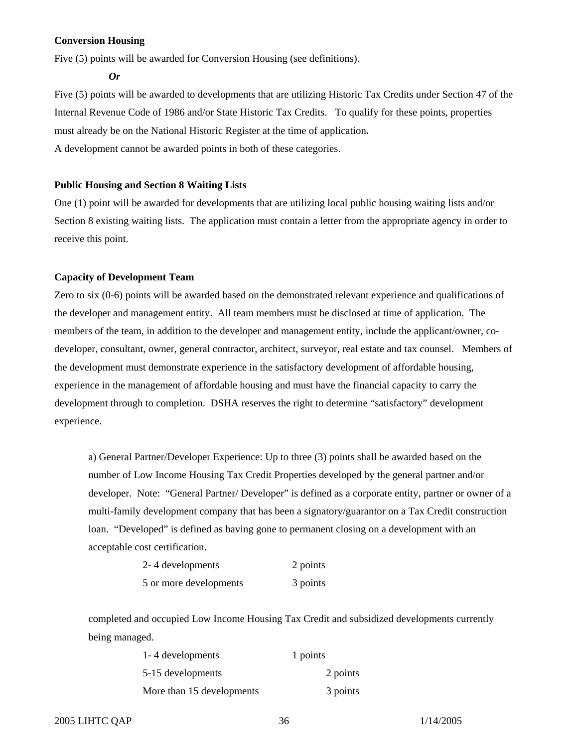**Conversion Housing**

Five (5) points will be awarded for Conversion Housing (see definitions).

***Or***

Five (5) points will be awarded to developments that are utilizing Historic Tax Credits under Section 47 of the Internal Revenue Code of 1986 and/or State Historic Tax Credits. To qualify for these points, properties must already be on the National Historic Register at the time of application**.**

A development cannot be awarded points in both of these categories.

**Public Housing and Section 8 Waiting Lists**

One (1) point will be awarded for developments that are utilizing local public housing waiting lists and/or Section 8 existing waiting lists. The application must contain a letter from the appropriate agency in order to receive this point.

**Capacity of Development Team**

Zero to six (0-6) points will be awarded based on the demonstrated relevant experience and qualifications of the developer and management entity. All team members must be disclosed at time of application. The members of the team, in addition to the developer and management entity, include the applicant/owner, co-developer, consultant, owner, general contractor, architect, surveyor, real estate and tax counsel. Members of the development must demonstrate experience in the satisfactory development of affordable housing, experience in the management of affordable housing and must have the financial capacity to carry the development through to completion. DSHA reserves the right to determine "satisfactory" development experience.

a) General Partner/Developer Experience: Up to three (3) points shall be awarded based on the number of Low Income Housing Tax Credit Properties developed by the general partner and/or developer. Note: "General Partner/ Developer" is defined as a corporate entity, partner or owner of a multi-family development company that has been a signatory/guarantor on a Tax Credit construction loan. "Developed" is defined as having gone to permanent closing on a development with an acceptable cost certification.

| | |
|---|---|
| 2- 4 developments | 2 points |
| 5 or more developments | 3 points |

completed and occupied Low Income Housing Tax Credit and subsidized developments currently being managed.

| | |
|---|---|
| 1- 4 developments | 1 points |
| 5-15 developments | 2 points |
| More than 15 developments | 3 points |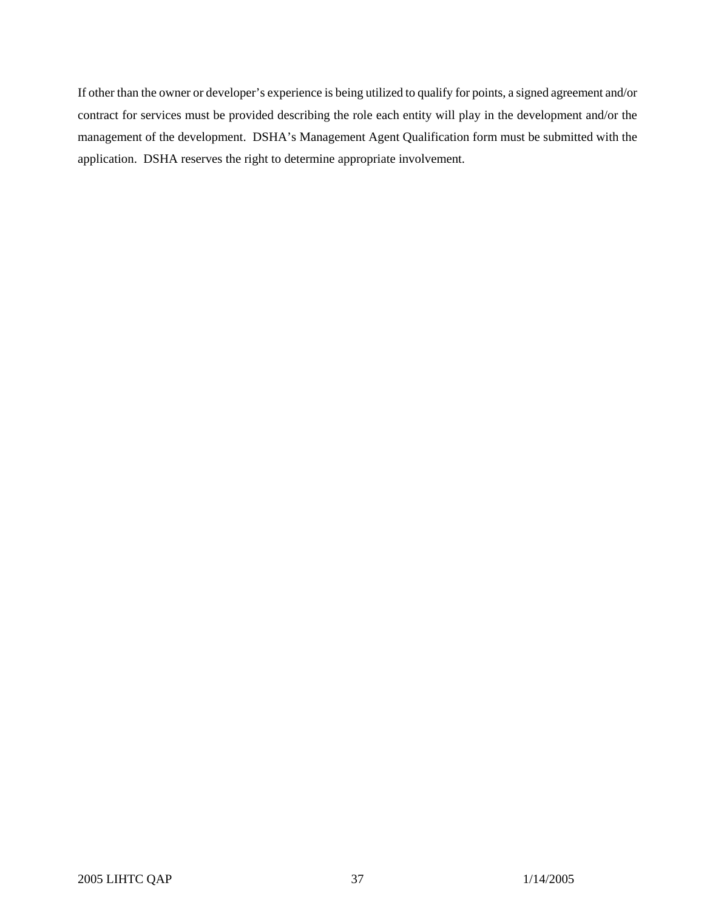If other than the owner or developer’s experience is being utilized to qualify for points, a signed agreement and/or contract for services must be provided describing the role each entity will play in the development and/or the management of the development. DSHA’s Management Agent Qualification form must be submitted with the application. DSHA reserves the right to determine appropriate involvement.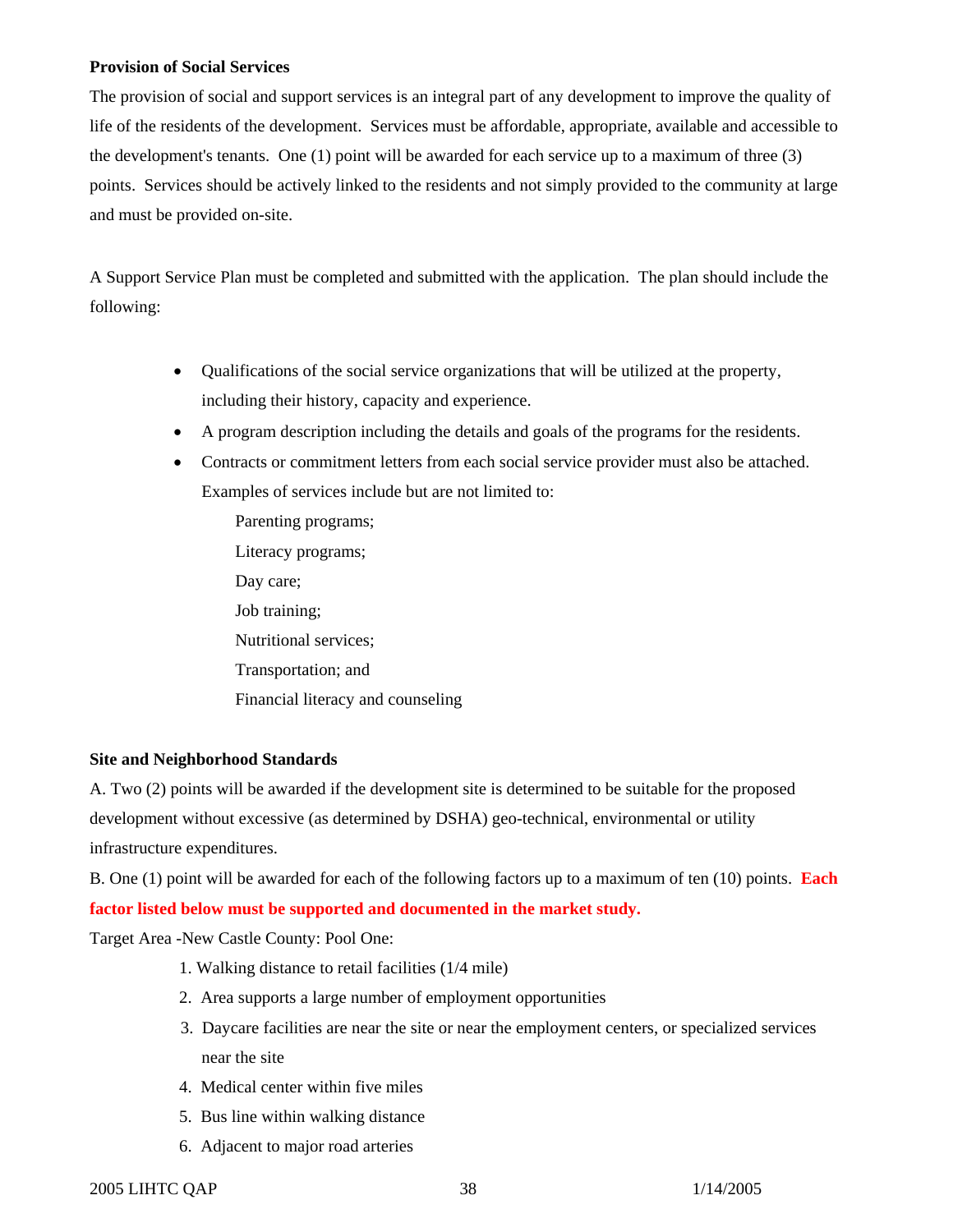**Provision of Social Services**

The provision of social and support services is an integral part of any development to improve the quality of life of the residents of the development. Services must be affordable, appropriate, available and accessible to the development's tenants. One (1) point will be awarded for each service up to a maximum of three (3) points. Services should be actively linked to the residents and not simply provided to the community at large and must be provided on-site.

A Support Service Plan must be completed and submitted with the application. The plan should include the following:

- Qualifications of the social service organizations that will be utilized at the property, including their history, capacity and experience.
- A program description including the details and goals of the programs for the residents.
- Contracts or commitment letters from each social service provider must also be attached. Examples of services include but are not limited to:

  Parenting programs;
  Literacy programs;
  Day care;
  Job training;
  Nutritional services;
  Transportation; and
  Financial literacy and counseling

**Site and Neighborhood Standards**

A. Two (2) points will be awarded if the development site is determined to be suitable for the proposed development without excessive (as determined by DSHA) geo-technical, environmental or utility infrastructure expenditures.

B. One (1) point will be awarded for each of the following factors up to a maximum of ten (10) points. **Each factor listed below must be supported and documented in the market study.**

Target Area -New Castle County: Pool One:

1. Walking distance to retail facilities (1/4 mile)
2. Area supports a large number of employment opportunities
3. Daycare facilities are near the site or near the employment centers, or specialized services near the site
4. Medical center within five miles
5. Bus line within walking distance
6. Adjacent to major road arteries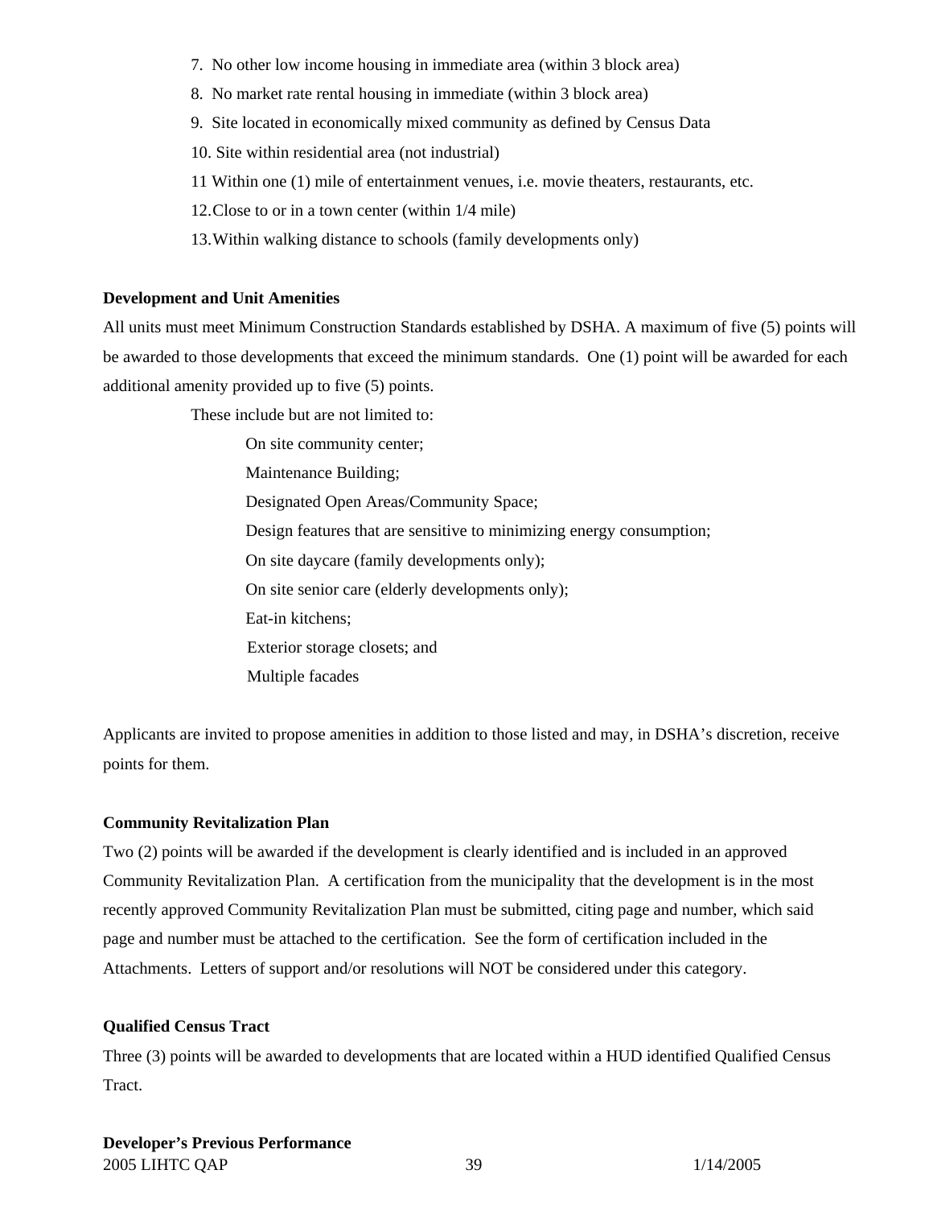7. No other low income housing in immediate area (within 3 block area)
8. No market rate rental housing in immediate (within 3 block area)
9. Site located in economically mixed community as defined by Census Data
10. Site within residential area (not industrial)
11 Within one (1) mile of entertainment venues, i.e. movie theaters, restaurants, etc.
12. Close to or in a town center (within 1/4 mile)
13. Within walking distance to schools (family developments only)

**Development and Unit Amenities**

All units must meet Minimum Construction Standards established by DSHA. A maximum of five (5) points will be awarded to those developments that exceed the minimum standards. One (1) point will be awarded for each additional amenity provided up to five (5) points.

These include but are not limited to:

On site community center;
Maintenance Building;
Designated Open Areas/Community Space;
Design features that are sensitive to minimizing energy consumption;
On site daycare (family developments only);
On site senior care (elderly developments only);
Eat-in kitchens;
Exterior storage closets; and
Multiple facades

Applicants are invited to propose amenities in addition to those listed and may, in DSHA's discretion, receive points for them.

**Community Revitalization Plan**

Two (2) points will be awarded if the development is clearly identified and is included in an approved Community Revitalization Plan. A certification from the municipality that the development is in the most recently approved Community Revitalization Plan must be submitted, citing page and number, which said page and number must be attached to the certification. See the form of certification included in the Attachments. Letters of support and/or resolutions will NOT be considered under this category.

**Qualified Census Tract**

Three (3) points will be awarded to developments that are located within a HUD identified Qualified Census Tract.

**Developer's Previous Performance**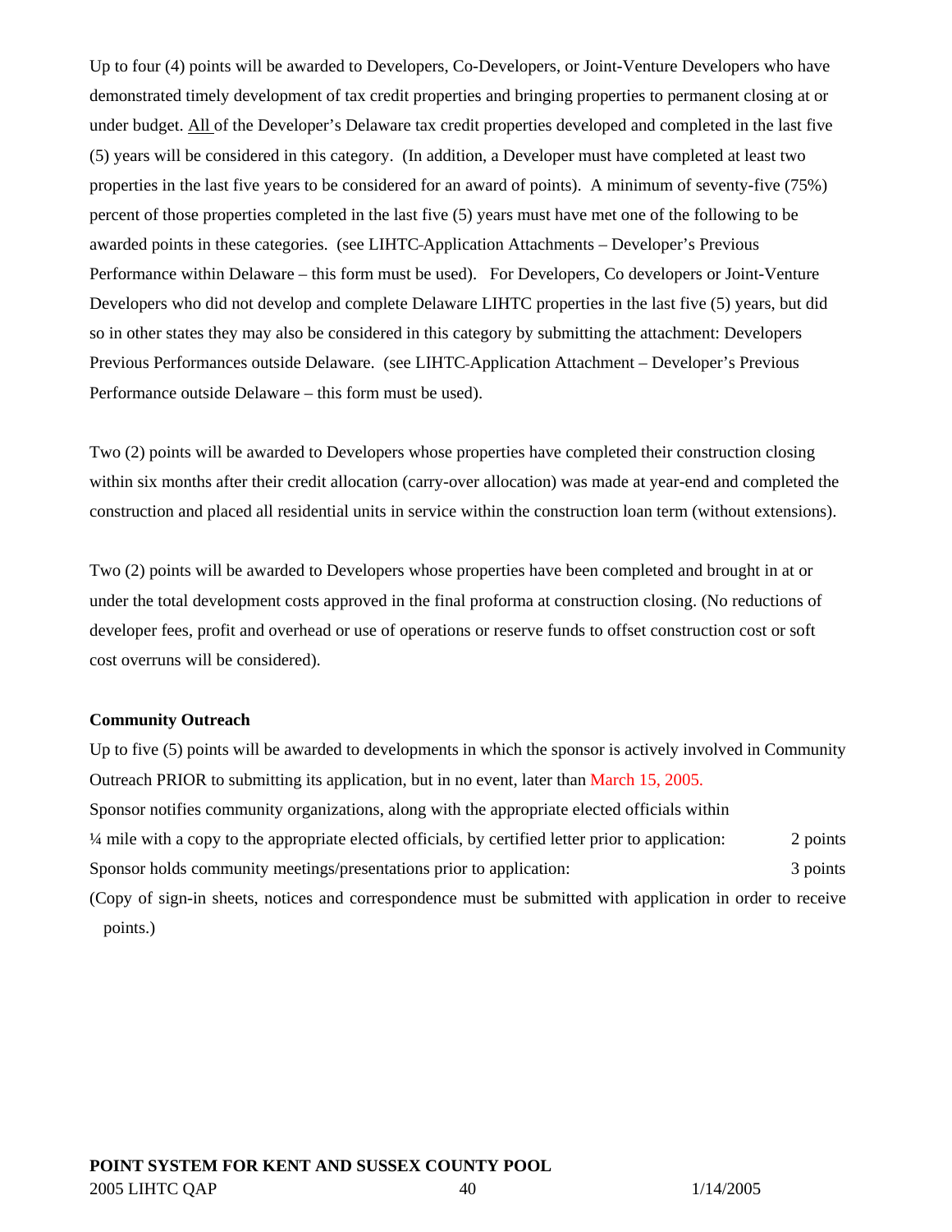Up to four (4) points will be awarded to Developers, Co-Developers, or Joint-Venture Developers who have demonstrated timely development of tax credit properties and bringing properties to permanent closing at or under budget. All of the Developer's Delaware tax credit properties developed and completed in the last five (5) years will be considered in this category. (In addition, a Developer must have completed at least two properties in the last five years to be considered for an award of points). A minimum of seventy-five (75%) percent of those properties completed in the last five (5) years must have met one of the following to be awarded points in these categories. (see LIHTC-Application Attachments – Developer's Previous Performance within Delaware – this form must be used). For Developers, Co developers or Joint-Venture Developers who did not develop and complete Delaware LIHTC properties in the last five (5) years, but did so in other states they may also be considered in this category by submitting the attachment: Developers Previous Performances outside Delaware. (see LIHTC-Application Attachment – Developer's Previous Performance outside Delaware – this form must be used).

Two (2) points will be awarded to Developers whose properties have completed their construction closing within six months after their credit allocation (carry-over allocation) was made at year-end and completed the construction and placed all residential units in service within the construction loan term (without extensions).

Two (2) points will be awarded to Developers whose properties have been completed and brought in at or under the total development costs approved in the final proforma at construction closing. (No reductions of developer fees, profit and overhead or use of operations or reserve funds to offset construction cost or soft cost overruns will be considered).

**Community Outreach**

Up to five (5) points will be awarded to developments in which the sponsor is actively involved in Community Outreach PRIOR to submitting its application, but in no event, later than March 15, 2005.

Sponsor notifies community organizations, along with the appropriate elected officials within ¼ mile with a copy to the appropriate elected officials, by certified letter prior to application: 2 points

Sponsor holds community meetings/presentations prior to application: 3 points

(Copy of sign-in sheets, notices and correspondence must be submitted with application in order to receive points.)

**POINT SYSTEM FOR KENT AND SUSSEX COUNTY POOL**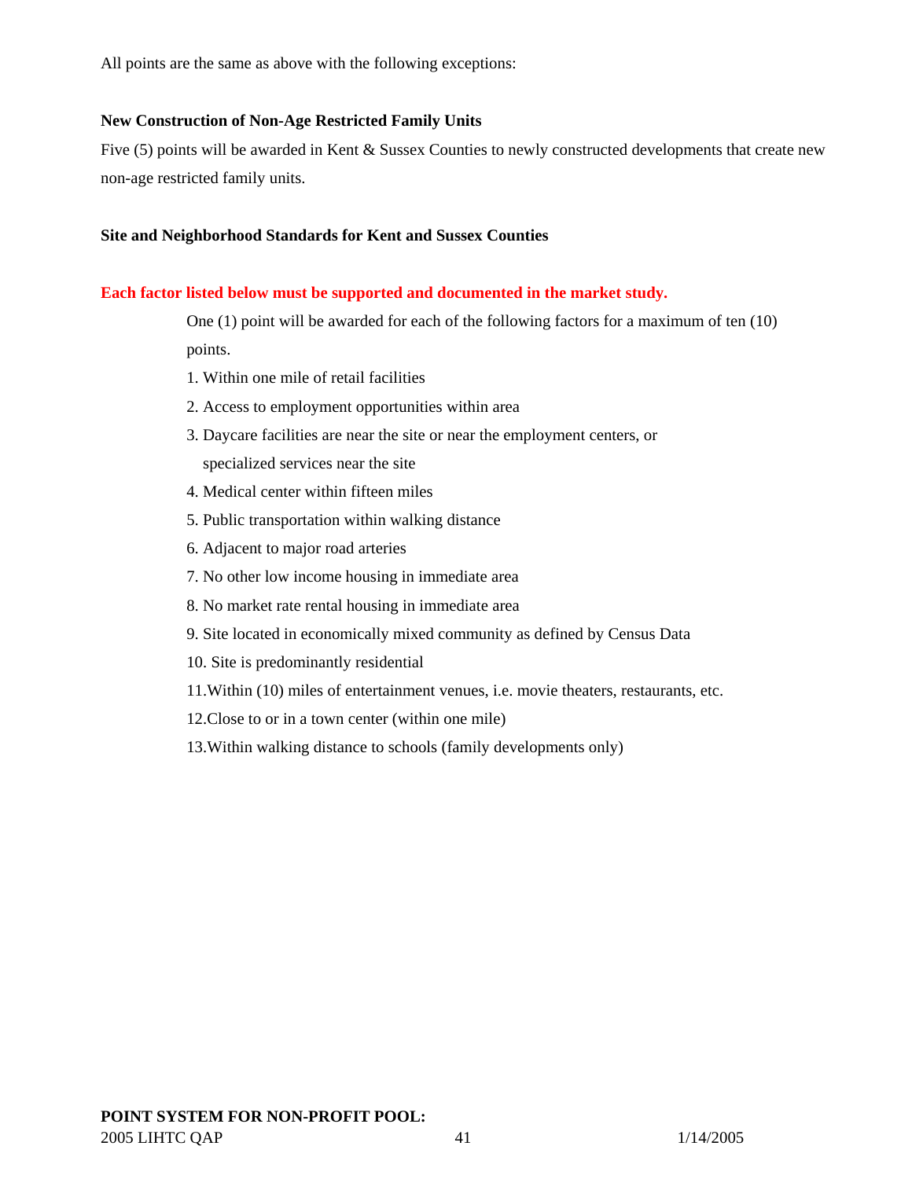All points are the same as above with the following exceptions:

**New Construction of Non-Age Restricted Family Units**

Five (5) points will be awarded in Kent & Sussex Counties to newly constructed developments that create new non-age restricted family units.

**Site and Neighborhood Standards for Kent and Sussex Counties**

**Each factor listed below must be supported and documented in the market study.**

One (1) point will be awarded for each of the following factors for a maximum of ten (10) points.

1. Within one mile of retail facilities
2. Access to employment opportunities within area
3. Daycare facilities are near the site or near the employment centers, or specialized services near the site
4. Medical center within fifteen miles
5. Public transportation within walking distance
6. Adjacent to major road arteries
7. No other low income housing in immediate area
8. No market rate rental housing in immediate area
9. Site located in economically mixed community as defined by Census Data
10. Site is predominantly residential
11. Within (10) miles of entertainment venues, i.e. movie theaters, restaurants, etc.
12. Close to or in a town center (within one mile)
13. Within walking distance to schools (family developments only)

**POINT SYSTEM FOR NON-PROFIT POOL:**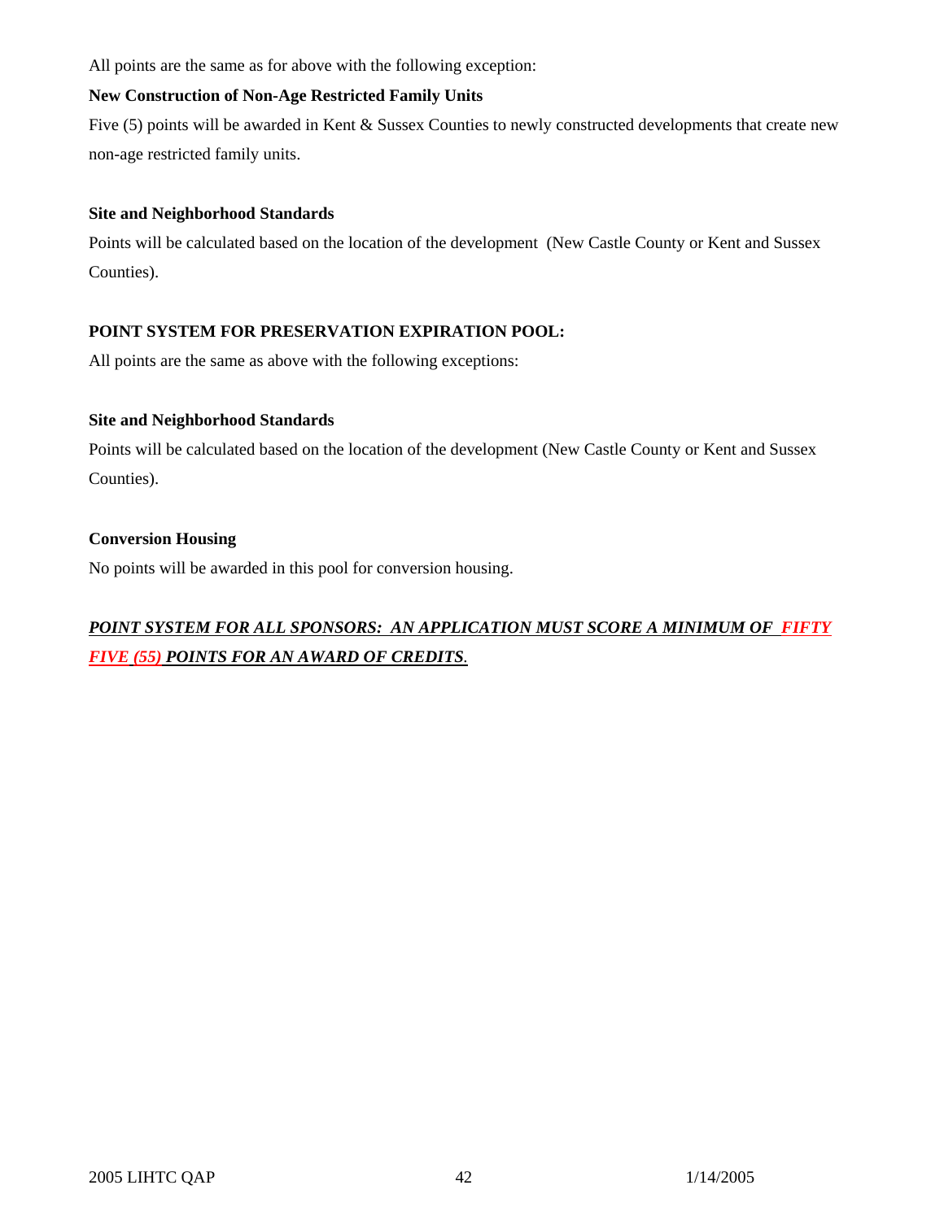All points are the same as for above with the following exception:

**New Construction of Non-Age Restricted Family Units**

Five (5) points will be awarded in Kent & Sussex Counties to newly constructed developments that create new non-age restricted family units.

**Site and Neighborhood Standards**

Points will be calculated based on the location of the development (New Castle County or Kent and Sussex Counties).

**POINT SYSTEM FOR PRESERVATION EXPIRATION POOL:**

All points are the same as above with the following exceptions:

**Site and Neighborhood Standards**

Points will be calculated based on the location of the development (New Castle County or Kent and Sussex Counties).

**Conversion Housing**

No points will be awarded in this pool for conversion housing.

***POINT SYSTEM FOR ALL SPONSORS: AN APPLICATION MUST SCORE A MINIMUM OF FIFTY FIVE (55) POINTS FOR AN AWARD OF CREDITS.***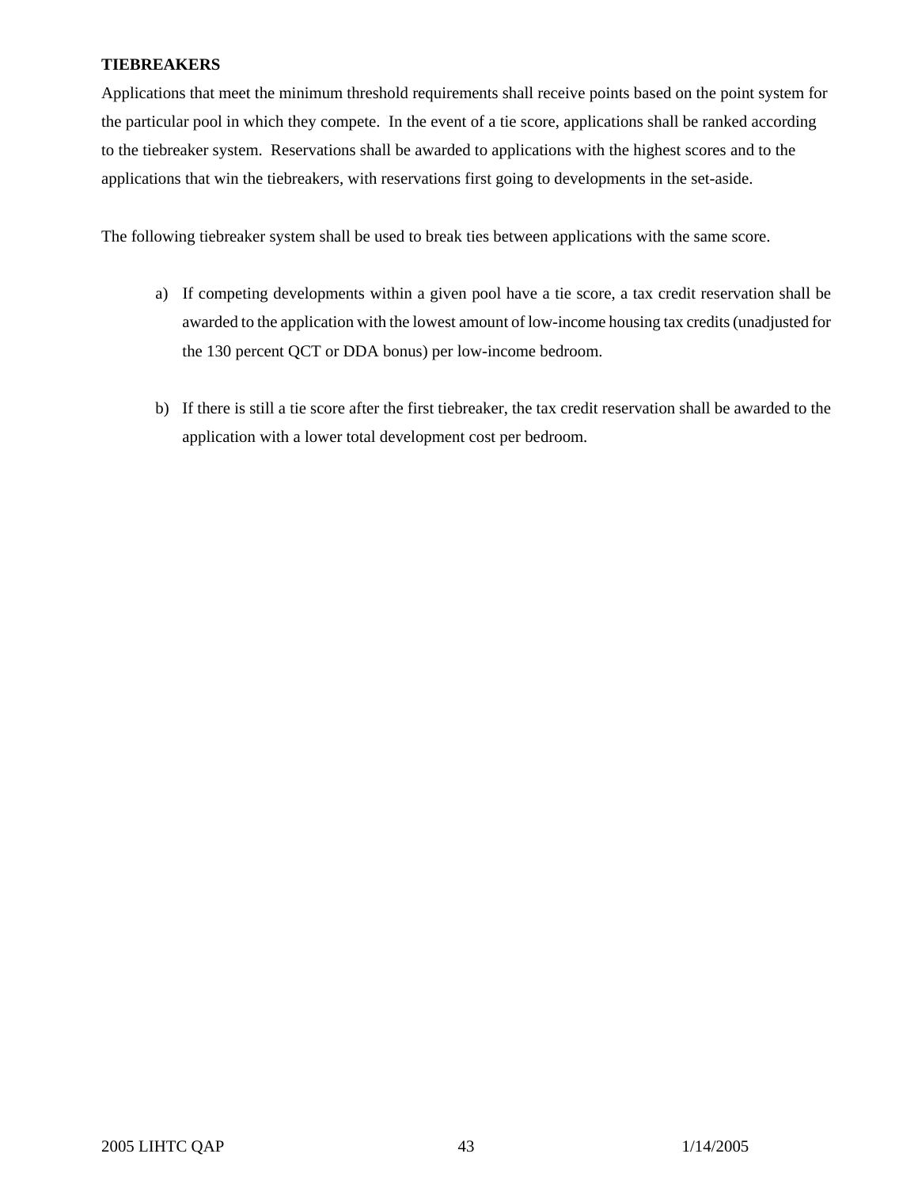**TIEBREAKERS**

Applications that meet the minimum threshold requirements shall receive points based on the point system for the particular pool in which they compete. In the event of a tie score, applications shall be ranked according to the tiebreaker system. Reservations shall be awarded to applications with the highest scores and to the applications that win the tiebreakers, with reservations first going to developments in the set-aside.

The following tiebreaker system shall be used to break ties between applications with the same score.

a) If competing developments within a given pool have a tie score, a tax credit reservation shall be awarded to the application with the lowest amount of low-income housing tax credits (unadjusted for the 130 percent QCT or DDA bonus) per low-income bedroom.

b) If there is still a tie score after the first tiebreaker, the tax credit reservation shall be awarded to the application with a lower total development cost per bedroom.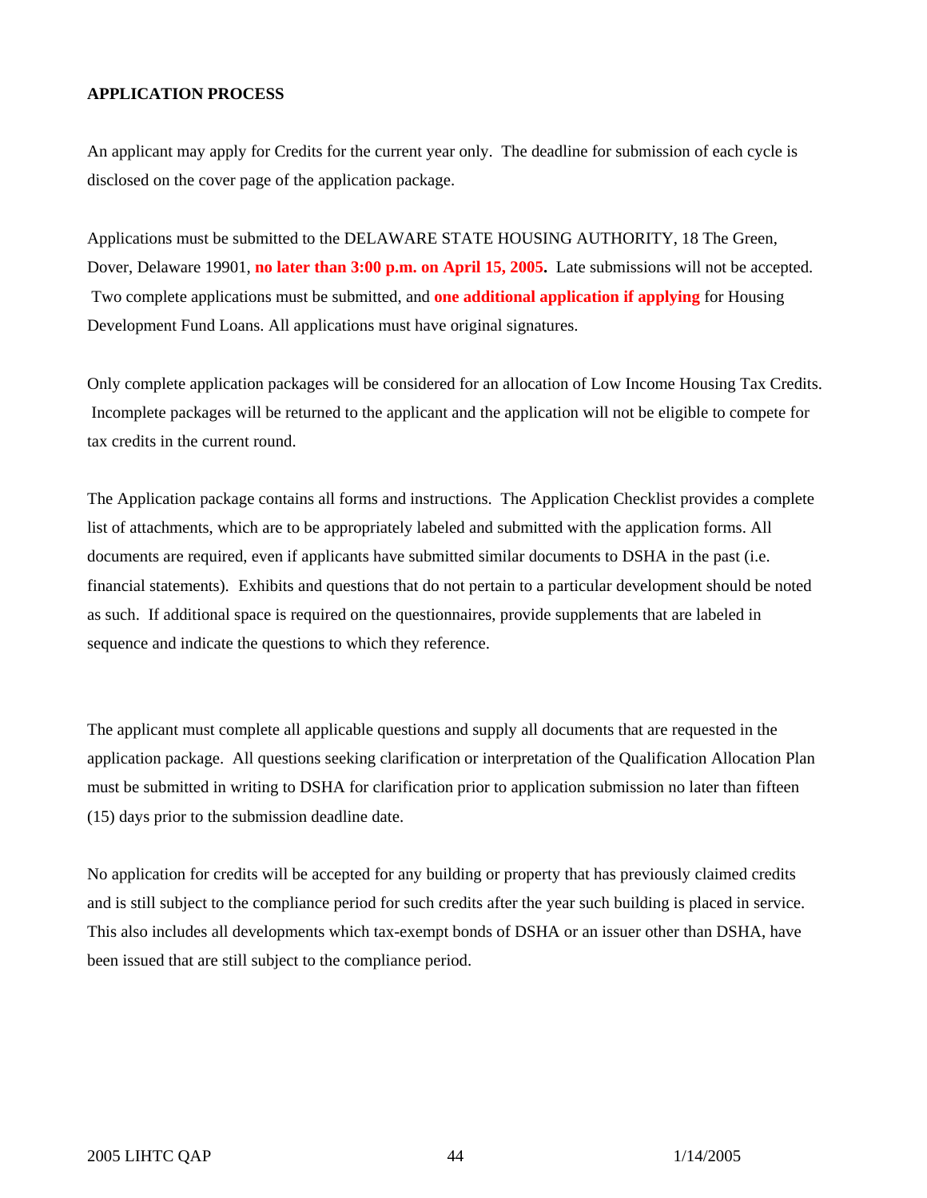## APPLICATION PROCESS

An applicant may apply for Credits for the current year only. The deadline for submission of each cycle is disclosed on the cover page of the application package.

Applications must be submitted to the DELAWARE STATE HOUSING AUTHORITY, 18 The Green, Dover, Delaware 19901, **no later than 3:00 p.m. on April 15, 2005.** Late submissions will not be accepted. Two complete applications must be submitted, and **one additional application if applying** for Housing Development Fund Loans. All applications must have original signatures.

Only complete application packages will be considered for an allocation of Low Income Housing Tax Credits. Incomplete packages will be returned to the applicant and the application will not be eligible to compete for tax credits in the current round.

The Application package contains all forms and instructions. The Application Checklist provides a complete list of attachments, which are to be appropriately labeled and submitted with the application forms. All documents are required, even if applicants have submitted similar documents to DSHA in the past (i.e. financial statements). Exhibits and questions that do not pertain to a particular development should be noted as such. If additional space is required on the questionnaires, provide supplements that are labeled in sequence and indicate the questions to which they reference.

The applicant must complete all applicable questions and supply all documents that are requested in the application package. All questions seeking clarification or interpretation of the Qualification Allocation Plan must be submitted in writing to DSHA for clarification prior to application submission no later than fifteen (15) days prior to the submission deadline date.

No application for credits will be accepted for any building or property that has previously claimed credits and is still subject to the compliance period for such credits after the year such building is placed in service. This also includes all developments which tax-exempt bonds of DSHA or an issuer other than DSHA, have been issued that are still subject to the compliance period.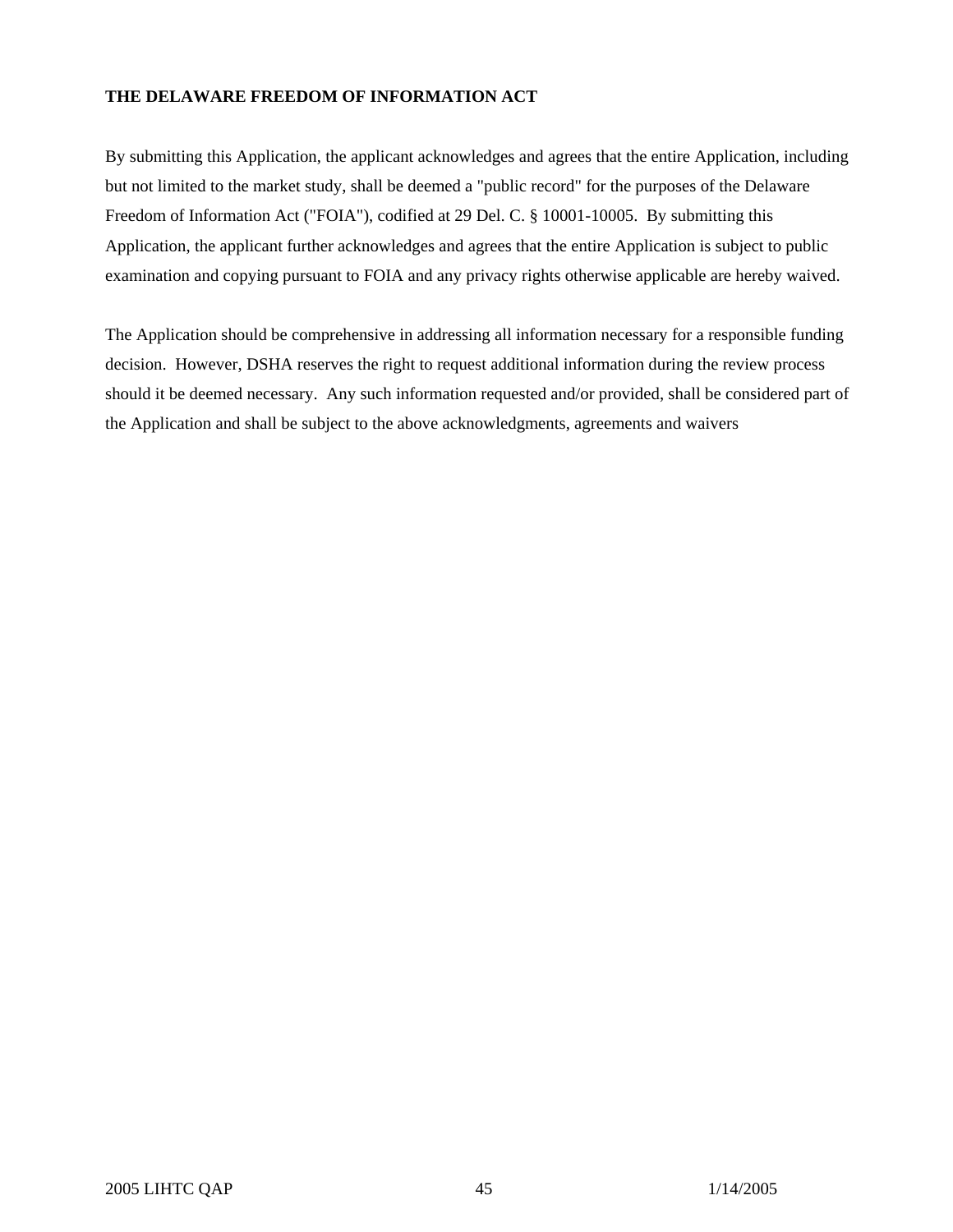**THE DELAWARE FREEDOM OF INFORMATION ACT**

By submitting this Application, the applicant acknowledges and agrees that the entire Application, including but not limited to the market study, shall be deemed a "public record" for the purposes of the Delaware Freedom of Information Act ("FOIA"), codified at 29 Del. C. § 10001-10005. By submitting this Application, the applicant further acknowledges and agrees that the entire Application is subject to public examination and copying pursuant to FOIA and any privacy rights otherwise applicable are hereby waived.

The Application should be comprehensive in addressing all information necessary for a responsible funding decision. However, DSHA reserves the right to request additional information during the review process should it be deemed necessary. Any such information requested and/or provided, shall be considered part of the Application and shall be subject to the above acknowledgments, agreements and waivers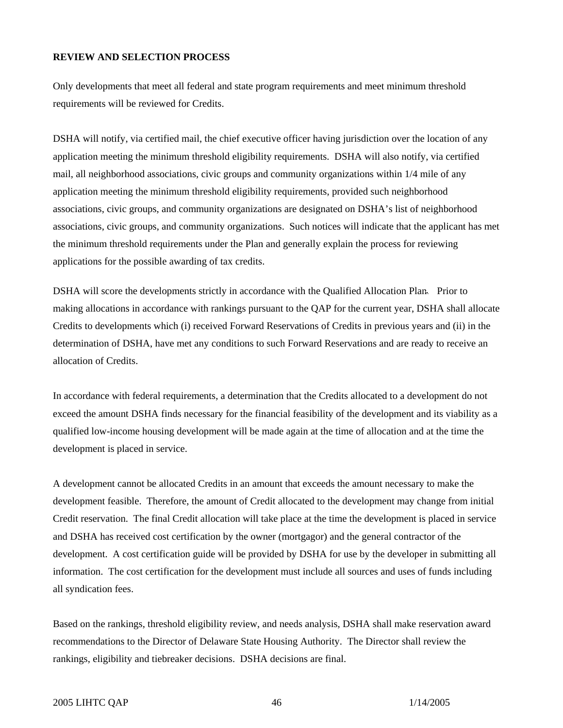**REVIEW AND SELECTION PROCESS**

Only developments that meet all federal and state program requirements and meet minimum threshold requirements will be reviewed for Credits.

DSHA will notify, via certified mail, the chief executive officer having jurisdiction over the location of any application meeting the minimum threshold eligibility requirements. DSHA will also notify, via certified mail, all neighborhood associations, civic groups and community organizations within 1/4 mile of any application meeting the minimum threshold eligibility requirements, provided such neighborhood associations, civic groups, and community organizations are designated on DSHA's list of neighborhood associations, civic groups, and community organizations. Such notices will indicate that the applicant has met the minimum threshold requirements under the Plan and generally explain the process for reviewing applications for the possible awarding of tax credits.

DSHA will score the developments strictly in accordance with the Qualified Allocation Plan. Prior to making allocations in accordance with rankings pursuant to the QAP for the current year, DSHA shall allocate Credits to developments which (i) received Forward Reservations of Credits in previous years and (ii) in the determination of DSHA, have met any conditions to such Forward Reservations and are ready to receive an allocation of Credits.

In accordance with federal requirements, a determination that the Credits allocated to a development do not exceed the amount DSHA finds necessary for the financial feasibility of the development and its viability as a qualified low-income housing development will be made again at the time of allocation and at the time the development is placed in service.

A development cannot be allocated Credits in an amount that exceeds the amount necessary to make the development feasible. Therefore, the amount of Credit allocated to the development may change from initial Credit reservation. The final Credit allocation will take place at the time the development is placed in service and DSHA has received cost certification by the owner (mortgagor) and the general contractor of the development. A cost certification guide will be provided by DSHA for use by the developer in submitting all information. The cost certification for the development must include all sources and uses of funds including all syndication fees.

Based on the rankings, threshold eligibility review, and needs analysis, DSHA shall make reservation award recommendations to the Director of Delaware State Housing Authority. The Director shall review the rankings, eligibility and tiebreaker decisions. DSHA decisions are final.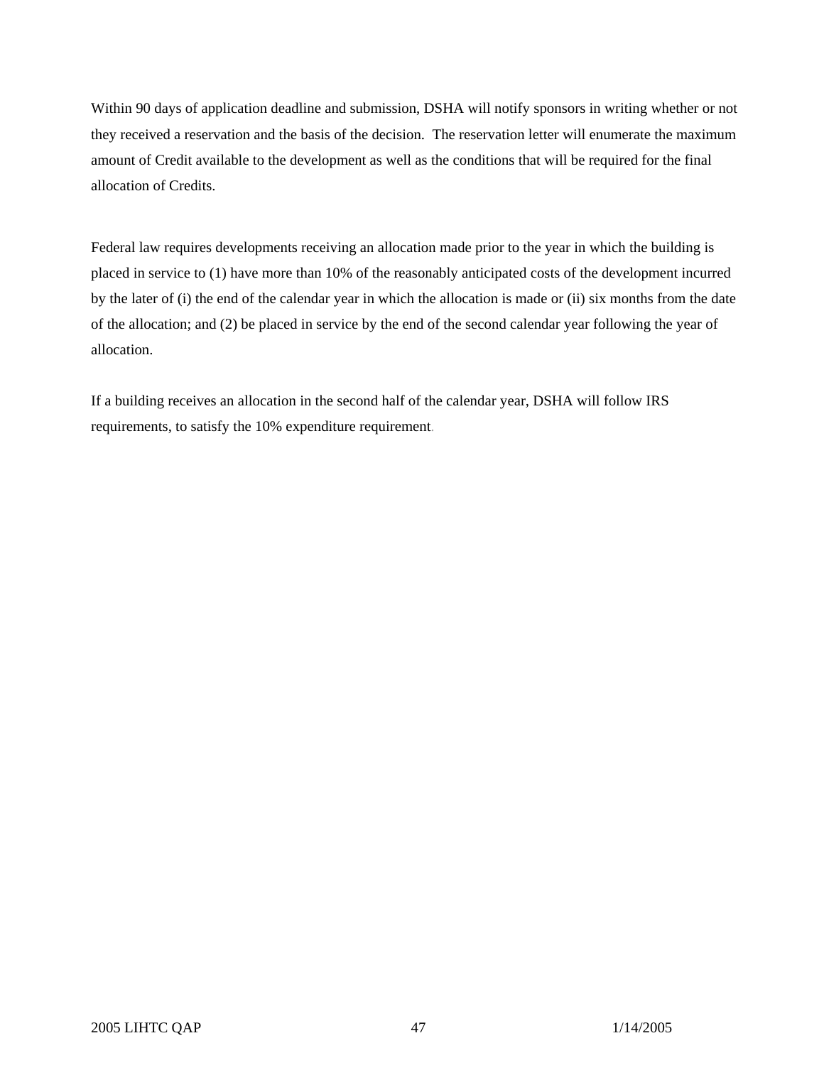Within 90 days of application deadline and submission, DSHA will notify sponsors in writing whether or not they received a reservation and the basis of the decision. The reservation letter will enumerate the maximum amount of Credit available to the development as well as the conditions that will be required for the final allocation of Credits.

Federal law requires developments receiving an allocation made prior to the year in which the building is placed in service to (1) have more than 10% of the reasonably anticipated costs of the development incurred by the later of (i) the end of the calendar year in which the allocation is made or (ii) six months from the date of the allocation; and (2) be placed in service by the end of the second calendar year following the year of allocation.

If a building receives an allocation in the second half of the calendar year, DSHA will follow IRS requirements, to satisfy the 10% expenditure requirement.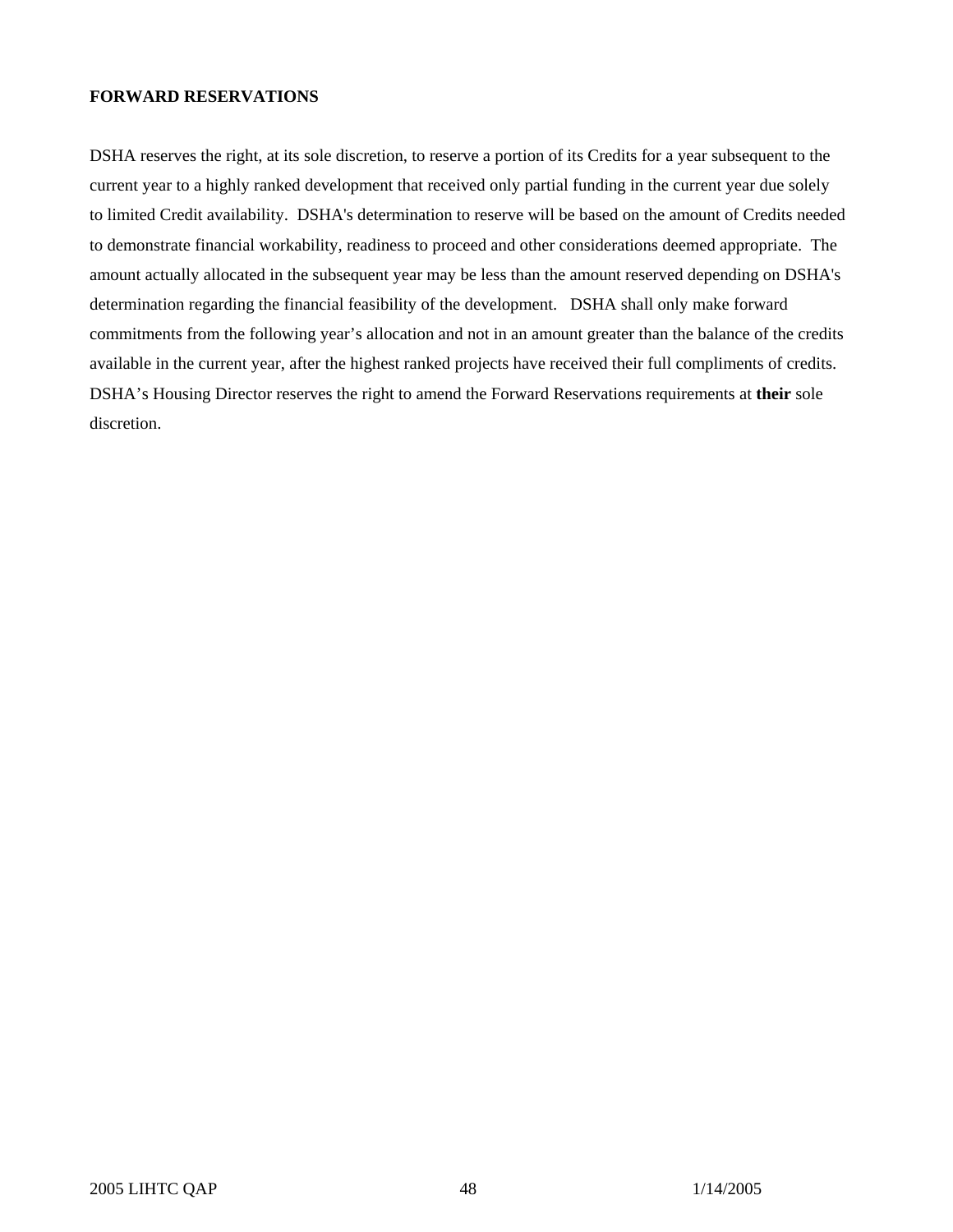**FORWARD RESERVATIONS**

DSHA reserves the right, at its sole discretion, to reserve a portion of its Credits for a year subsequent to the current year to a highly ranked development that received only partial funding in the current year due solely to limited Credit availability. DSHA's determination to reserve will be based on the amount of Credits needed to demonstrate financial workability, readiness to proceed and other considerations deemed appropriate. The amount actually allocated in the subsequent year may be less than the amount reserved depending on DSHA's determination regarding the financial feasibility of the development. DSHA shall only make forward commitments from the following year's allocation and not in an amount greater than the balance of the credits available in the current year, after the highest ranked projects have received their full compliments of credits. DSHA's Housing Director reserves the right to amend the Forward Reservations requirements at **their** sole discretion.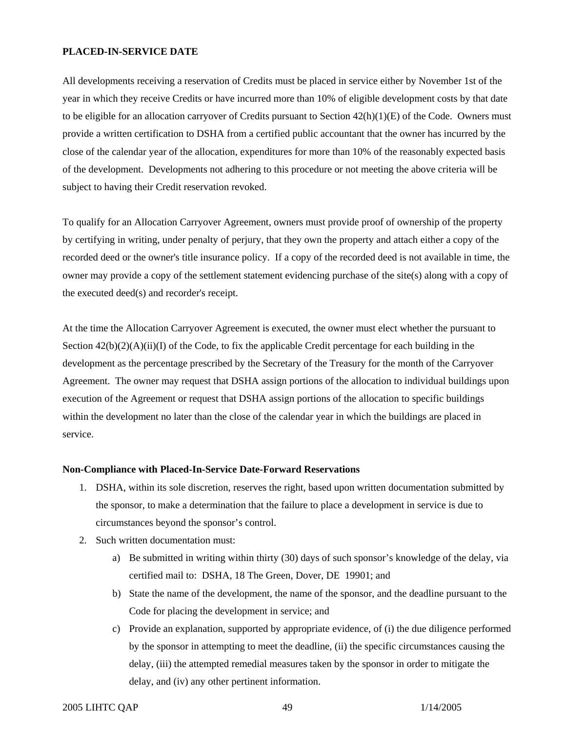**PLACED-IN-SERVICE DATE**

All developments receiving a reservation of Credits must be placed in service either by November 1st of the year in which they receive Credits or have incurred more than 10% of eligible development costs by that date to be eligible for an allocation carryover of Credits pursuant to Section 42(h)(1)(E) of the Code. Owners must provide a written certification to DSHA from a certified public accountant that the owner has incurred by the close of the calendar year of the allocation, expenditures for more than 10% of the reasonably expected basis of the development. Developments not adhering to this procedure or not meeting the above criteria will be subject to having their Credit reservation revoked.

To qualify for an Allocation Carryover Agreement, owners must provide proof of ownership of the property by certifying in writing, under penalty of perjury, that they own the property and attach either a copy of the recorded deed or the owner's title insurance policy. If a copy of the recorded deed is not available in time, the owner may provide a copy of the settlement statement evidencing purchase of the site(s) along with a copy of the executed deed(s) and recorder's receipt.

At the time the Allocation Carryover Agreement is executed, the owner must elect whether the pursuant to Section 42(b)(2)(A)(ii)(I) of the Code, to fix the applicable Credit percentage for each building in the development as the percentage prescribed by the Secretary of the Treasury for the month of the Carryover Agreement. The owner may request that DSHA assign portions of the allocation to individual buildings upon execution of the Agreement or request that DSHA assign portions of the allocation to specific buildings within the development no later than the close of the calendar year in which the buildings are placed in service.

**Non-Compliance with Placed-In-Service Date-Forward Reservations**

1. DSHA, within its sole discretion, reserves the right, based upon written documentation submitted by the sponsor, to make a determination that the failure to place a development in service is due to circumstances beyond the sponsor's control.
2. Such written documentation must:
   a) Be submitted in writing within thirty (30) days of such sponsor's knowledge of the delay, via certified mail to: DSHA, 18 The Green, Dover, DE 19901; and
   b) State the name of the development, the name of the sponsor, and the deadline pursuant to the Code for placing the development in service; and
   c) Provide an explanation, supported by appropriate evidence, of (i) the due diligence performed by the sponsor in attempting to meet the deadline, (ii) the specific circumstances causing the delay, (iii) the attempted remedial measures taken by the sponsor in order to mitigate the delay, and (iv) any other pertinent information.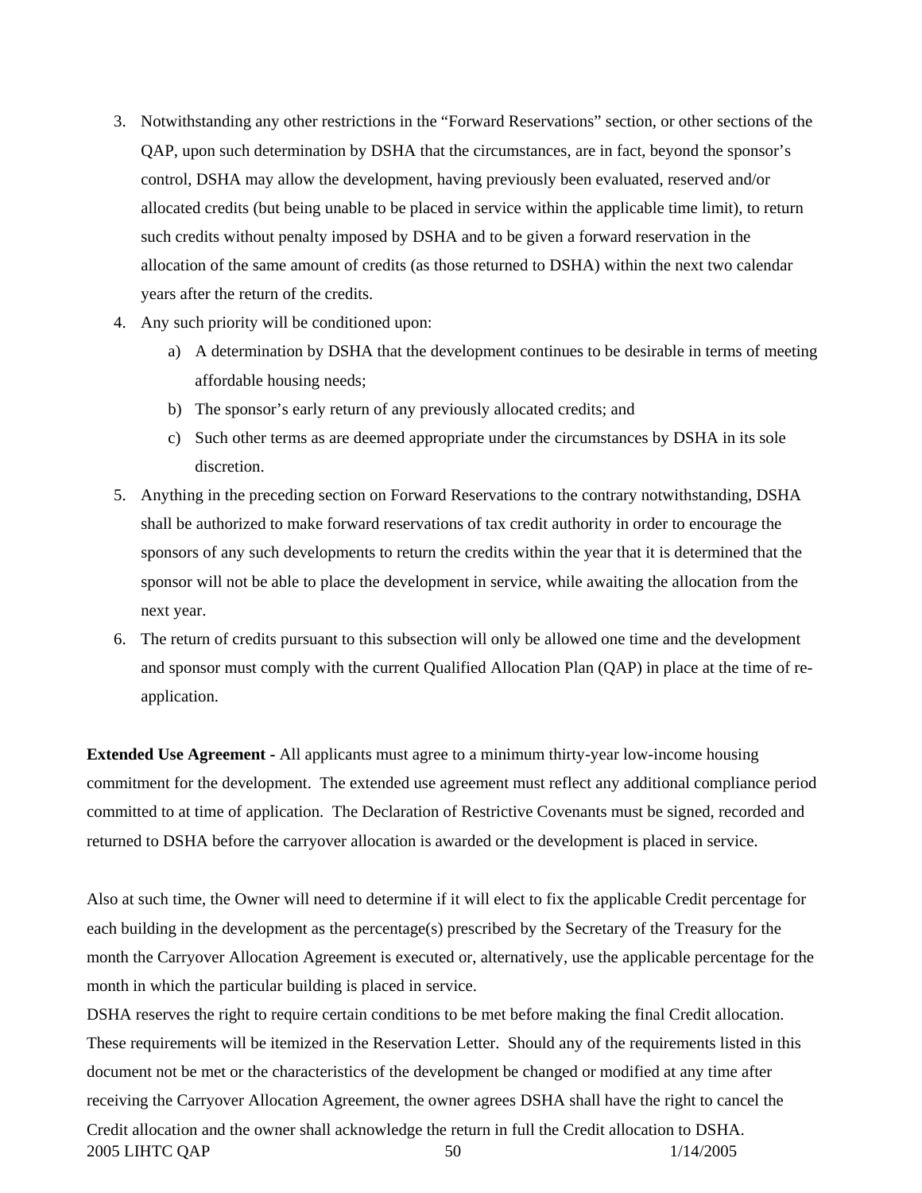3. Notwithstanding any other restrictions in the "Forward Reservations" section, or other sections of the QAP, upon such determination by DSHA that the circumstances, are in fact, beyond the sponsor's control, DSHA may allow the development, having previously been evaluated, reserved and/or allocated credits (but being unable to be placed in service within the applicable time limit), to return such credits without penalty imposed by DSHA and to be given a forward reservation in the allocation of the same amount of credits (as those returned to DSHA) within the next two calendar years after the return of the credits.
4. Any such priority will be conditioned upon:
   a) A determination by DSHA that the development continues to be desirable in terms of meeting affordable housing needs;
   b) The sponsor's early return of any previously allocated credits; and
   c) Such other terms as are deemed appropriate under the circumstances by DSHA in its sole discretion.
5. Anything in the preceding section on Forward Reservations to the contrary notwithstanding, DSHA shall be authorized to make forward reservations of tax credit authority in order to encourage the sponsors of any such developments to return the credits within the year that it is determined that the sponsor will not be able to place the development in service, while awaiting the allocation from the next year.
6. The return of credits pursuant to this subsection will only be allowed one time and the development and sponsor must comply with the current Qualified Allocation Plan (QAP) in place at the time of re-application.

**Extended Use Agreement -** All applicants must agree to a minimum thirty-year low-income housing commitment for the development. The extended use agreement must reflect any additional compliance period committed to at time of application. The Declaration of Restrictive Covenants must be signed, recorded and returned to DSHA before the carryover allocation is awarded or the development is placed in service.

Also at such time, the Owner will need to determine if it will elect to fix the applicable Credit percentage for each building in the development as the percentage(s) prescribed by the Secretary of the Treasury for the month the Carryover Allocation Agreement is executed or, alternatively, use the applicable percentage for the month in which the particular building is placed in service.

DSHA reserves the right to require certain conditions to be met before making the final Credit allocation. These requirements will be itemized in the Reservation Letter. Should any of the requirements listed in this document not be met or the characteristics of the development be changed or modified at any time after receiving the Carryover Allocation Agreement, the owner agrees DSHA shall have the right to cancel the Credit allocation and the owner shall acknowledge the return in full the Credit allocation to DSHA.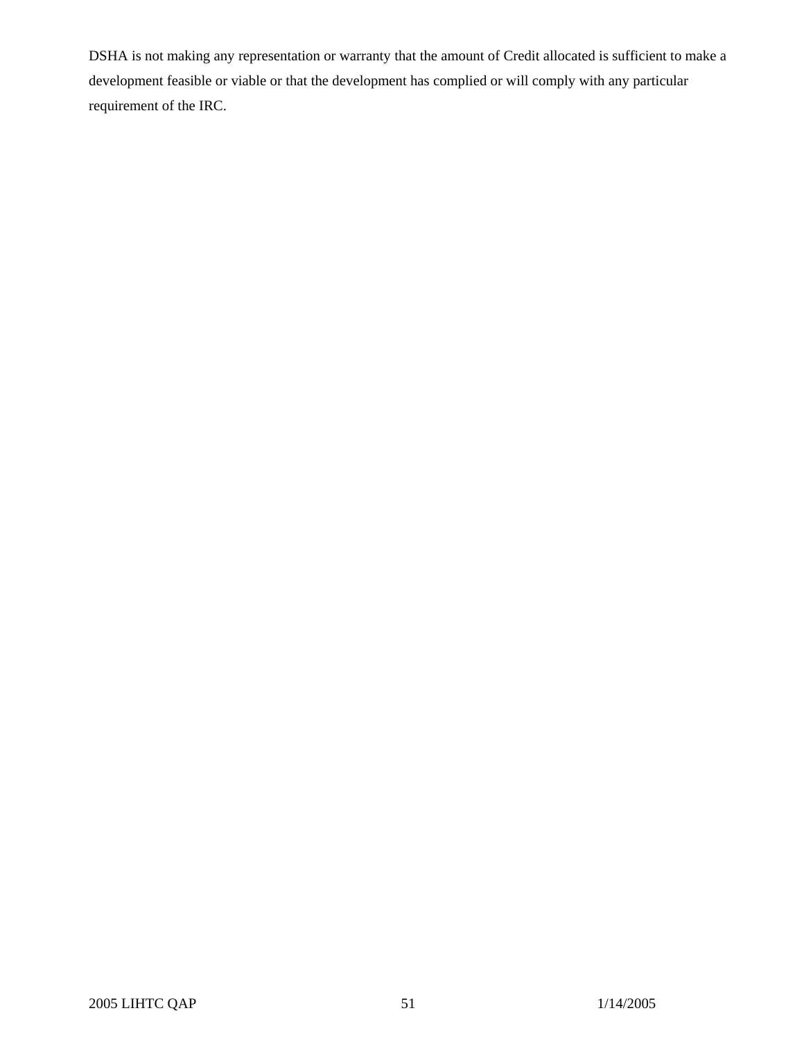DSHA is not making any representation or warranty that the amount of Credit allocated is sufficient to make a development feasible or viable or that the development has complied or will comply with any particular requirement of the IRC.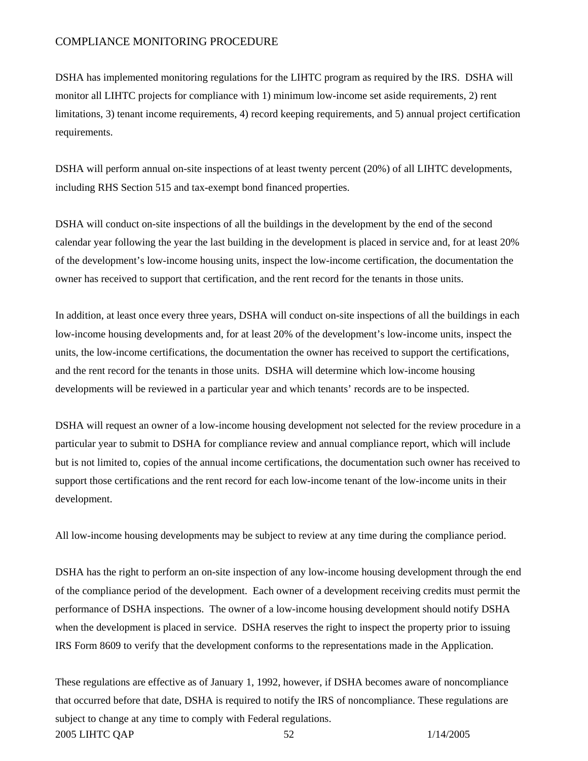## COMPLIANCE MONITORING PROCEDURE

DSHA has implemented monitoring regulations for the LIHTC program as required by the IRS. DSHA will monitor all LIHTC projects for compliance with 1) minimum low-income set aside requirements, 2) rent limitations, 3) tenant income requirements, 4) record keeping requirements, and 5) annual project certification requirements.

DSHA will perform annual on-site inspections of at least twenty percent (20%) of all LIHTC developments, including RHS Section 515 and tax-exempt bond financed properties.

DSHA will conduct on-site inspections of all the buildings in the development by the end of the second calendar year following the year the last building in the development is placed in service and, for at least 20% of the development's low-income housing units, inspect the low-income certification, the documentation the owner has received to support that certification, and the rent record for the tenants in those units.

In addition, at least once every three years, DSHA will conduct on-site inspections of all the buildings in each low-income housing developments and, for at least 20% of the development's low-income units, inspect the units, the low-income certifications, the documentation the owner has received to support the certifications, and the rent record for the tenants in those units. DSHA will determine which low-income housing developments will be reviewed in a particular year and which tenants' records are to be inspected.

DSHA will request an owner of a low-income housing development not selected for the review procedure in a particular year to submit to DSHA for compliance review and annual compliance report, which will include but is not limited to, copies of the annual income certifications, the documentation such owner has received to support those certifications and the rent record for each low-income tenant of the low-income units in their development.

All low-income housing developments may be subject to review at any time during the compliance period.

DSHA has the right to perform an on-site inspection of any low-income housing development through the end of the compliance period of the development. Each owner of a development receiving credits must permit the performance of DSHA inspections. The owner of a low-income housing development should notify DSHA when the development is placed in service. DSHA reserves the right to inspect the property prior to issuing IRS Form 8609 to verify that the development conforms to the representations made in the Application.

These regulations are effective as of January 1, 1992, however, if DSHA becomes aware of noncompliance that occurred before that date, DSHA is required to notify the IRS of noncompliance. These regulations are subject to change at any time to comply with Federal regulations.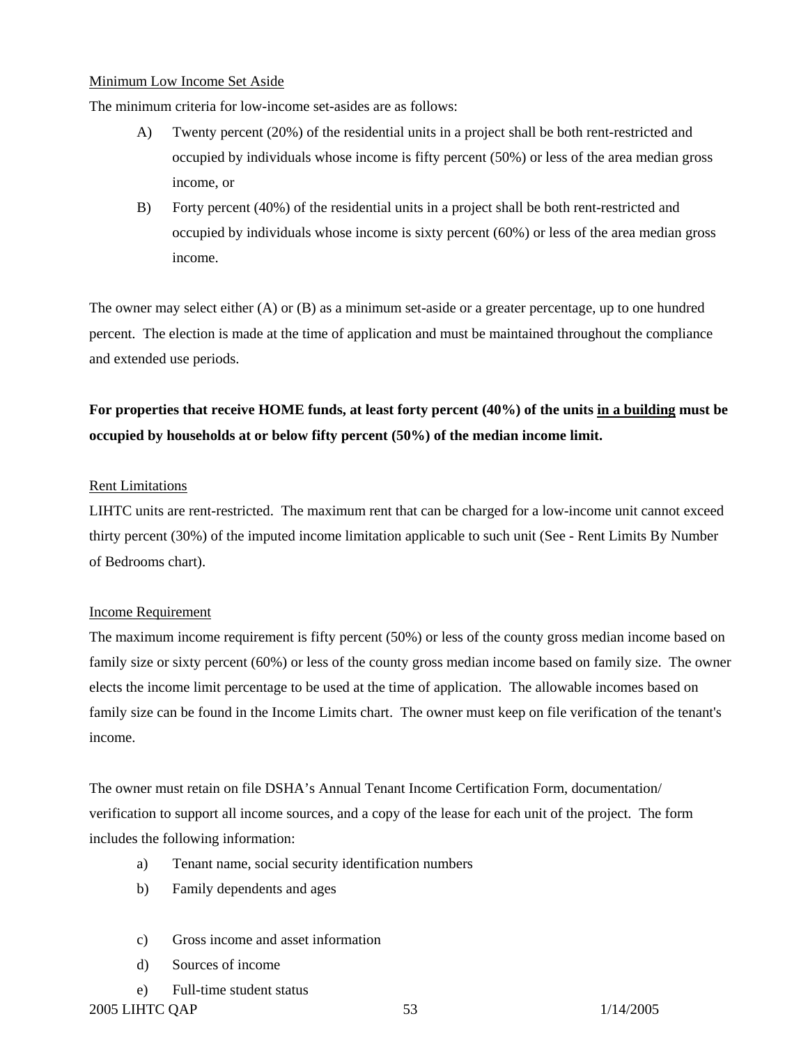Minimum Low Income Set Aside

The minimum criteria for low-income set-asides are as follows:

A) Twenty percent (20%) of the residential units in a project shall be both rent-restricted and occupied by individuals whose income is fifty percent (50%) or less of the area median gross income, or

B) Forty percent (40%) of the residential units in a project shall be both rent-restricted and occupied by individuals whose income is sixty percent (60%) or less of the area median gross income.

The owner may select either (A) or (B) as a minimum set-aside or a greater percentage, up to one hundred percent. The election is made at the time of application and must be maintained throughout the compliance and extended use periods.

**For properties that receive HOME funds, at least forty percent (40%) of the units <u>in a building</u> must be occupied by households at or below fifty percent (50%) of the median income limit.**

Rent Limitations

LIHTC units are rent-restricted. The maximum rent that can be charged for a low-income unit cannot exceed thirty percent (30%) of the imputed income limitation applicable to such unit (See - Rent Limits By Number of Bedrooms chart).

Income Requirement

The maximum income requirement is fifty percent (50%) or less of the county gross median income based on family size or sixty percent (60%) or less of the county gross median income based on family size. The owner elects the income limit percentage to be used at the time of application. The allowable incomes based on family size can be found in the Income Limits chart. The owner must keep on file verification of the tenant's income.

The owner must retain on file DSHA's Annual Tenant Income Certification Form, documentation/ verification to support all income sources, and a copy of the lease for each unit of the project. The form includes the following information:

a) Tenant name, social security identification numbers
b) Family dependents and ages
c) Gross income and asset information
d) Sources of income
e) Full-time student status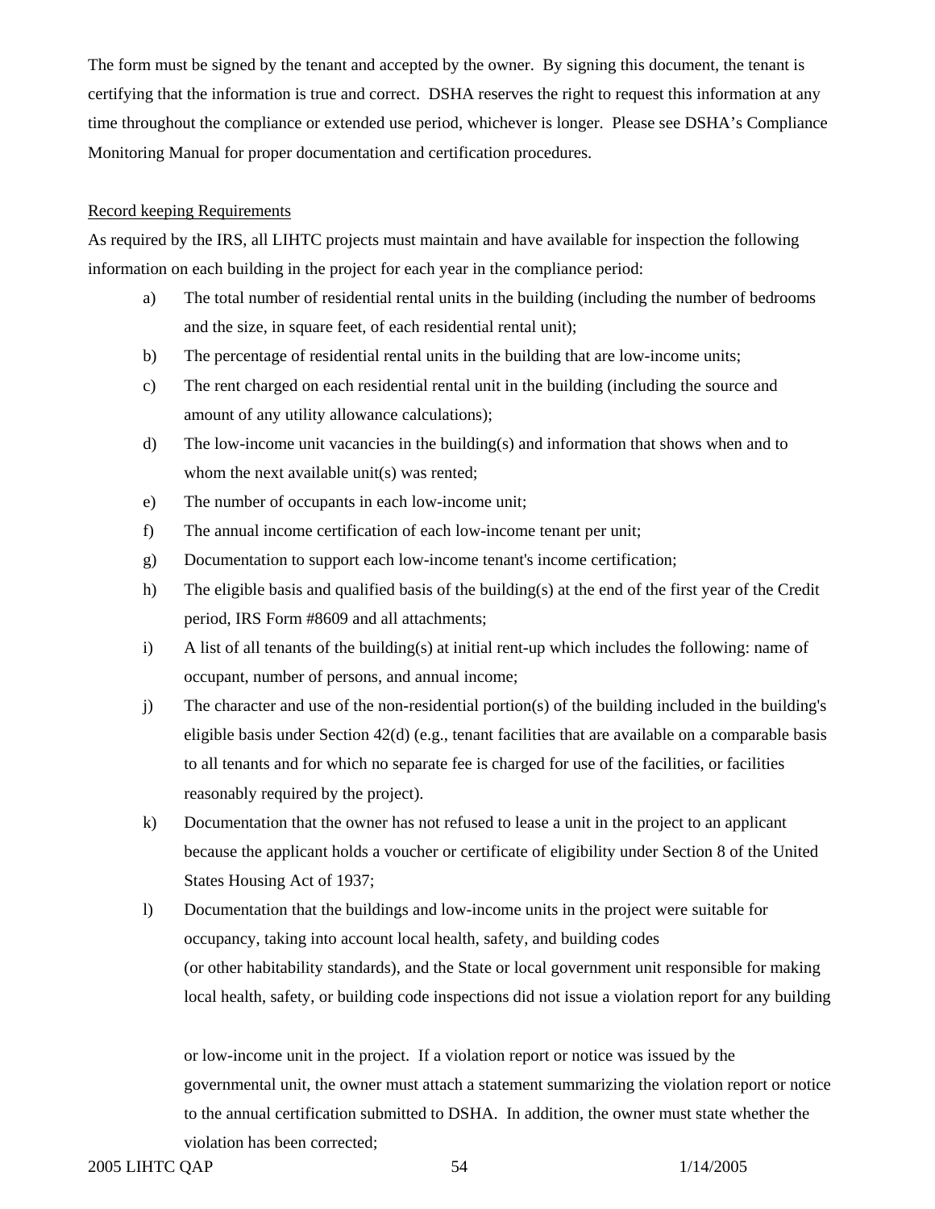The form must be signed by the tenant and accepted by the owner. By signing this document, the tenant is certifying that the information is true and correct. DSHA reserves the right to request this information at any time throughout the compliance or extended use period, whichever is longer. Please see DSHA's Compliance Monitoring Manual for proper documentation and certification procedures.

Record keeping Requirements

As required by the IRS, all LIHTC projects must maintain and have available for inspection the following information on each building in the project for each year in the compliance period:

a) The total number of residential rental units in the building (including the number of bedrooms and the size, in square feet, of each residential rental unit);

b) The percentage of residential rental units in the building that are low-income units;

c) The rent charged on each residential rental unit in the building (including the source and amount of any utility allowance calculations);

d) The low-income unit vacancies in the building(s) and information that shows when and to whom the next available unit(s) was rented;

e) The number of occupants in each low-income unit;

f) The annual income certification of each low-income tenant per unit;

g) Documentation to support each low-income tenant's income certification;

h) The eligible basis and qualified basis of the building(s) at the end of the first year of the Credit period, IRS Form #8609 and all attachments;

i) A list of all tenants of the building(s) at initial rent-up which includes the following: name of occupant, number of persons, and annual income;

j) The character and use of the non-residential portion(s) of the building included in the building's eligible basis under Section 42(d) (e.g., tenant facilities that are available on a comparable basis to all tenants and for which no separate fee is charged for use of the facilities, or facilities reasonably required by the project).

k) Documentation that the owner has not refused to lease a unit in the project to an applicant because the applicant holds a voucher or certificate of eligibility under Section 8 of the United States Housing Act of 1937;

l) Documentation that the buildings and low-income units in the project were suitable for occupancy, taking into account local health, safety, and building codes (or other habitability standards), and the State or local government unit responsible for making local health, safety, or building code inspections did not issue a violation report for any building or low-income unit in the project. If a violation report or notice was issued by the governmental unit, the owner must attach a statement summarizing the violation report or notice to the annual certification submitted to DSHA. In addition, the owner must state whether the violation has been corrected;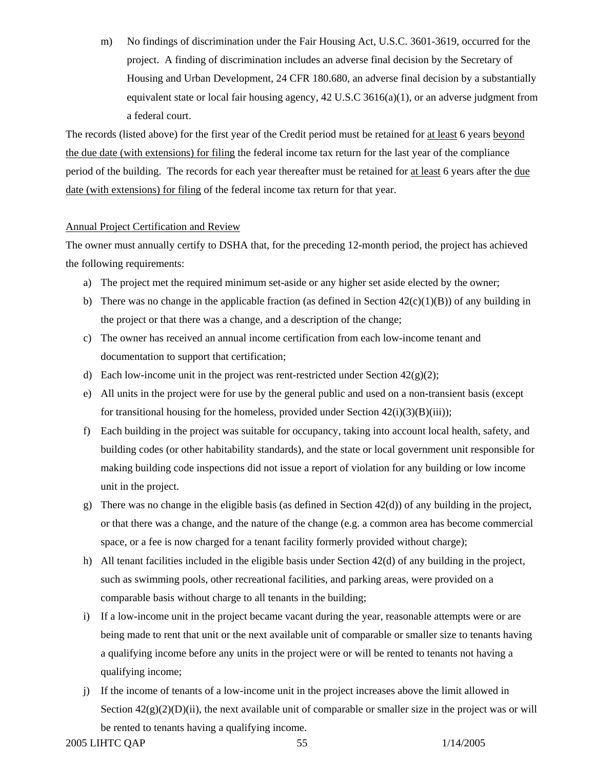m) No findings of discrimination under the Fair Housing Act, U.S.C. 3601-3619, occurred for the project. A finding of discrimination includes an adverse final decision by the Secretary of Housing and Urban Development, 24 CFR 180.680, an adverse final decision by a substantially equivalent state or local fair housing agency, 42 U.S.C 3616(a)(1), or an adverse judgment from a federal court.

The records (listed above) for the first year of the Credit period must be retained for at least 6 years beyond the due date (with extensions) for filing the federal income tax return for the last year of the compliance period of the building. The records for each year thereafter must be retained for at least 6 years after the due date (with extensions) for filing of the federal income tax return for that year.

Annual Project Certification and Review

The owner must annually certify to DSHA that, for the preceding 12-month period, the project has achieved the following requirements:

a) The project met the required minimum set-aside or any higher set aside elected by the owner;
b) There was no change in the applicable fraction (as defined in Section 42(c)(1)(B)) of any building in the project or that there was a change, and a description of the change;
c) The owner has received an annual income certification from each low-income tenant and documentation to support that certification;
d) Each low-income unit in the project was rent-restricted under Section 42(g)(2);
e) All units in the project were for use by the general public and used on a non-transient basis (except for transitional housing for the homeless, provided under Section 42(i)(3)(B)(iii));
f) Each building in the project was suitable for occupancy, taking into account local health, safety, and building codes (or other habitability standards), and the state or local government unit responsible for making building code inspections did not issue a report of violation for any building or low income unit in the project.
g) There was no change in the eligible basis (as defined in Section 42(d)) of any building in the project, or that there was a change, and the nature of the change (e.g. a common area has become commercial space, or a fee is now charged for a tenant facility formerly provided without charge);
h) All tenant facilities included in the eligible basis under Section 42(d) of any building in the project, such as swimming pools, other recreational facilities, and parking areas, were provided on a comparable basis without charge to all tenants in the building;
i) If a low-income unit in the project became vacant during the year, reasonable attempts were or are being made to rent that unit or the next available unit of comparable or smaller size to tenants having a qualifying income before any units in the project were or will be rented to tenants not having a qualifying income;
j) If the income of tenants of a low-income unit in the project increases above the limit allowed in Section 42(g)(2)(D)(ii), the next available unit of comparable or smaller size in the project was or will be rented to tenants having a qualifying income.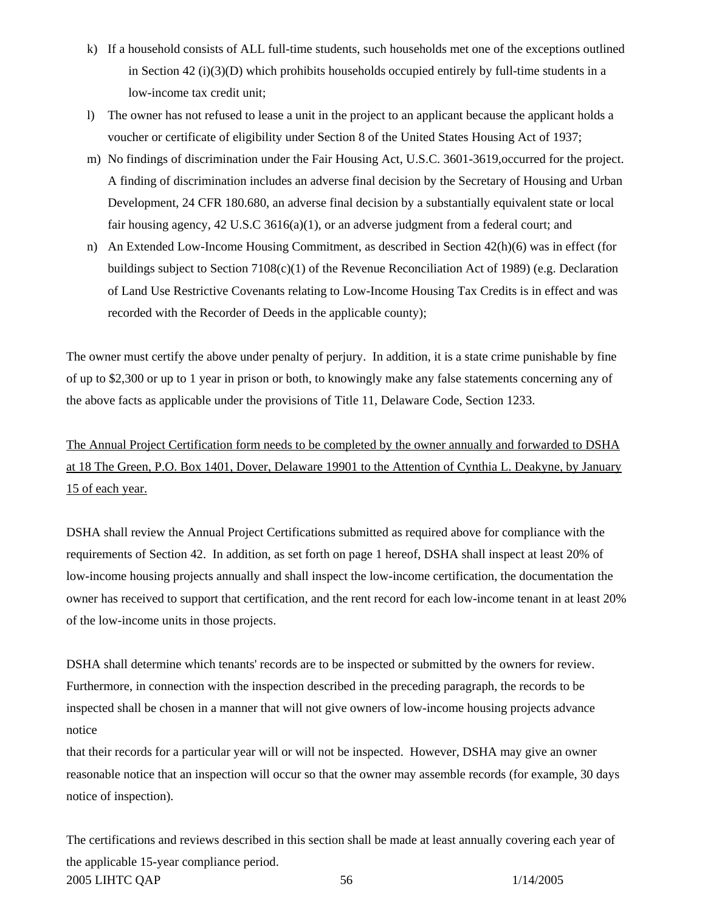k) If a household consists of ALL full-time students, such households met one of the exceptions outlined in Section 42 (i)(3)(D) which prohibits households occupied entirely by full-time students in a low-income tax credit unit;

l) The owner has not refused to lease a unit in the project to an applicant because the applicant holds a voucher or certificate of eligibility under Section 8 of the United States Housing Act of 1937;

m) No findings of discrimination under the Fair Housing Act, U.S.C. 3601-3619,occurred for the project. A finding of discrimination includes an adverse final decision by the Secretary of Housing and Urban Development, 24 CFR 180.680, an adverse final decision by a substantially equivalent state or local fair housing agency, 42 U.S.C 3616(a)(1), or an adverse judgment from a federal court; and

n) An Extended Low-Income Housing Commitment, as described in Section 42(h)(6) was in effect (for buildings subject to Section 7108(c)(1) of the Revenue Reconciliation Act of 1989) (e.g. Declaration of Land Use Restrictive Covenants relating to Low-Income Housing Tax Credits is in effect and was recorded with the Recorder of Deeds in the applicable county);

The owner must certify the above under penalty of perjury. In addition, it is a state crime punishable by fine of up to $2,300 or up to 1 year in prison or both, to knowingly make any false statements concerning any of the above facts as applicable under the provisions of Title 11, Delaware Code, Section 1233.

The Annual Project Certification form needs to be completed by the owner annually and forwarded to DSHA at 18 The Green, P.O. Box 1401, Dover, Delaware 19901 to the Attention of Cynthia L. Deakyne, by January 15 of each year.

DSHA shall review the Annual Project Certifications submitted as required above for compliance with the requirements of Section 42. In addition, as set forth on page 1 hereof, DSHA shall inspect at least 20% of low-income housing projects annually and shall inspect the low-income certification, the documentation the owner has received to support that certification, and the rent record for each low-income tenant in at least 20% of the low-income units in those projects.

DSHA shall determine which tenants' records are to be inspected or submitted by the owners for review. Furthermore, in connection with the inspection described in the preceding paragraph, the records to be inspected shall be chosen in a manner that will not give owners of low-income housing projects advance notice that their records for a particular year will or will not be inspected. However, DSHA may give an owner reasonable notice that an inspection will occur so that the owner may assemble records (for example, 30 days notice of inspection).

The certifications and reviews described in this section shall be made at least annually covering each year of the applicable 15-year compliance period.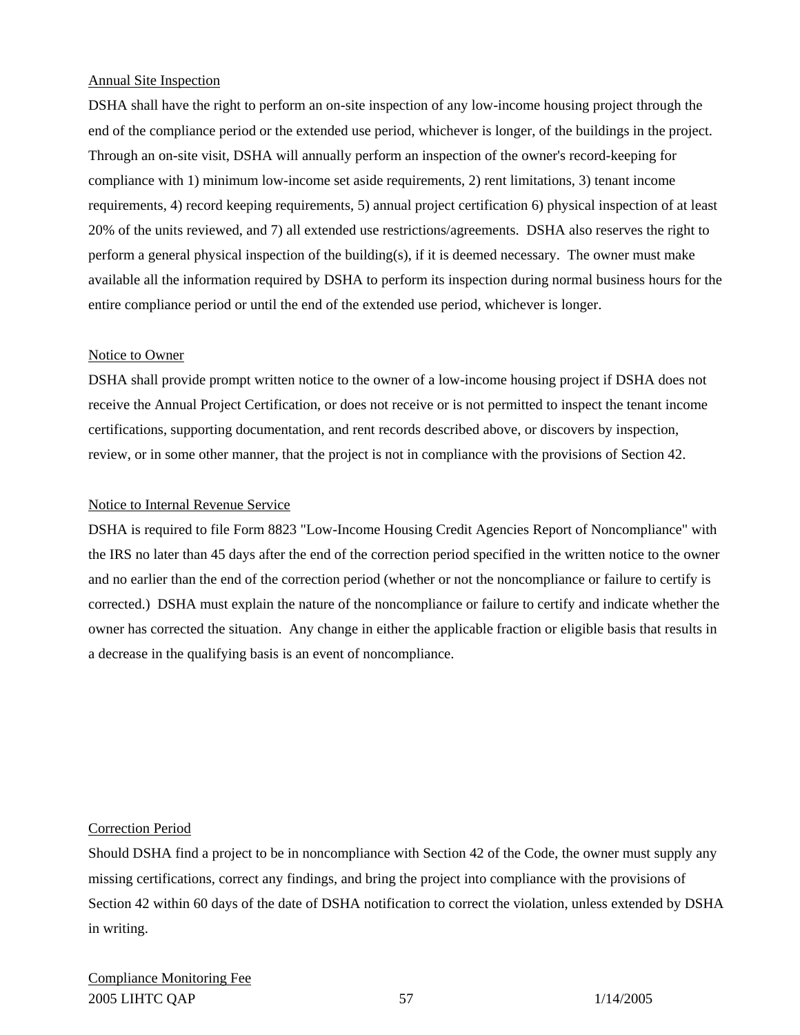Annual Site Inspection

DSHA shall have the right to perform an on-site inspection of any low-income housing project through the end of the compliance period or the extended use period, whichever is longer, of the buildings in the project. Through an on-site visit, DSHA will annually perform an inspection of the owner's record-keeping for compliance with 1) minimum low-income set aside requirements, 2) rent limitations, 3) tenant income requirements, 4) record keeping requirements, 5) annual project certification 6) physical inspection of at least 20% of the units reviewed, and 7) all extended use restrictions/agreements. DSHA also reserves the right to perform a general physical inspection of the building(s), if it is deemed necessary. The owner must make available all the information required by DSHA to perform its inspection during normal business hours for the entire compliance period or until the end of the extended use period, whichever is longer.

Notice to Owner

DSHA shall provide prompt written notice to the owner of a low-income housing project if DSHA does not receive the Annual Project Certification, or does not receive or is not permitted to inspect the tenant income certifications, supporting documentation, and rent records described above, or discovers by inspection, review, or in some other manner, that the project is not in compliance with the provisions of Section 42.

Notice to Internal Revenue Service

DSHA is required to file Form 8823 "Low-Income Housing Credit Agencies Report of Noncompliance" with the IRS no later than 45 days after the end of the correction period specified in the written notice to the owner and no earlier than the end of the correction period (whether or not the noncompliance or failure to certify is corrected.) DSHA must explain the nature of the noncompliance or failure to certify and indicate whether the owner has corrected the situation. Any change in either the applicable fraction or eligible basis that results in a decrease in the qualifying basis is an event of noncompliance.

Correction Period

Should DSHA find a project to be in noncompliance with Section 42 of the Code, the owner must supply any missing certifications, correct any findings, and bring the project into compliance with the provisions of Section 42 within 60 days of the date of DSHA notification to correct the violation, unless extended by DSHA in writing.

Compliance Monitoring Fee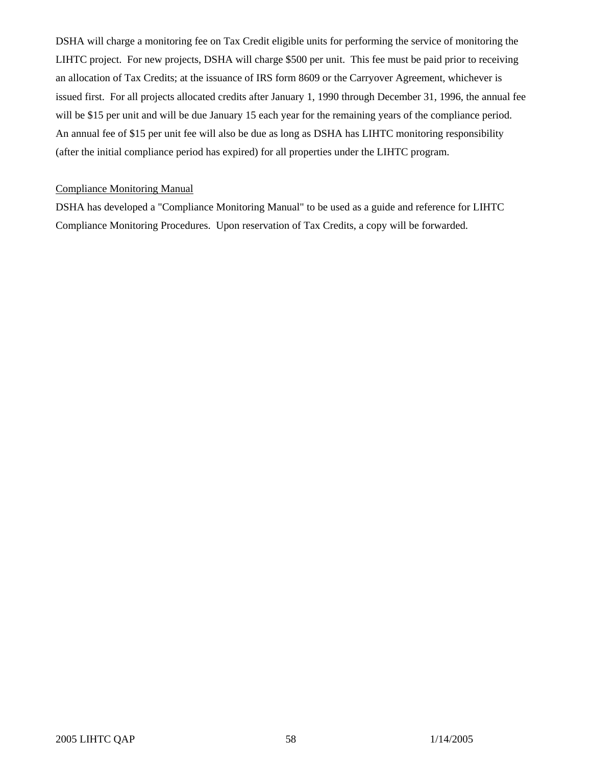DSHA will charge a monitoring fee on Tax Credit eligible units for performing the service of monitoring the LIHTC project. For new projects, DSHA will charge $500 per unit. This fee must be paid prior to receiving an allocation of Tax Credits; at the issuance of IRS form 8609 or the Carryover Agreement, whichever is issued first. For all projects allocated credits after January 1, 1990 through December 31, 1996, the annual fee will be $15 per unit and will be due January 15 each year for the remaining years of the compliance period. An annual fee of $15 per unit fee will also be due as long as DSHA has LIHTC monitoring responsibility (after the initial compliance period has expired) for all properties under the LIHTC program.

<u>Compliance Monitoring Manual</u>

DSHA has developed a "Compliance Monitoring Manual" to be used as a guide and reference for LIHTC Compliance Monitoring Procedures. Upon reservation of Tax Credits, a copy will be forwarded.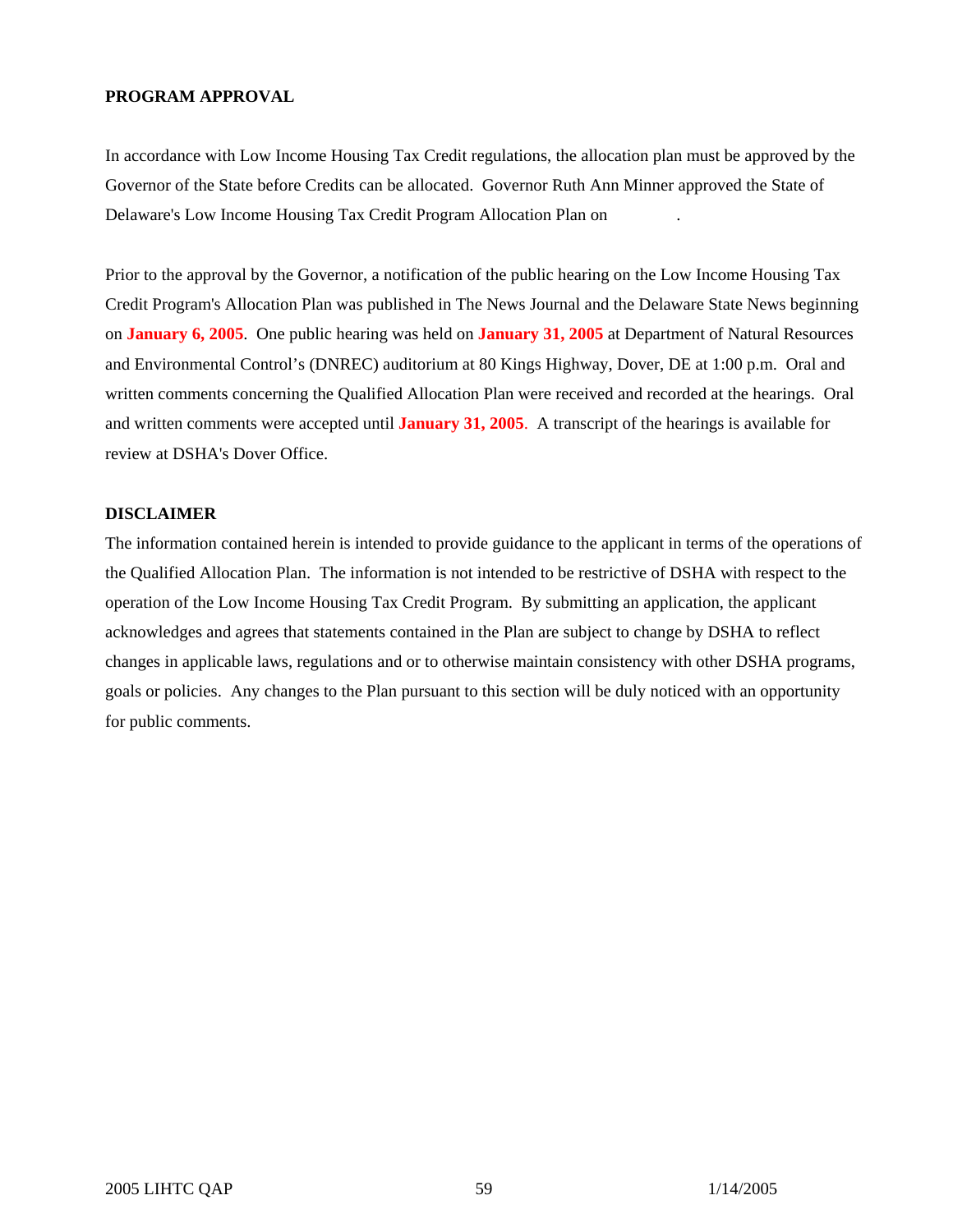**PROGRAM APPROVAL**

In accordance with Low Income Housing Tax Credit regulations, the allocation plan must be approved by the Governor of the State before Credits can be allocated. Governor Ruth Ann Minner approved the State of Delaware's Low Income Housing Tax Credit Program Allocation Plan on .

Prior to the approval by the Governor, a notification of the public hearing on the Low Income Housing Tax Credit Program's Allocation Plan was published in The News Journal and the Delaware State News beginning on **January 6, 2005**. One public hearing was held on **January 31, 2005** at Department of Natural Resources and Environmental Control's (DNREC) auditorium at 80 Kings Highway, Dover, DE at 1:00 p.m. Oral and written comments concerning the Qualified Allocation Plan were received and recorded at the hearings. Oral and written comments were accepted until **January 31, 2005**. A transcript of the hearings is available for review at DSHA's Dover Office.

**DISCLAIMER**

The information contained herein is intended to provide guidance to the applicant in terms of the operations of the Qualified Allocation Plan. The information is not intended to be restrictive of DSHA with respect to the operation of the Low Income Housing Tax Credit Program. By submitting an application, the applicant acknowledges and agrees that statements contained in the Plan are subject to change by DSHA to reflect changes in applicable laws, regulations and or to otherwise maintain consistency with other DSHA programs, goals or policies. Any changes to the Plan pursuant to this section will be duly noticed with an opportunity for public comments.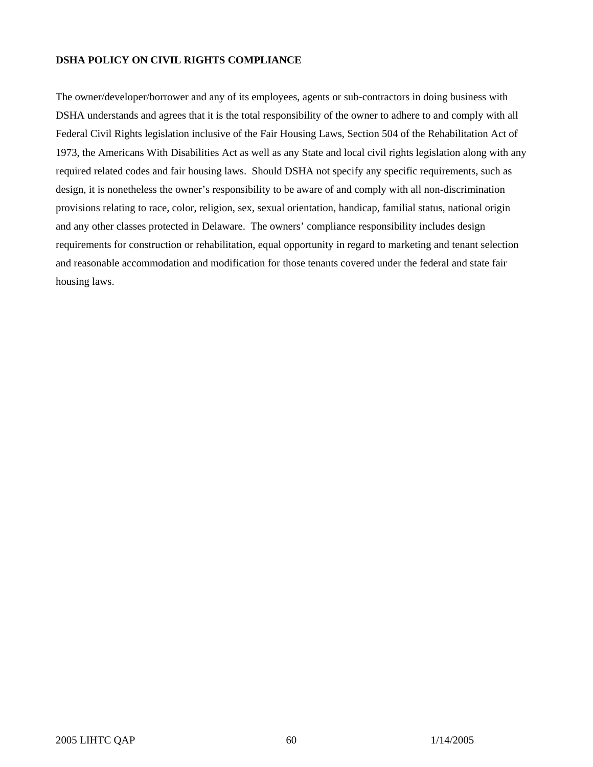**DSHA POLICY ON CIVIL RIGHTS COMPLIANCE**

The owner/developer/borrower and any of its employees, agents or sub-contractors in doing business with DSHA understands and agrees that it is the total responsibility of the owner to adhere to and comply with all Federal Civil Rights legislation inclusive of the Fair Housing Laws, Section 504 of the Rehabilitation Act of 1973, the Americans With Disabilities Act as well as any State and local civil rights legislation along with any required related codes and fair housing laws. Should DSHA not specify any specific requirements, such as design, it is nonetheless the owner's responsibility to be aware of and comply with all non-discrimination provisions relating to race, color, religion, sex, sexual orientation, handicap, familial status, national origin and any other classes protected in Delaware. The owners' compliance responsibility includes design requirements for construction or rehabilitation, equal opportunity in regard to marketing and tenant selection and reasonable accommodation and modification for those tenants covered under the federal and state fair housing laws.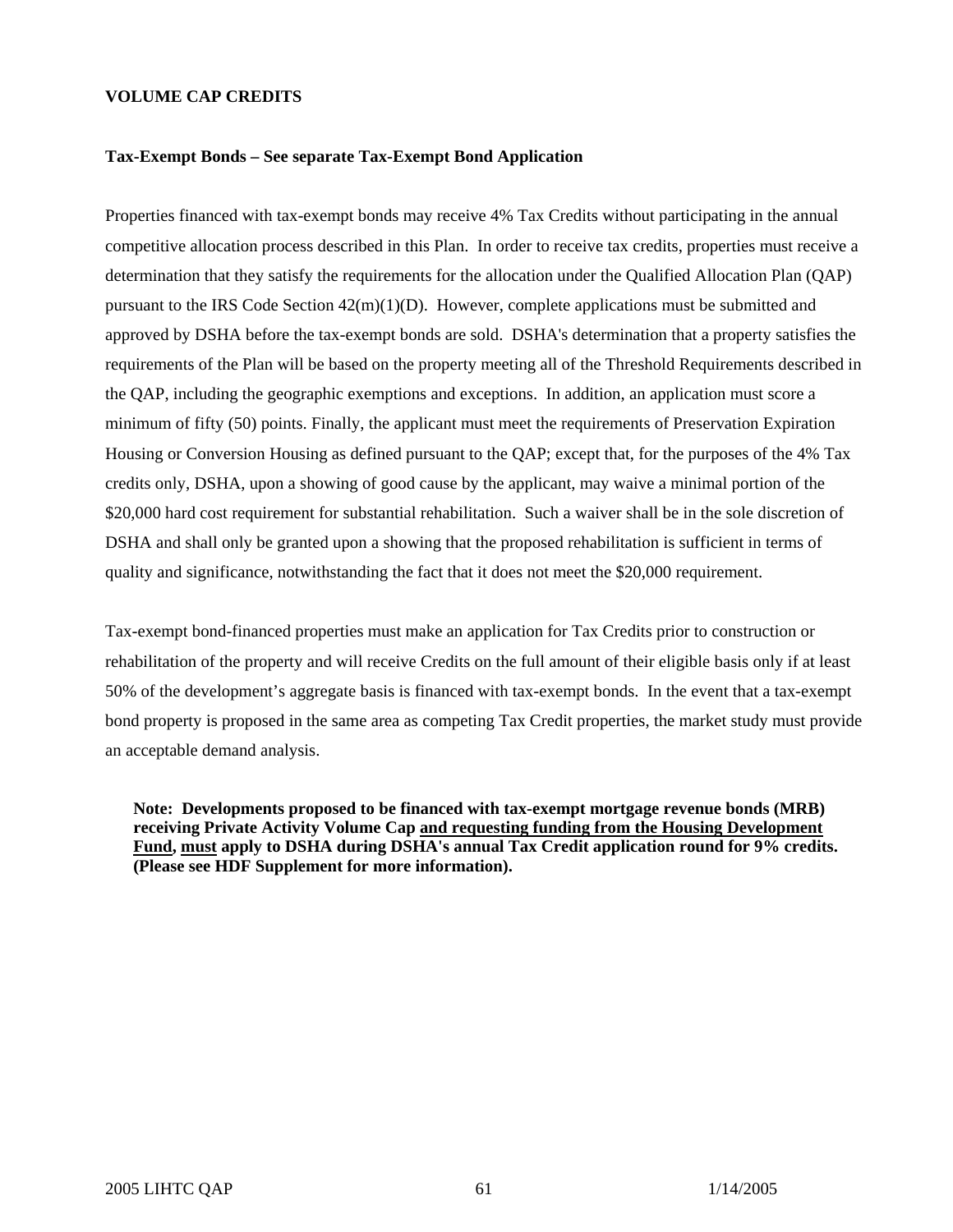**VOLUME CAP CREDITS**

**Tax-Exempt Bonds – See separate Tax-Exempt Bond Application**

Properties financed with tax-exempt bonds may receive 4% Tax Credits without participating in the annual competitive allocation process described in this Plan. In order to receive tax credits, properties must receive a determination that they satisfy the requirements for the allocation under the Qualified Allocation Plan (QAP) pursuant to the IRS Code Section 42(m)(1)(D). However, complete applications must be submitted and approved by DSHA before the tax-exempt bonds are sold. DSHA's determination that a property satisfies the requirements of the Plan will be based on the property meeting all of the Threshold Requirements described in the QAP, including the geographic exemptions and exceptions. In addition, an application must score a minimum of fifty (50) points. Finally, the applicant must meet the requirements of Preservation Expiration Housing or Conversion Housing as defined pursuant to the QAP; except that, for the purposes of the 4% Tax credits only, DSHA, upon a showing of good cause by the applicant, may waive a minimal portion of the $20,000 hard cost requirement for substantial rehabilitation. Such a waiver shall be in the sole discretion of DSHA and shall only be granted upon a showing that the proposed rehabilitation is sufficient in terms of quality and significance, notwithstanding the fact that it does not meet the $20,000 requirement.

Tax-exempt bond-financed properties must make an application for Tax Credits prior to construction or rehabilitation of the property and will receive Credits on the full amount of their eligible basis only if at least 50% of the development's aggregate basis is financed with tax-exempt bonds. In the event that a tax-exempt bond property is proposed in the same area as competing Tax Credit properties, the market study must provide an acceptable demand analysis.

> **Note: Developments proposed to be financed with tax-exempt mortgage revenue bonds (MRB) receiving Private Activity Volume Cap <u>and requesting funding from the Housing Development Fund</u>, <u>must</u> apply to DSHA during DSHA's annual Tax Credit application round for 9% credits. (Please see HDF Supplement for more information).**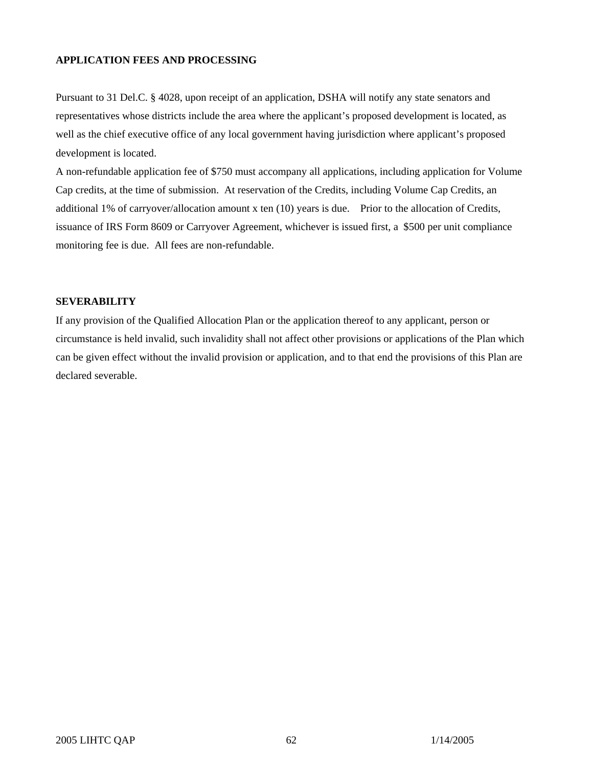**APPLICATION FEES AND PROCESSING**

Pursuant to 31 Del.C. § 4028, upon receipt of an application, DSHA will notify any state senators and representatives whose districts include the area where the applicant's proposed development is located, as well as the chief executive office of any local government having jurisdiction where applicant's proposed development is located.

A non-refundable application fee of $750 must accompany all applications, including application for Volume Cap credits, at the time of submission. At reservation of the Credits, including Volume Cap Credits, an additional 1% of carryover/allocation amount x ten (10) years is due. Prior to the allocation of Credits, issuance of IRS Form 8609 or Carryover Agreement, whichever is issued first, a $500 per unit compliance monitoring fee is due. All fees are non-refundable.

**SEVERABILITY**

If any provision of the Qualified Allocation Plan or the application thereof to any applicant, person or circumstance is held invalid, such invalidity shall not affect other provisions or applications of the Plan which can be given effect without the invalid provision or application, and to that end the provisions of this Plan are declared severable.